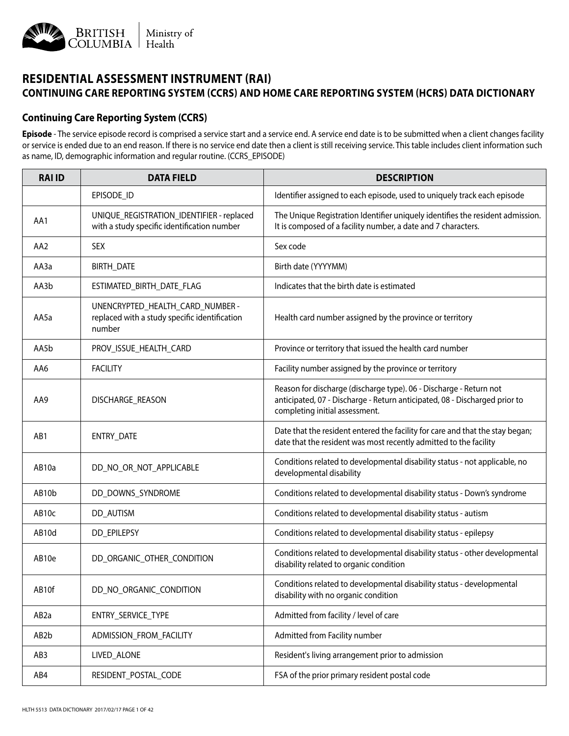# RESIDENTIAL ASSESSMENT INSTRUMENT (RAI)

## CONTINUING CARE REPORTING SYSTEM (CCRS) AND HOME CARE REPORTING SYSTEM (HCRS) DATA DICTIONARY

### Continuing Care Reporting System (CCRS)

**Episode** - The service episode record is comprised a service start and a service end. A service end date is to be submitted when a client changes facility or service is ended due to an end reason. If there is no service end date then a client is still receiving service. This table includes client information such as name, ID, demographic information and regular routine. (CCRS_EPISODE)

| RAI ID | DATA FIELD | DESCRIPTION |
|---|---|---|
| | EPISODE_ID | Identifier assigned to each episode, used to uniquely track each episode |
| AA1 | UNIQUE_REGISTRATION_IDENTIFIER - replaced with a study specific identification number | The Unique Registration Identifier uniquely identifies the resident admission. It is composed of a facility number, a date and 7 characters. |
| AA2 | SEX | Sex code |
| AA3a | BIRTH_DATE | Birth date (YYYYMM) |
| AA3b | ESTIMATED_BIRTH_DATE_FLAG | Indicates that the birth date is estimated |
| AA5a | UNENCRYPTED_HEALTH_CARD_NUMBER - replaced with a study specific identification number | Health card number assigned by the province or territory |
| AA5b | PROV_ISSUE_HEALTH_CARD | Province or territory that issued the health card number |
| AA6 | FACILITY | Facility number assigned by the province or territory |
| AA9 | DISCHARGE_REASON | Reason for discharge (discharge type). 06 - Discharge - Return not anticipated, 07 - Discharge - Return anticipated, 08 - Discharged prior to completing initial assessment. |
| AB1 | ENTRY_DATE | Date that the resident entered the facility for care and that the stay began; date that the resident was most recently admitted to the facility |
| AB10a | DD_NO_OR_NOT_APPLICABLE | Conditions related to developmental disability status - not applicable, no developmental disability |
| AB10b | DD_DOWNS_SYNDROME | Conditions related to developmental disability status - Down's syndrome |
| AB10c | DD_AUTISM | Conditions related to developmental disability status - autism |
| AB10d | DD_EPILEPSY | Conditions related to developmental disability status - epilepsy |
| AB10e | DD_ORGANIC_OTHER_CONDITION | Conditions related to developmental disability status - other developmental disability related to organic condition |
| AB10f | DD_NO_ORGANIC_CONDITION | Conditions related to developmental disability status - developmental disability with no organic condition |
| AB2a | ENTRY_SERVICE_TYPE | Admitted from facility / level of care |
| AB2b | ADMISSION_FROM_FACILITY | Admitted from Facility number |
| AB3 | LIVED_ALONE | Resident's living arrangement prior to admission |
| AB4 | RESIDENT_POSTAL_CODE | FSA of the prior primary resident postal code |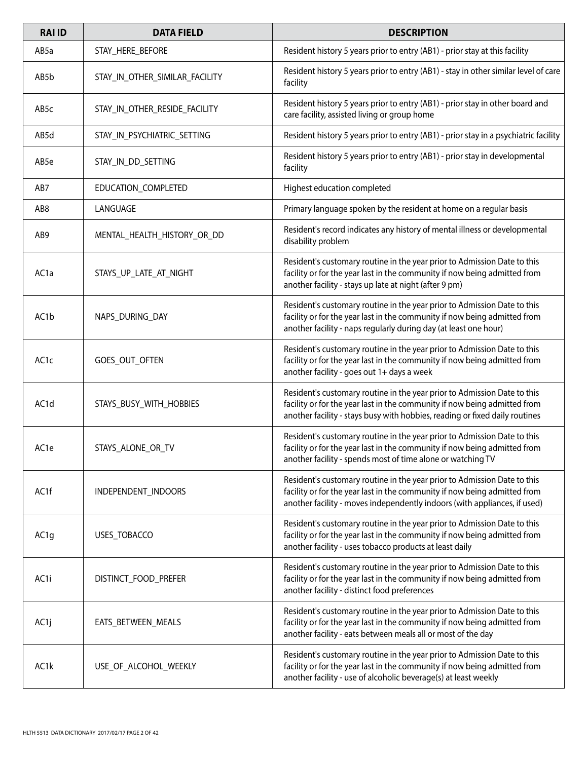| RAI ID | DATA FIELD | DESCRIPTION |
|---|---|---|
| AB5a | STAY_HERE_BEFORE | Resident history 5 years prior to entry (AB1) - prior stay at this facility |
| AB5b | STAY_IN_OTHER_SIMILAR_FACILITY | Resident history 5 years prior to entry (AB1) - stay in other similar level of care facility |
| AB5c | STAY_IN_OTHER_RESIDE_FACILITY | Resident history 5 years prior to entry (AB1) - prior stay in other board and care facility, assisted living or group home |
| AB5d | STAY_IN_PSYCHIATRIC_SETTING | Resident history 5 years prior to entry (AB1) - prior stay in a psychiatric facility |
| AB5e | STAY_IN_DD_SETTING | Resident history 5 years prior to entry (AB1) - prior stay in developmental facility |
| AB7 | EDUCATION_COMPLETED | Highest education completed |
| AB8 | LANGUAGE | Primary language spoken by the resident at home on a regular basis |
| AB9 | MENTAL_HEALTH_HISTORY_OR_DD | Resident's record indicates any history of mental illness or developmental disability problem |
| AC1a | STAYS_UP_LATE_AT_NIGHT | Resident's customary routine in the year prior to Admission Date to this facility or for the year last in the community if now being admitted from another facility - stays up late at night (after 9 pm) |
| AC1b | NAPS_DURING_DAY | Resident's customary routine in the year prior to Admission Date to this facility or for the year last in the community if now being admitted from another facility - naps regularly during day (at least one hour) |
| AC1c | GOES_OUT_OFTEN | Resident's customary routine in the year prior to Admission Date to this facility or for the year last in the community if now being admitted from another facility - goes out 1+ days a week |
| AC1d | STAYS_BUSY_WITH_HOBBIES | Resident's customary routine in the year prior to Admission Date to this facility or for the year last in the community if now being admitted from another facility - stays busy with hobbies, reading or fixed daily routines |
| AC1e | STAYS_ALONE_OR_TV | Resident's customary routine in the year prior to Admission Date to this facility or for the year last in the community if now being admitted from another facility - spends most of time alone or watching TV |
| AC1f | INDEPENDENT_INDOORS | Resident's customary routine in the year prior to Admission Date to this facility or for the year last in the community if now being admitted from another facility - moves independently indoors (with appliances, if used) |
| AC1g | USES_TOBACCO | Resident's customary routine in the year prior to Admission Date to this facility or for the year last in the community if now being admitted from another facility - uses tobacco products at least daily |
| AC1i | DISTINCT_FOOD_PREFER | Resident's customary routine in the year prior to Admission Date to this facility or for the year last in the community if now being admitted from another facility - distinct food preferences |
| AC1j | EATS_BETWEEN_MEALS | Resident's customary routine in the year prior to Admission Date to this facility or for the year last in the community if now being admitted from another facility - eats between meals all or most of the day |
| AC1k | USE_OF_ALCOHOL_WEEKLY | Resident's customary routine in the year prior to Admission Date to this facility or for the year last in the community if now being admitted from another facility - use of alcoholic beverage(s) at least weekly |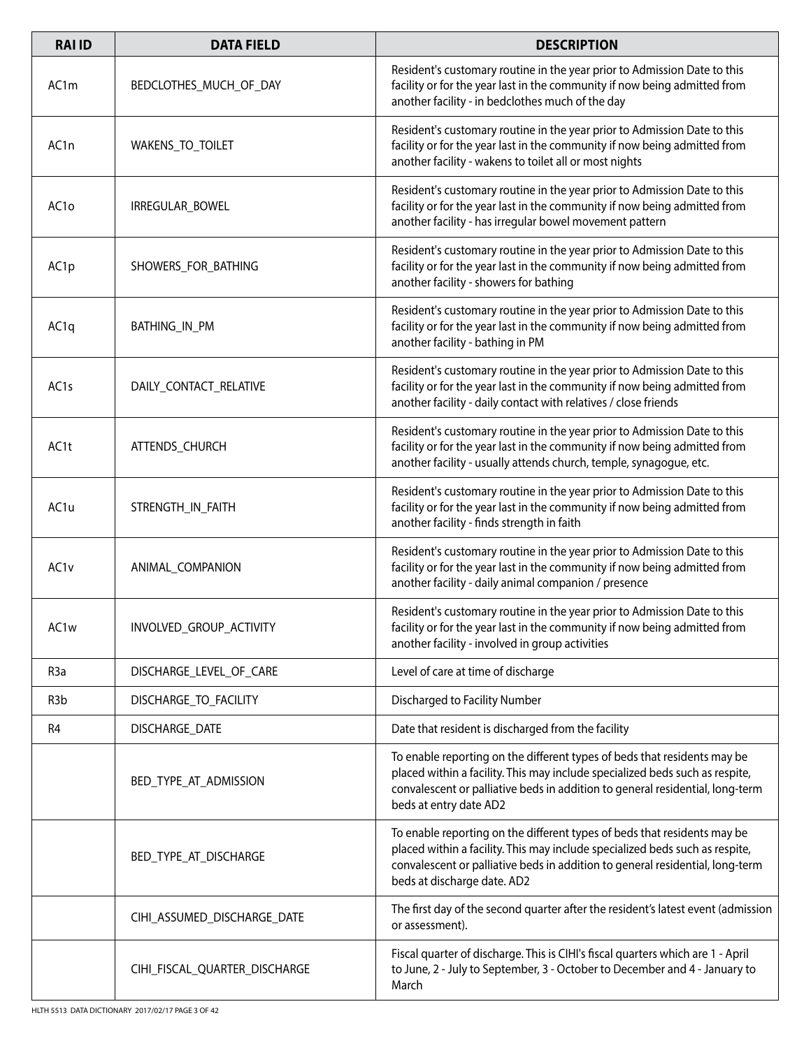| RAI ID | DATA FIELD | DESCRIPTION |
| --- | --- | --- |
| AC1m | BEDCLOTHES_MUCH_OF_DAY | Resident's customary routine in the year prior to Admission Date to this facility or for the year last in the community if now being admitted from another facility - in bedclothes much of the day |
| AC1n | WAKENS_TO_TOILET | Resident's customary routine in the year prior to Admission Date to this facility or for the year last in the community if now being admitted from another facility - wakens to toilet all or most nights |
| AC1o | IRREGULAR_BOWEL | Resident's customary routine in the year prior to Admission Date to this facility or for the year last in the community if now being admitted from another facility - has irregular bowel movement pattern |
| AC1p | SHOWERS_FOR_BATHING | Resident's customary routine in the year prior to Admission Date to this facility or for the year last in the community if now being admitted from another facility - showers for bathing |
| AC1q | BATHING_IN_PM | Resident's customary routine in the year prior to Admission Date to this facility or for the year last in the community if now being admitted from another facility - bathing in PM |
| AC1s | DAILY_CONTACT_RELATIVE | Resident's customary routine in the year prior to Admission Date to this facility or for the year last in the community if now being admitted from another facility - daily contact with relatives / close friends |
| AC1t | ATTENDS_CHURCH | Resident's customary routine in the year prior to Admission Date to this facility or for the year last in the community if now being admitted from another facility - usually attends church, temple, synagogue, etc. |
| AC1u | STRENGTH_IN_FAITH | Resident's customary routine in the year prior to Admission Date to this facility or for the year last in the community if now being admitted from another facility - finds strength in faith |
| AC1v | ANIMAL_COMPANION | Resident's customary routine in the year prior to Admission Date to this facility or for the year last in the community if now being admitted from another facility - daily animal companion / presence |
| AC1w | INVOLVED_GROUP_ACTIVITY | Resident's customary routine in the year prior to Admission Date to this facility or for the year last in the community if now being admitted from another facility - involved in group activities |
| R3a | DISCHARGE_LEVEL_OF_CARE | Level of care at time of discharge |
| R3b | DISCHARGE_TO_FACILITY | Discharged to Facility Number |
| R4 | DISCHARGE_DATE | Date that resident is discharged from the facility |
| | BED_TYPE_AT_ADMISSION | To enable reporting on the different types of beds that residents may be placed within a facility. This may include specialized beds such as respite, convalescent or palliative beds in addition to general residential, long-term beds at entry date AD2 |
| | BED_TYPE_AT_DISCHARGE | To enable reporting on the different types of beds that residents may be placed within a facility. This may include specialized beds such as respite, convalescent or palliative beds in addition to general residential, long-term beds at discharge date. AD2 |
| | CIHI_ASSUMED_DISCHARGE_DATE | The first day of the second quarter after the resident's latest event (admission or assessment). |
| | CIHI_FISCAL_QUARTER_DISCHARGE | Fiscal quarter of discharge. This is CIHI's fiscal quarters which are 1 - April to June, 2 - July to September, 3 - October to December and 4 - January to March |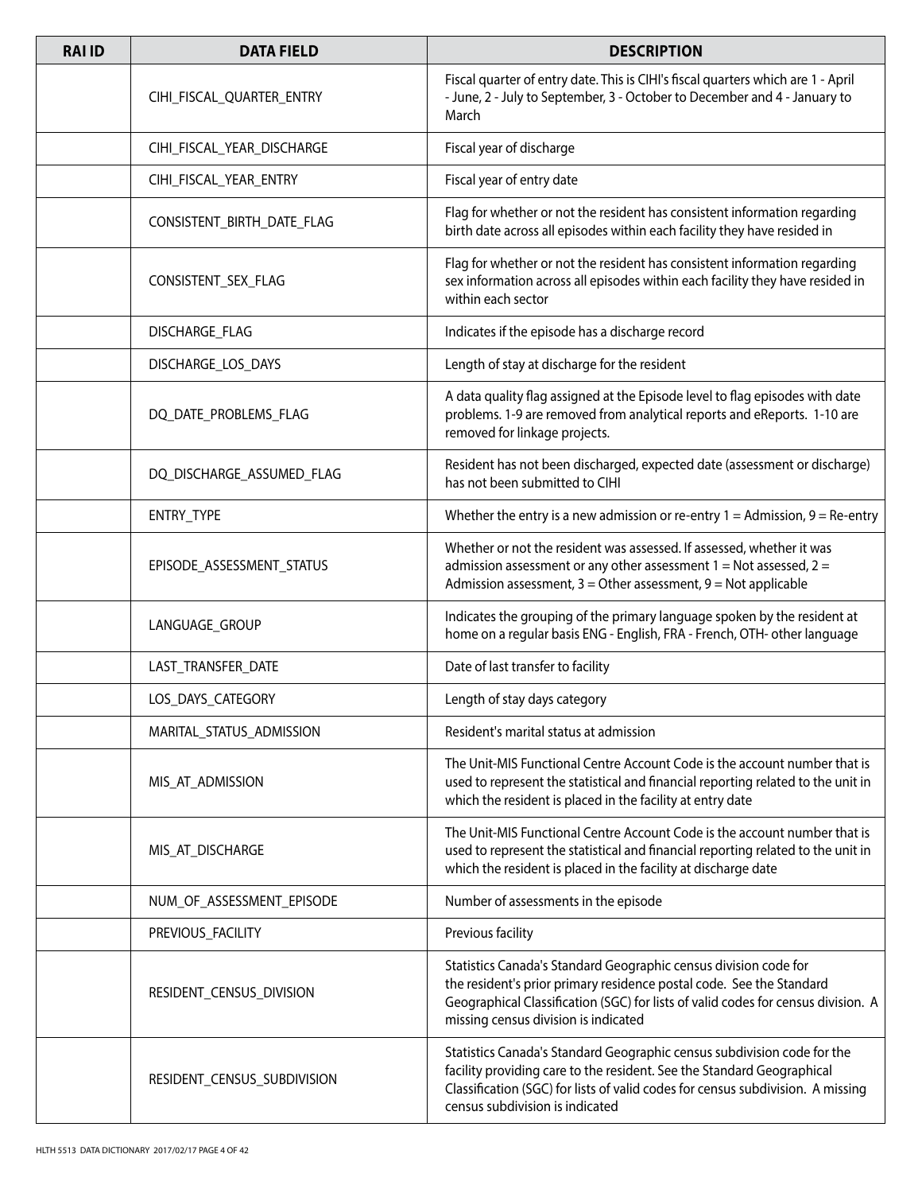| RAI ID | DATA FIELD | DESCRIPTION |
|---|---|---|
| | CIHI_FISCAL_QUARTER_ENTRY | Fiscal quarter of entry date. This is CIHI's fiscal quarters which are 1 - April - June, 2 - July to September, 3 - October to December and 4 - January to March |
| | CIHI_FISCAL_YEAR_DISCHARGE | Fiscal year of discharge |
| | CIHI_FISCAL_YEAR_ENTRY | Fiscal year of entry date |
| | CONSISTENT_BIRTH_DATE_FLAG | Flag for whether or not the resident has consistent information regarding birth date across all episodes within each facility they have resided in |
| | CONSISTENT_SEX_FLAG | Flag for whether or not the resident has consistent information regarding sex information across all episodes within each facility they have resided in within each sector |
| | DISCHARGE_FLAG | Indicates if the episode has a discharge record |
| | DISCHARGE_LOS_DAYS | Length of stay at discharge for the resident |
| | DQ_DATE_PROBLEMS_FLAG | A data quality flag assigned at the Episode level to flag episodes with date problems. 1-9 are removed from analytical reports and eReports. 1-10 are removed for linkage projects. |
| | DQ_DISCHARGE_ASSUMED_FLAG | Resident has not been discharged, expected date (assessment or discharge) has not been submitted to CIHI |
| | ENTRY_TYPE | Whether the entry is a new admission or re-entry 1 = Admission, 9 = Re-entry |
| | EPISODE_ASSESSMENT_STATUS | Whether or not the resident was assessed. If assessed, whether it was admission assessment or any other assessment 1 = Not assessed, 2 = Admission assessment, 3 = Other assessment, 9 = Not applicable |
| | LANGUAGE_GROUP | Indicates the grouping of the primary language spoken by the resident at home on a regular basis ENG - English, FRA - French, OTH- other language |
| | LAST_TRANSFER_DATE | Date of last transfer to facility |
| | LOS_DAYS_CATEGORY | Length of stay days category |
| | MARITAL_STATUS_ADMISSION | Resident's marital status at admission |
| | MIS_AT_ADMISSION | The Unit-MIS Functional Centre Account Code is the account number that is used to represent the statistical and financial reporting related to the unit in which the resident is placed in the facility at entry date |
| | MIS_AT_DISCHARGE | The Unit-MIS Functional Centre Account Code is the account number that is used to represent the statistical and financial reporting related to the unit in which the resident is placed in the facility at discharge date |
| | NUM_OF_ASSESSMENT_EPISODE | Number of assessments in the episode |
| | PREVIOUS_FACILITY | Previous facility |
| | RESIDENT_CENSUS_DIVISION | Statistics Canada's Standard Geographic census division code for the resident's prior primary residence postal code. See the Standard Geographical Classification (SGC) for lists of valid codes for census division. A missing census division is indicated |
| | RESIDENT_CENSUS_SUBDIVISION | Statistics Canada's Standard Geographic census subdivision code for the facility providing care to the resident. See the Standard Geographical Classification (SGC) for lists of valid codes for census subdivision. A missing census subdivision is indicated |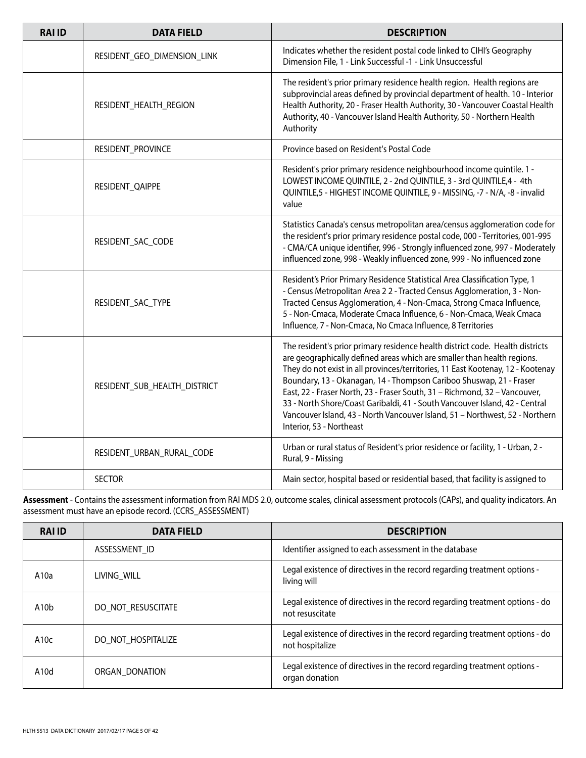| RAI ID | DATA FIELD | DESCRIPTION |
|---|---|---|
| | RESIDENT_GEO_DIMENSION_LINK | Indicates whether the resident postal code linked to CIHI's Geography Dimension File, 1 - Link Successful -1 - Link Unsuccessful |
| | RESIDENT_HEALTH_REGION | The resident's prior primary residence health region. Health regions are subprovincial areas defined by provincial department of health. 10 - Interior Health Authority, 20 - Fraser Health Authority, 30 - Vancouver Coastal Health Authority, 40 - Vancouver Island Health Authority, 50 - Northern Health Authority |
| | RESIDENT_PROVINCE | Province based on Resident's Postal Code |
| | RESIDENT_QAIPPE | Resident's prior primary residence neighbourhood income quintile. 1 - LOWEST INCOME QUINTILE, 2 - 2nd QUINTILE, 3 - 3rd QUINTILE,4 - 4th QUINTILE,5 - HIGHEST INCOME QUINTILE, 9 - MISSING, -7 - N/A, -8 - invalid value |
| | RESIDENT_SAC_CODE | Statistics Canada's census metropolitan area/census agglomeration code for the resident's prior primary residence postal code, 000 - Territories, 001-995 - CMA/CA unique identifier, 996 - Strongly influenced zone, 997 - Moderately influenced zone, 998 - Weakly influenced zone, 999 - No influenced zone |
| | RESIDENT_SAC_TYPE | Resident's Prior Primary Residence Statistical Area Classification Type, 1 - Census Metropolitan Area 2 2 - Tracted Census Agglomeration, 3 - Non-Tracted Census Agglomeration, 4 - Non-Cmaca, Strong Cmaca Influence, 5 - Non-Cmaca, Moderate Cmace Influence, 6 - Non-Cmaca, Weak Cmaca Influence, 7 - Non-Cmaca, No Cmaca Influence, 8 Territories |
| | RESIDENT_SUB_HEALTH_DISTRICT | The resident's prior primary residence health district code. Health districts are geographically defined areas which are smaller than health regions. They do not exist in all provinces/territories, 11 East Kootenay, 12 - Kootenay Boundary, 13 - Okanagan, 14 - Thompson Cariboo Shuswap, 21 - Fraser East, 22 - Fraser North, 23 - Fraser South, 31 – Richmond, 32 – Vancouver, 33 - North Shore/Coast Garibaldi, 41 - South Vancouver Island, 42 - Central Vancouver Island, 43 - North Vancouver Island, 51 – Northwest, 52 - Northern Interior, 53 - Northeast |
| | RESIDENT_URBAN_RURAL_CODE | Urban or rural status of Resident's prior residence or facility, 1 - Urban, 2 - Rural, 9 - Missing |
| | SECTOR | Main sector, hospital based or residential based, that facility is assigned to |

**Assessment** - Contains the assessment information from RAI MDS 2.0, outcome scales, clinical assessment protocols (CAPs), and quality indicators. An assessment must have an episode record. (CCRS_ASSESSMENT)

| RAI ID | DATA FIELD | DESCRIPTION |
|---|---|---|
| | ASSESSMENT_ID | Identifier assigned to each assessment in the database |
| A10a | LIVING_WILL | Legal existence of directives in the record regarding treatment options - living will |
| A10b | DO_NOT_RESUSCITATE | Legal existence of directives in the record regarding treatment options - do not resuscitate |
| A10c | DO_NOT_HOSPITALIZE | Legal existence of directives in the record regarding treatment options - do not hospitalize |
| A10d | ORGAN_DONATION | Legal existence of directives in the record regarding treatment options - organ donation |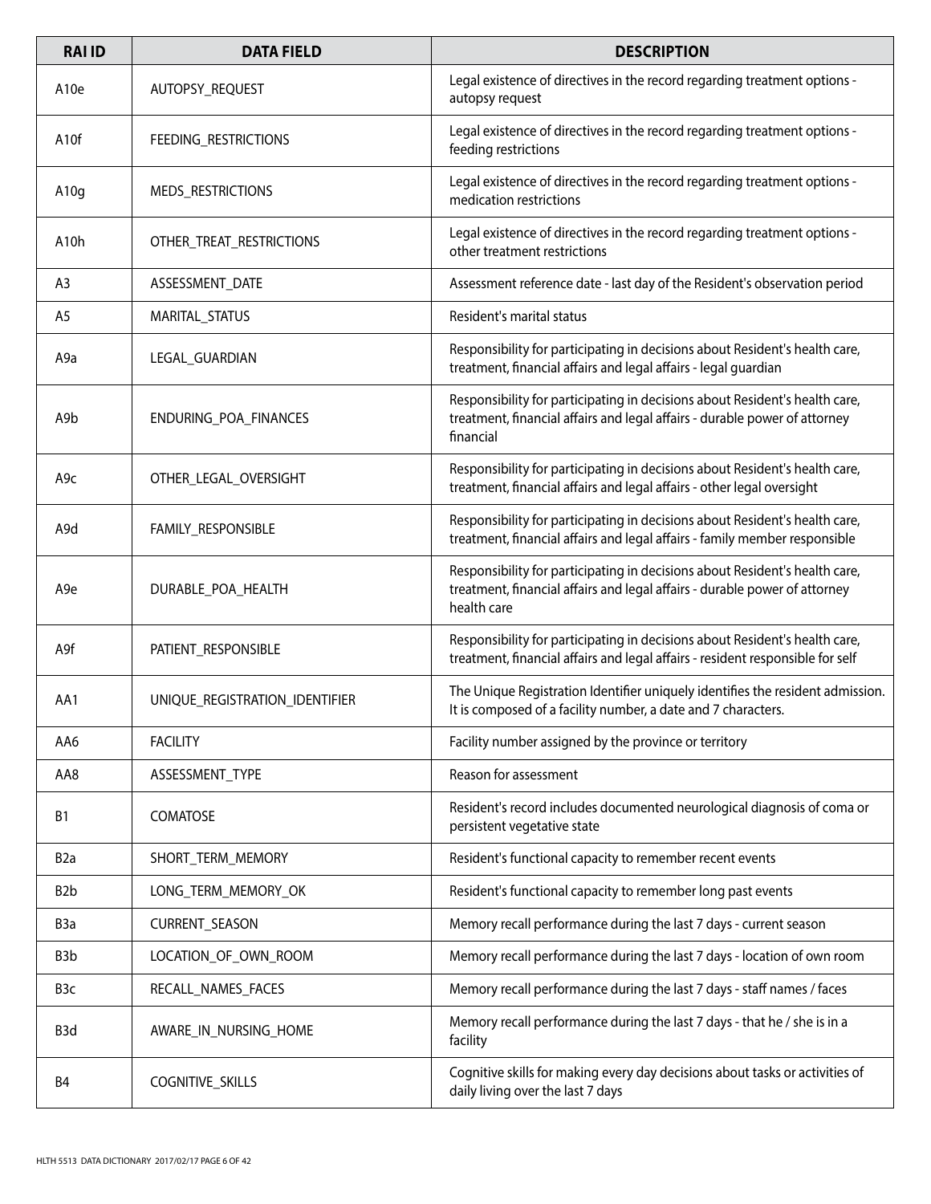| RAI ID | DATA FIELD | DESCRIPTION |
|---|---|---|
| A10e | AUTOPSY_REQUEST | Legal existence of directives in the record regarding treatment options - autopsy request |
| A10f | FEEDING_RESTRICTIONS | Legal existence of directives in the record regarding treatment options - feeding restrictions |
| A10g | MEDS_RESTRICTIONS | Legal existence of directives in the record regarding treatment options - medication restrictions |
| A10h | OTHER_TREAT_RESTRICTIONS | Legal existence of directives in the record regarding treatment options - other treatment restrictions |
| A3 | ASSESSMENT_DATE | Assessment reference date - last day of the Resident's observation period |
| A5 | MARITAL_STATUS | Resident's marital status |
| A9a | LEGAL_GUARDIAN | Responsibility for participating in decisions about Resident's health care, treatment, financial affairs and legal affairs - legal guardian |
| A9b | ENDURING_POA_FINANCES | Responsibility for participating in decisions about Resident's health care, treatment, financial affairs and legal affairs - durable power of attorney financial |
| A9c | OTHER_LEGAL_OVERSIGHT | Responsibility for participating in decisions about Resident's health care, treatment, financial affairs and legal affairs - other legal oversight |
| A9d | FAMILY_RESPONSIBLE | Responsibility for participating in decisions about Resident's health care, treatment, financial affairs and legal affairs - family member responsible |
| A9e | DURABLE_POA_HEALTH | Responsibility for participating in decisions about Resident's health care, treatment, financial affairs and legal affairs - durable power of attorney health care |
| A9f | PATIENT_RESPONSIBLE | Responsibility for participating in decisions about Resident's health care, treatment, financial affairs and legal affairs - resident responsible for self |
| AA1 | UNIQUE_REGISTRATION_IDENTIFIER | The Unique Registration Identifier uniquely identifies the resident admission. It is composed of a facility number, a date and 7 characters. |
| AA6 | FACILITY | Facility number assigned by the province or territory |
| AA8 | ASSESSMENT_TYPE | Reason for assessment |
| B1 | COMATOSE | Resident's record includes documented neurological diagnosis of coma or persistent vegetative state |
| B2a | SHORT_TERM_MEMORY | Resident's functional capacity to remember recent events |
| B2b | LONG_TERM_MEMORY_OK | Resident's functional capacity to remember long past events |
| B3a | CURRENT_SEASON | Memory recall performance during the last 7 days - current season |
| B3b | LOCATION_OF_OWN_ROOM | Memory recall performance during the last 7 days - location of own room |
| B3c | RECALL_NAMES_FACES | Memory recall performance during the last 7 days - staff names / faces |
| B3d | AWARE_IN_NURSING_HOME | Memory recall performance during the last 7 days - that he / she is in a facility |
| B4 | COGNITIVE_SKILLS | Cognitive skills for making every day decisions about tasks or activities of daily living over the last 7 days |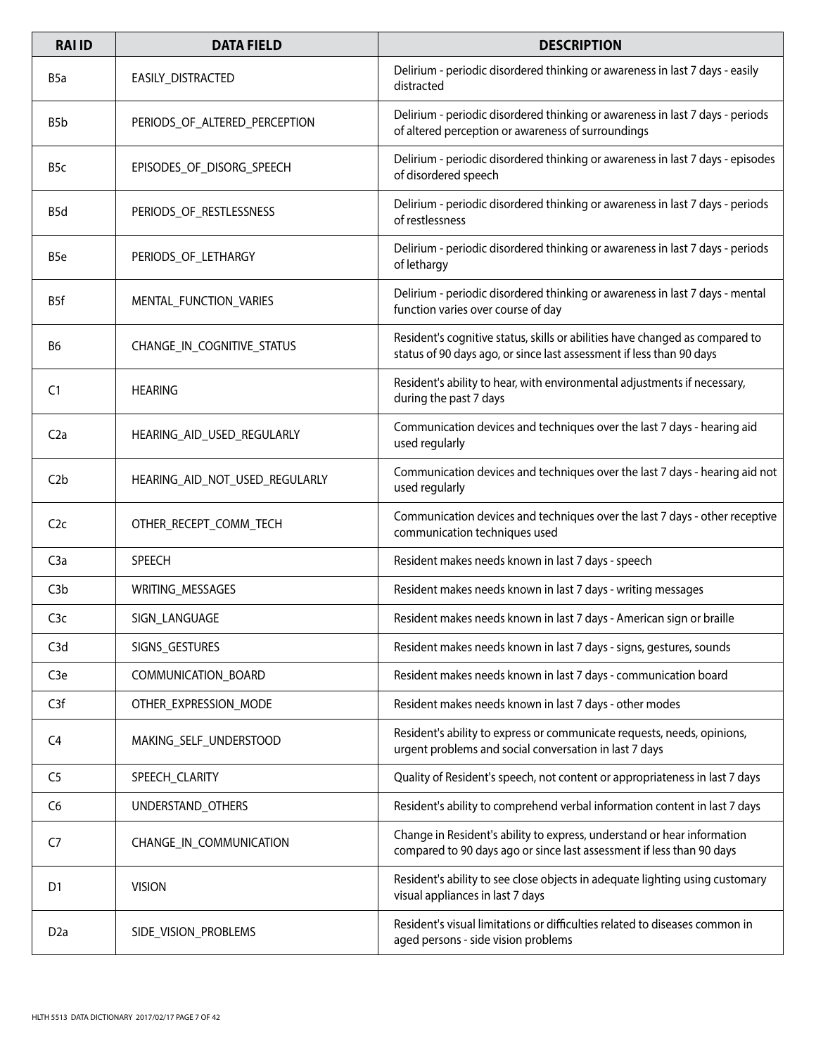| RAI ID | DATA FIELD | DESCRIPTION |
|---|---|---|
| B5a | EASILY_DISTRACTED | Delirium - periodic disordered thinking or awareness in last 7 days - easily distracted |
| B5b | PERIODS_OF_ALTERED_PERCEPTION | Delirium - periodic disordered thinking or awareness in last 7 days - periods of altered perception or awareness of surroundings |
| B5c | EPISODES_OF_DISORG_SPEECH | Delirium - periodic disordered thinking or awareness in last 7 days - episodes of disordered speech |
| B5d | PERIODS_OF_RESTLESSNESS | Delirium - periodic disordered thinking or awareness in last 7 days - periods of restlessness |
| B5e | PERIODS_OF_LETHARGY | Delirium - periodic disordered thinking or awareness in last 7 days - periods of lethargy |
| B5f | MENTAL_FUNCTION_VARIES | Delirium - periodic disordered thinking or awareness in last 7 days - mental function varies over course of day |
| B6 | CHANGE_IN_COGNITIVE_STATUS | Resident's cognitive status, skills or abilities have changed as compared to status of 90 days ago, or since last assessment if less than 90 days |
| C1 | HEARING | Resident's ability to hear, with environmental adjustments if necessary, during the past 7 days |
| C2a | HEARING_AID_USED_REGULARLY | Communication devices and techniques over the last 7 days - hearing aid used regularly |
| C2b | HEARING_AID_NOT_USED_REGULARLY | Communication devices and techniques over the last 7 days - hearing aid not used regularly |
| C2c | OTHER_RECEPT_COMM_TECH | Communication devices and techniques over the last 7 days - other receptive communication techniques used |
| C3a | SPEECH | Resident makes needs known in last 7 days - speech |
| C3b | WRITING_MESSAGES | Resident makes needs known in last 7 days - writing messages |
| C3c | SIGN_LANGUAGE | Resident makes needs known in last 7 days - American sign or braille |
| C3d | SIGNS_GESTURES | Resident makes needs known in last 7 days - signs, gestures, sounds |
| C3e | COMMUNICATION_BOARD | Resident makes needs known in last 7 days - communication board |
| C3f | OTHER_EXPRESSION_MODE | Resident makes needs known in last 7 days - other modes |
| C4 | MAKING_SELF_UNDERSTOOD | Resident's ability to express or communicate requests, needs, opinions, urgent problems and social conversation in last 7 days |
| C5 | SPEECH_CLARITY | Quality of Resident's speech, not content or appropriateness in last 7 days |
| C6 | UNDERSTAND_OTHERS | Resident's ability to comprehend verbal information content in last 7 days |
| C7 | CHANGE_IN_COMMUNICATION | Change in Resident's ability to express, understand or hear information compared to 90 days ago or since last assessment if less than 90 days |
| D1 | VISION | Resident's ability to see close objects in adequate lighting using customary visual appliances in last 7 days |
| D2a | SIDE_VISION_PROBLEMS | Resident's visual limitations or difficulties related to diseases common in aged persons - side vision problems |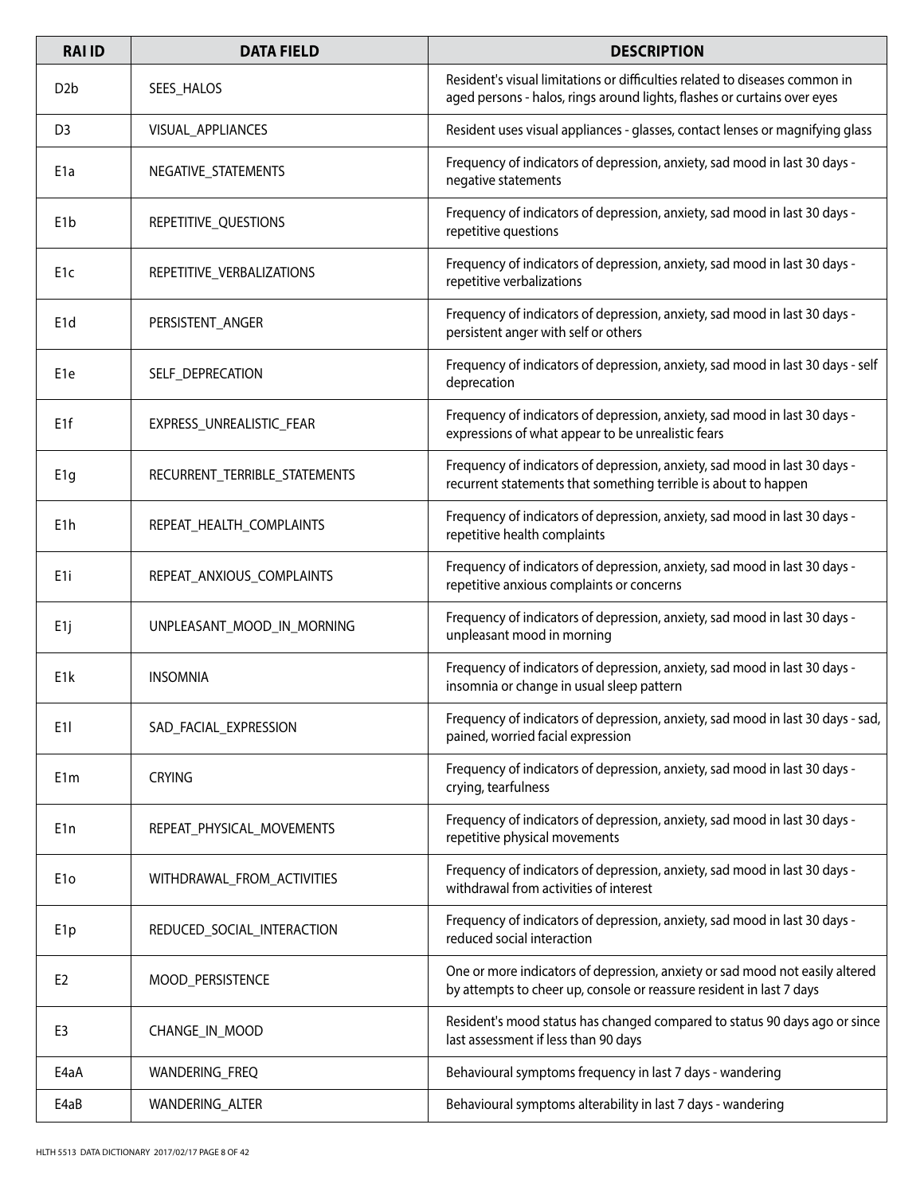| RAI ID | DATA FIELD | DESCRIPTION |
|---|---|---|
| D2b | SEES_HALOS | Resident's visual limitations or difficulties related to diseases common in aged persons - halos, rings around lights, flashes or curtains over eyes |
| D3 | VISUAL_APPLIANCES | Resident uses visual appliances - glasses, contact lenses or magnifying glass |
| E1a | NEGATIVE_STATEMENTS | Frequency of indicators of depression, anxiety, sad mood in last 30 days - negative statements |
| E1b | REPETITIVE_QUESTIONS | Frequency of indicators of depression, anxiety, sad mood in last 30 days - repetitive questions |
| E1c | REPETITIVE_VERBALIZATIONS | Frequency of indicators of depression, anxiety, sad mood in last 30 days - repetitive verbalizations |
| E1d | PERSISTENT_ANGER | Frequency of indicators of depression, anxiety, sad mood in last 30 days - persistent anger with self or others |
| E1e | SELF_DEPRECATION | Frequency of indicators of depression, anxiety, sad mood in last 30 days - self deprecation |
| E1f | EXPRESS_UNREALISTIC_FEAR | Frequency of indicators of depression, anxiety, sad mood in last 30 days - expressions of what appear to be unrealistic fears |
| E1g | RECURRENT_TERRIBLE_STATEMENTS | Frequency of indicators of depression, anxiety, sad mood in last 30 days - recurrent statements that something terrible is about to happen |
| E1h | REPEAT_HEALTH_COMPLAINTS | Frequency of indicators of depression, anxiety, sad mood in last 30 days - repetitive health complaints |
| E1i | REPEAT_ANXIOUS_COMPLAINTS | Frequency of indicators of depression, anxiety, sad mood in last 30 days - repetitive anxious complaints or concerns |
| E1j | UNPLEASANT_MOOD_IN_MORNING | Frequency of indicators of depression, anxiety, sad mood in last 30 days - unpleasant mood in morning |
| E1k | INSOMNIA | Frequency of indicators of depression, anxiety, sad mood in last 30 days - insomnia or change in usual sleep pattern |
| E1l | SAD_FACIAL_EXPRESSION | Frequency of indicators of depression, anxiety, sad mood in last 30 days - sad, pained, worried facial expression |
| E1m | CRYING | Frequency of indicators of depression, anxiety, sad mood in last 30 days - crying, tearfulness |
| E1n | REPEAT_PHYSICAL_MOVEMENTS | Frequency of indicators of depression, anxiety, sad mood in last 30 days - repetitive physical movements |
| E1o | WITHDRAWAL_FROM_ACTIVITIES | Frequency of indicators of depression, anxiety, sad mood in last 30 days - withdrawal from activities of interest |
| E1p | REDUCED_SOCIAL_INTERACTION | Frequency of indicators of depression, anxiety, sad mood in last 30 days - reduced social interaction |
| E2 | MOOD_PERSISTENCE | One or more indicators of depression, anxiety or sad mood not easily altered by attempts to cheer up, console or reassure resident in last 7 days |
| E3 | CHANGE_IN_MOOD | Resident's mood status has changed compared to status 90 days ago or since last assessment if less than 90 days |
| E4aA | WANDERING_FREQ | Behavioural symptoms frequency in last 7 days - wandering |
| E4aB | WANDERING_ALTER | Behavioural symptoms alterability in last 7 days - wandering |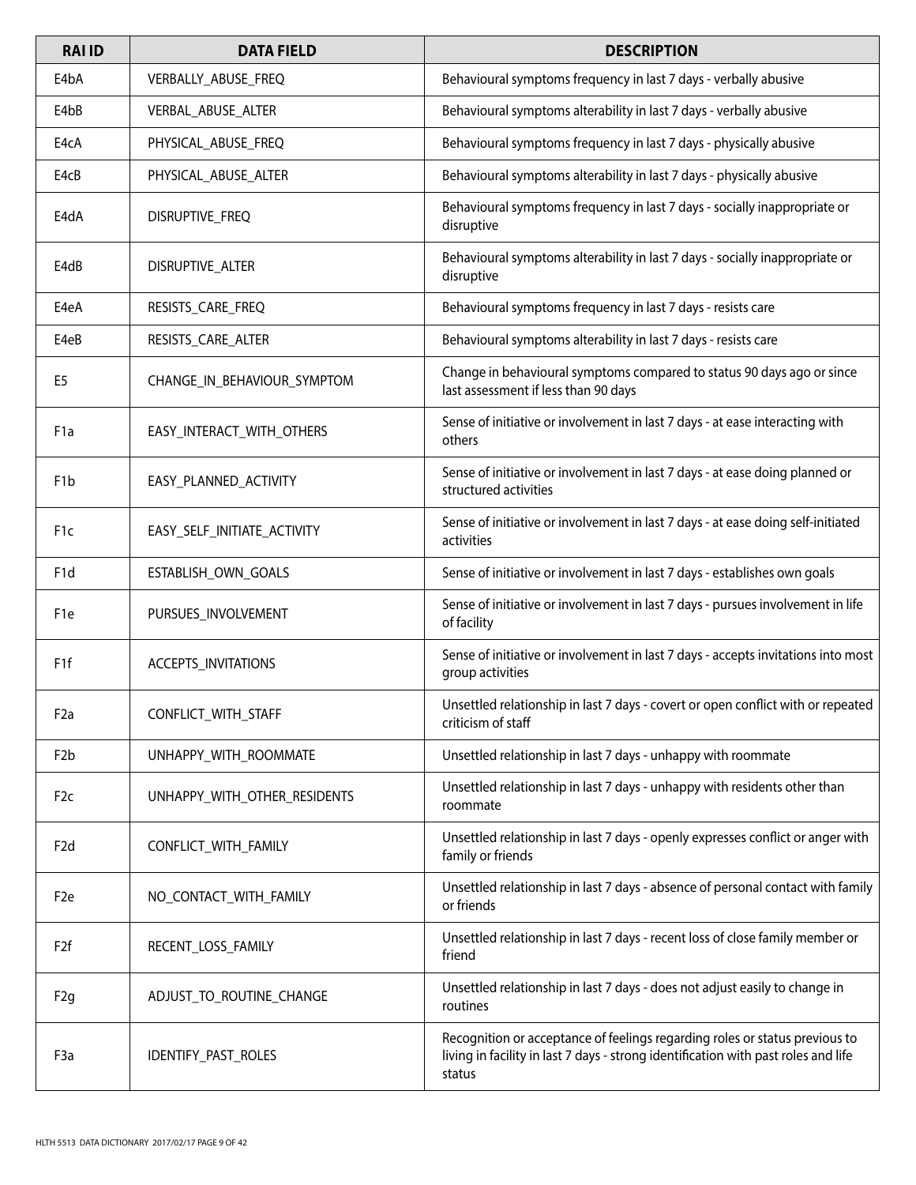| RAI ID | DATA FIELD | DESCRIPTION |
|---|---|---|
| E4bA | VERBALLY_ABUSE_FREQ | Behavioural symptoms frequency in last 7 days - verbally abusive |
| E4bB | VERBAL_ABUSE_ALTER | Behavioural symptoms alterability in last 7 days - verbally abusive |
| E4cA | PHYSICAL_ABUSE_FREQ | Behavioural symptoms frequency in last 7 days - physically abusive |
| E4cB | PHYSICAL_ABUSE_ALTER | Behavioural symptoms alterability in last 7 days - physically abusive |
| E4dA | DISRUPTIVE_FREQ | Behavioural symptoms frequency in last 7 days - socially inappropriate or disruptive |
| E4dB | DISRUPTIVE_ALTER | Behavioural symptoms alterability in last 7 days - socially inappropriate or disruptive |
| E4eA | RESISTS_CARE_FREQ | Behavioural symptoms frequency in last 7 days - resists care |
| E4eB | RESISTS_CARE_ALTER | Behavioural symptoms alterability in last 7 days - resists care |
| E5 | CHANGE_IN_BEHAVIOUR_SYMPTOM | Change in behavioural symptoms compared to status 90 days ago or since last assessment if less than 90 days |
| F1a | EASY_INTERACT_WITH_OTHERS | Sense of initiative or involvement in last 7 days - at ease interacting with others |
| F1b | EASY_PLANNED_ACTIVITY | Sense of initiative or involvement in last 7 days - at ease doing planned or structured activities |
| F1c | EASY_SELF_INITIATE_ACTIVITY | Sense of initiative or involvement in last 7 days - at ease doing self-initiated activities |
| F1d | ESTABLISH_OWN_GOALS | Sense of initiative or involvement in last 7 days - establishes own goals |
| F1e | PURSUES_INVOLVEMENT | Sense of initiative or involvement in last 7 days - pursues involvement in life of facility |
| F1f | ACCEPTS_INVITATIONS | Sense of initiative or involvement in last 7 days - accepts invitations into most group activities |
| F2a | CONFLICT_WITH_STAFF | Unsettled relationship in last 7 days - covert or open conflict with or repeated criticism of staff |
| F2b | UNHAPPY_WITH_ROOMMATE | Unsettled relationship in last 7 days - unhappy with roommate |
| F2c | UNHAPPY_WITH_OTHER_RESIDENTS | Unsettled relationship in last 7 days - unhappy with residents other than roommate |
| F2d | CONFLICT_WITH_FAMILY | Unsettled relationship in last 7 days - openly expresses conflict or anger with family or friends |
| F2e | NO_CONTACT_WITH_FAMILY | Unsettled relationship in last 7 days - absence of personal contact with family or friends |
| F2f | RECENT_LOSS_FAMILY | Unsettled relationship in last 7 days - recent loss of close family member or friend |
| F2g | ADJUST_TO_ROUTINE_CHANGE | Unsettled relationship in last 7 days - does not adjust easily to change in routines |
| F3a | IDENTIFY_PAST_ROLES | Recognition or acceptance of feelings regarding roles or status previous to living in facility in last 7 days - strong identification with past roles and life status |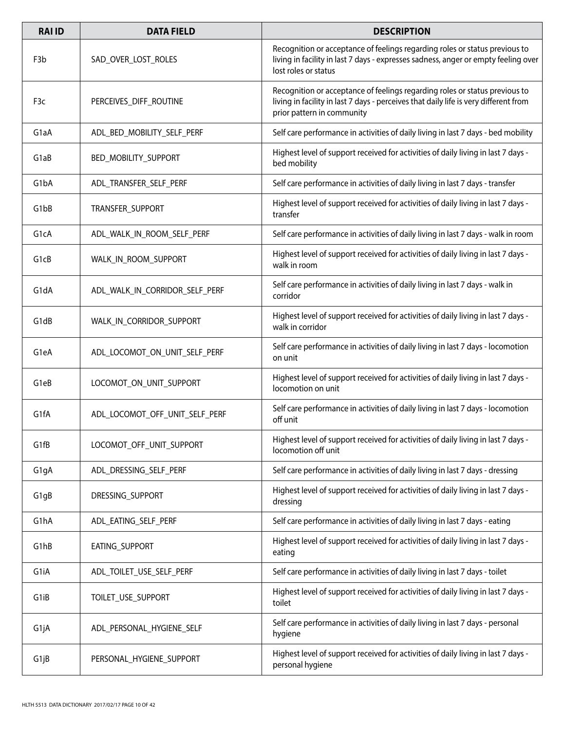| RAI ID | DATA FIELD | DESCRIPTION |
|---|---|---|
| F3b | SAD_OVER_LOST_ROLES | Recognition or acceptance of feelings regarding roles or status previous to living in facility in last 7 days - expresses sadness, anger or empty feeling over lost roles or status |
| F3c | PERCEIVES_DIFF_ROUTINE | Recognition or acceptance of feelings regarding roles or status previous to living in facility in last 7 days - perceives that daily life is very different from prior pattern in community |
| G1aA | ADL_BED_MOBILITY_SELF_PERF | Self care performance in activities of daily living in last 7 days - bed mobility |
| G1aB | BED_MOBILITY_SUPPORT | Highest level of support received for activities of daily living in last 7 days - bed mobility |
| G1bA | ADL_TRANSFER_SELF_PERF | Self care performance in activities of daily living in last 7 days - transfer |
| G1bB | TRANSFER_SUPPORT | Highest level of support received for activities of daily living in last 7 days - transfer |
| G1cA | ADL_WALK_IN_ROOM_SELF_PERF | Self care performance in activities of daily living in last 7 days - walk in room |
| G1cB | WALK_IN_ROOM_SUPPORT | Highest level of support received for activities of daily living in last 7 days - walk in room |
| G1dA | ADL_WALK_IN_CORRIDOR_SELF_PERF | Self care performance in activities of daily living in last 7 days - walk in corridor |
| G1dB | WALK_IN_CORRIDOR_SUPPORT | Highest level of support received for activities of daily living in last 7 days - walk in corridor |
| G1eA | ADL_LOCOMOT_ON_UNIT_SELF_PERF | Self care performance in activities of daily living in last 7 days - locomotion on unit |
| G1eB | LOCOMOT_ON_UNIT_SUPPORT | Highest level of support received for activities of daily living in last 7 days - locomotion on unit |
| G1fA | ADL_LOCOMOT_OFF_UNIT_SELF_PERF | Self care performance in activities of daily living in last 7 days - locomotion off unit |
| G1fB | LOCOMOT_OFF_UNIT_SUPPORT | Highest level of support received for activities of daily living in last 7 days - locomotion off unit |
| G1gA | ADL_DRESSING_SELF_PERF | Self care performance in activities of daily living in last 7 days - dressing |
| G1gB | DRESSING_SUPPORT | Highest level of support received for activities of daily living in last 7 days - dressing |
| G1hA | ADL_EATING_SELF_PERF | Self care performance in activities of daily living in last 7 days - eating |
| G1hB | EATING_SUPPORT | Highest level of support received for activities of daily living in last 7 days - eating |
| G1iA | ADL_TOILET_USE_SELF_PERF | Self care performance in activities of daily living in last 7 days - toilet |
| G1iB | TOILET_USE_SUPPORT | Highest level of support received for activities of daily living in last 7 days - toilet |
| G1jA | ADL_PERSONAL_HYGIENE_SELF | Self care performance in activities of daily living in last 7 days - personal hygiene |
| G1jB | PERSONAL_HYGIENE_SUPPORT | Highest level of support received for activities of daily living in last 7 days - personal hygiene |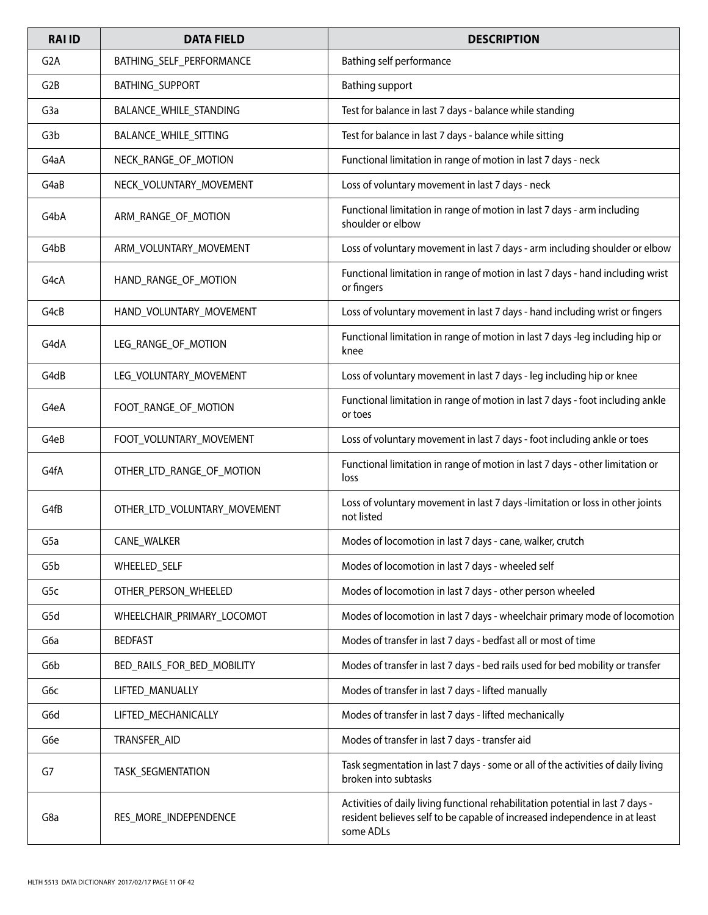| RAI ID | DATA FIELD | DESCRIPTION |
|---|---|---|
| G2A | BATHING_SELF_PERFORMANCE | Bathing self performance |
| G2B | BATHING_SUPPORT | Bathing support |
| G3a | BALANCE_WHILE_STANDING | Test for balance in last 7 days - balance while standing |
| G3b | BALANCE_WHILE_SITTING | Test for balance in last 7 days - balance while sitting |
| G4aA | NECK_RANGE_OF_MOTION | Functional limitation in range of motion in last 7 days - neck |
| G4aB | NECK_VOLUNTARY_MOVEMENT | Loss of voluntary movement in last 7 days - neck |
| G4bA | ARM_RANGE_OF_MOTION | Functional limitation in range of motion in last 7 days - arm including shoulder or elbow |
| G4bB | ARM_VOLUNTARY_MOVEMENT | Loss of voluntary movement in last 7 days - arm including shoulder or elbow |
| G4cA | HAND_RANGE_OF_MOTION | Functional limitation in range of motion in last 7 days - hand including wrist or fingers |
| G4cB | HAND_VOLUNTARY_MOVEMENT | Loss of voluntary movement in last 7 days - hand including wrist or fingers |
| G4dA | LEG_RANGE_OF_MOTION | Functional limitation in range of motion in last 7 days -leg including hip or knee |
| G4dB | LEG_VOLUNTARY_MOVEMENT | Loss of voluntary movement in last 7 days - leg including hip or knee |
| G4eA | FOOT_RANGE_OF_MOTION | Functional limitation in range of motion in last 7 days - foot including ankle or toes |
| G4eB | FOOT_VOLUNTARY_MOVEMENT | Loss of voluntary movement in last 7 days - foot including ankle or toes |
| G4fA | OTHER_LTD_RANGE_OF_MOTION | Functional limitation in range of motion in last 7 days - other limitation or loss |
| G4fB | OTHER_LTD_VOLUNTARY_MOVEMENT | Loss of voluntary movement in last 7 days -limitation or loss in other joints not listed |
| G5a | CANE_WALKER | Modes of locomotion in last 7 days - cane, walker, crutch |
| G5b | WHEELED_SELF | Modes of locomotion in last 7 days - wheeled self |
| G5c | OTHER_PERSON_WHEELED | Modes of locomotion in last 7 days - other person wheeled |
| G5d | WHEELCHAIR_PRIMARY_LOCOMOT | Modes of locomotion in last 7 days - wheelchair primary mode of locomotion |
| G6a | BEDFAST | Modes of transfer in last 7 days - bedfast all or most of time |
| G6b | BED_RAILS_FOR_BED_MOBILITY | Modes of transfer in last 7 days - bed rails used for bed mobility or transfer |
| G6c | LIFTED_MANUALLY | Modes of transfer in last 7 days - lifted manually |
| G6d | LIFTED_MECHANICALLY | Modes of transfer in last 7 days - lifted mechanically |
| G6e | TRANSFER_AID | Modes of transfer in last 7 days - transfer aid |
| G7 | TASK_SEGMENTATION | Task segmentation in last 7 days - some or all of the activities of daily living broken into subtasks |
| G8a | RES_MORE_INDEPENDENCE | Activities of daily living functional rehabilitation potential in last 7 days - resident believes self to be capable of increased independence in at least some ADLs |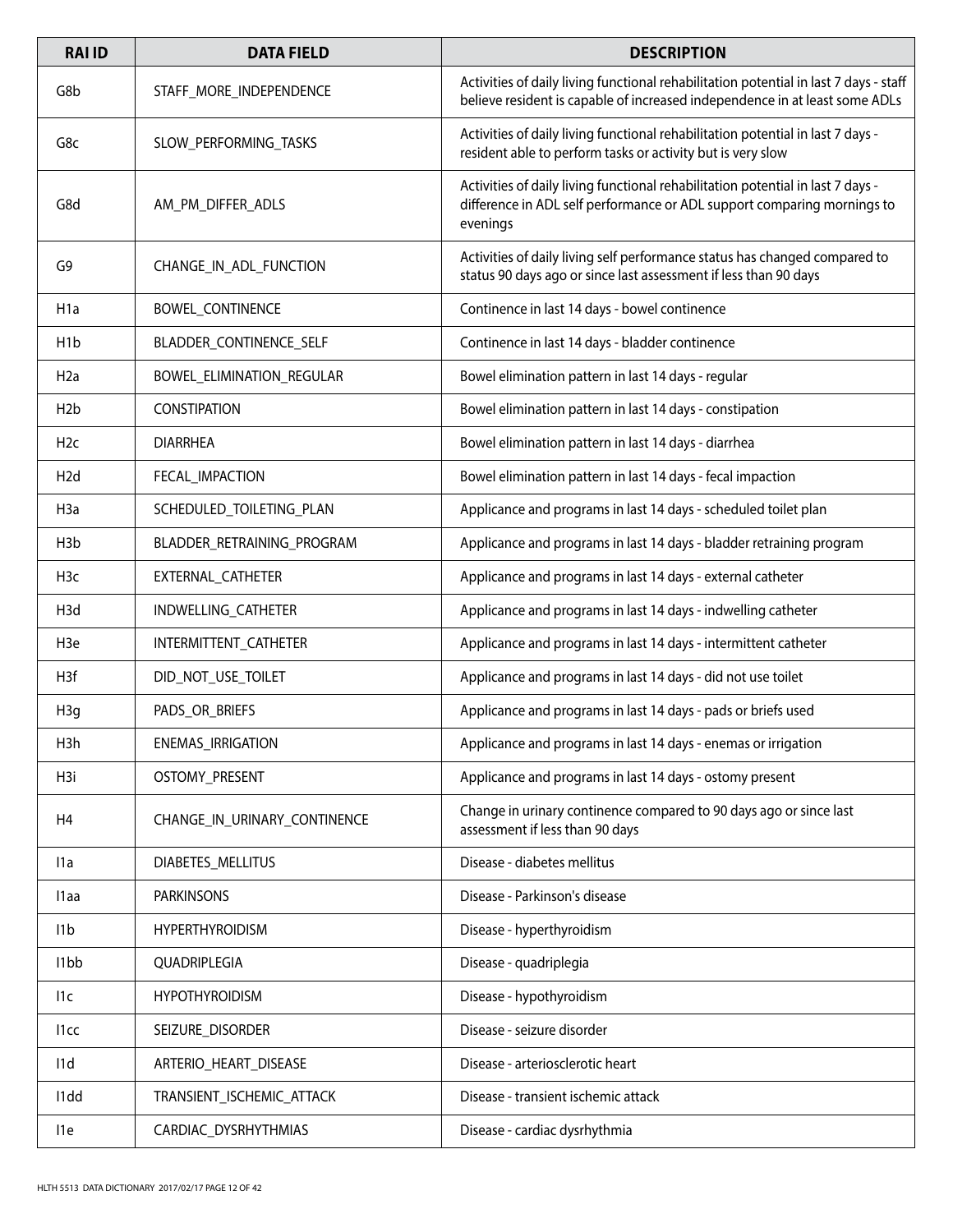| RAI ID | DATA FIELD | DESCRIPTION |
| --- | --- | --- |
| G8b | STAFF_MORE_INDEPENDENCE | Activities of daily living functional rehabilitation potential in last 7 days - staff believe resident is capable of increased independence in at least some ADLs |
| G8c | SLOW_PERFORMING_TASKS | Activities of daily living functional rehabilitation potential in last 7 days - resident able to perform tasks or activity but is very slow |
| G8d | AM_PM_DIFFER_ADLS | Activities of daily living functional rehabilitation potential in last 7 days - difference in ADL self performance or ADL support comparing mornings to evenings |
| G9 | CHANGE_IN_ADL_FUNCTION | Activities of daily living self performance status has changed compared to status 90 days ago or since last assessment if less than 90 days |
| H1a | BOWEL_CONTINENCE | Continence in last 14 days - bowel continence |
| H1b | BLADDER_CONTINENCE_SELF | Continence in last 14 days - bladder continence |
| H2a | BOWEL_ELIMINATION_REGULAR | Bowel elimination pattern in last 14 days - regular |
| H2b | CONSTIPATION | Bowel elimination pattern in last 14 days - constipation |
| H2c | DIARRHEA | Bowel elimination pattern in last 14 days - diarrhea |
| H2d | FECAL_IMPACTION | Bowel elimination pattern in last 14 days - fecal impaction |
| H3a | SCHEDULED_TOILETING_PLAN | Applicance and programs in last 14 days - scheduled toilet plan |
| H3b | BLADDER_RETRAINING_PROGRAM | Applicance and programs in last 14 days - bladder retraining program |
| H3c | EXTERNAL_CATHETER | Applicance and programs in last 14 days - external catheter |
| H3d | INDWELLING_CATHETER | Applicance and programs in last 14 days - indwelling catheter |
| H3e | INTERMITTENT_CATHETER | Applicance and programs in last 14 days - intermittent catheter |
| H3f | DID_NOT_USE_TOILET | Applicance and programs in last 14 days - did not use toilet |
| H3g | PADS_OR_BRIEFS | Applicance and programs in last 14 days - pads or briefs used |
| H3h | ENEMAS_IRRIGATION | Applicance and programs in last 14 days - enemas or irrigation |
| H3i | OSTOMY_PRESENT | Applicance and programs in last 14 days - ostomy present |
| H4 | CHANGE_IN_URINARY_CONTINENCE | Change in urinary continence compared to 90 days ago or since last assessment if less than 90 days |
| I1a | DIABETES_MELLITUS | Disease - diabetes mellitus |
| I1aa | PARKINSONS | Disease - Parkinson's disease |
| I1b | HYPERTHYROIDISM | Disease - hyperthyroidism |
| I1bb | QUADRIPLEGIA | Disease - quadriplegia |
| I1c | HYPOTHYROIDISM | Disease - hypothyroidism |
| I1cc | SEIZURE_DISORDER | Disease - seizure disorder |
| I1d | ARTERIO_HEART_DISEASE | Disease - arteriosclerotic heart |
| I1dd | TRANSIENT_ISCHEMIC_ATTACK | Disease - transient ischemic attack |
| I1e | CARDIAC_DYSRHYTHMIAS | Disease - cardiac dysrhythmia |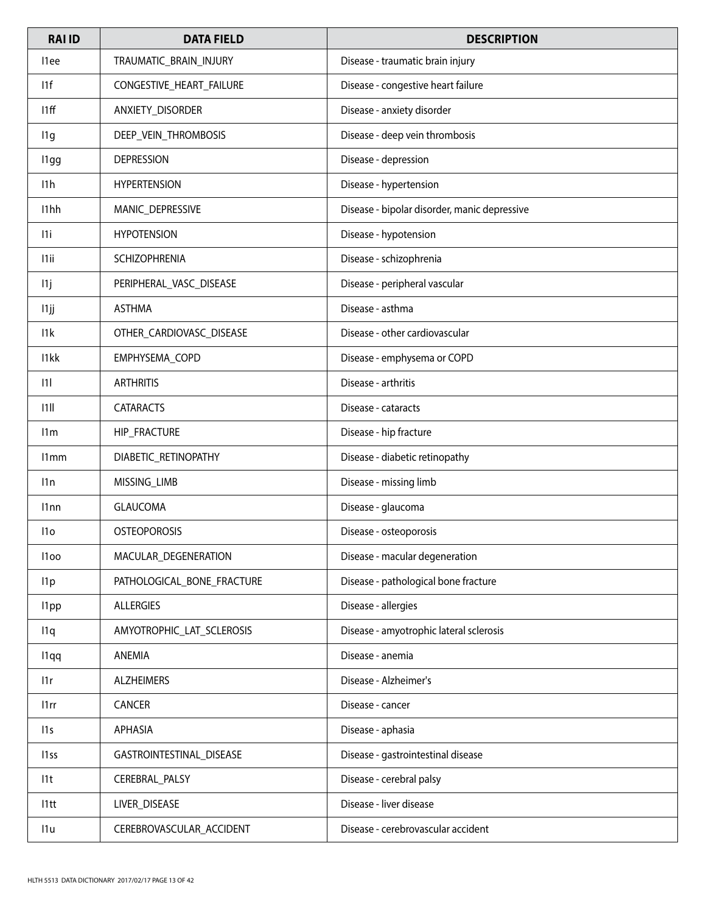| RAI ID | DATA FIELD | DESCRIPTION |
|---|---|---|
| I1ee | TRAUMATIC_BRAIN_INJURY | Disease - traumatic brain injury |
| I1f | CONGESTIVE_HEART_FAILURE | Disease - congestive heart failure |
| I1ff | ANXIETY_DISORDER | Disease - anxiety disorder |
| I1g | DEEP_VEIN_THROMBOSIS | Disease - deep vein thrombosis |
| I1gg | DEPRESSION | Disease - depression |
| I1h | HYPERTENSION | Disease - hypertension |
| I1hh | MANIC_DEPRESSIVE | Disease - bipolar disorder, manic depressive |
| I1i | HYPOTENSION | Disease - hypotension |
| I1ii | SCHIZOPHRENIA | Disease - schizophrenia |
| I1j | PERIPHERAL_VASC_DISEASE | Disease - peripheral vascular |
| I1jj | ASTHMA | Disease - asthma |
| I1k | OTHER_CARDIOVASC_DISEASE | Disease - other cardiovascular |
| I1kk | EMPHYSEMA_COPD | Disease - emphysema or COPD |
| I1l | ARTHRITIS | Disease - arthritis |
| I1ll | CATARACTS | Disease - cataracts |
| I1m | HIP_FRACTURE | Disease - hip fracture |
| I1mm | DIABETIC_RETINOPATHY | Disease - diabetic retinopathy |
| I1n | MISSING_LIMB | Disease - missing limb |
| I1nn | GLAUCOMA | Disease - glaucoma |
| I1o | OSTEOPOROSIS | Disease - osteoporosis |
| I1oo | MACULAR_DEGENERATION | Disease - macular degeneration |
| I1p | PATHOLOGICAL_BONE_FRACTURE | Disease - pathological bone fracture |
| I1pp | ALLERGIES | Disease - allergies |
| I1q | AMYOTROPHIC_LAT_SCLEROSIS | Disease - amyotrophic lateral sclerosis |
| I1qq | ANEMIA | Disease - anemia |
| I1r | ALZHEIMERS | Disease - Alzheimer's |
| I1rr | CANCER | Disease - cancer |
| I1s | APHASIA | Disease - aphasia |
| I1ss | GASTROINTESTINAL_DISEASE | Disease - gastrointestinal disease |
| I1t | CEREBRAL_PALSY | Disease - cerebral palsy |
| I1tt | LIVER_DISEASE | Disease - liver disease |
| I1u | CEREBROVASCULAR_ACCIDENT | Disease - cerebrovascular accident |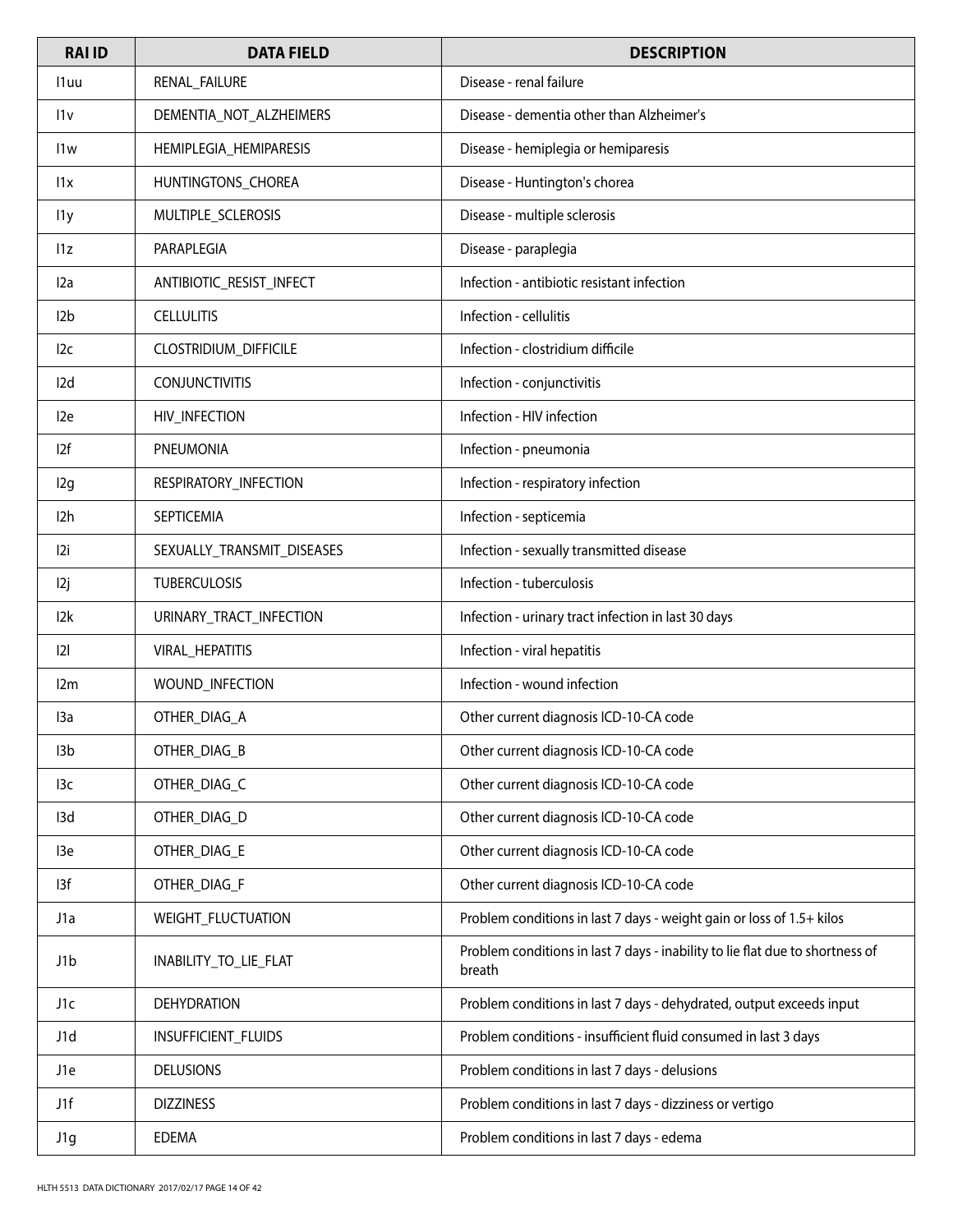| RAI ID | DATA FIELD | DESCRIPTION |
| --- | --- | --- |
| I1uu | RENAL_FAILURE | Disease - renal failure |
| I1v | DEMENTIA_NOT_ALZHEIMERS | Disease - dementia other than Alzheimer's |
| I1w | HEMIPLEGIA_HEMIPARESIS | Disease - hemiplegia or hemiparesis |
| I1x | HUNTINGTONS_CHOREA | Disease - Huntington's chorea |
| I1y | MULTIPLE_SCLEROSIS | Disease - multiple sclerosis |
| I1z | PARAPLEGIA | Disease - paraplegia |
| I2a | ANTIBIOTIC_RESIST_INFECT | Infection - antibiotic resistant infection |
| I2b | CELLULITIS | Infection - cellulitis |
| I2c | CLOSTRIDIUM_DIFFICILE | Infection - clostridium difficile |
| I2d | CONJUNCTIVITIS | Infection - conjunctivitis |
| I2e | HIV_INFECTION | Infection - HIV infection |
| I2f | PNEUMONIA | Infection - pneumonia |
| I2g | RESPIRATORY_INFECTION | Infection - respiratory infection |
| I2h | SEPTICEMIA | Infection - septicemia |
| I2i | SEXUALLY_TRANSMIT_DISEASES | Infection - sexually transmitted disease |
| I2j | TUBERCULOSIS | Infection - tuberculosis |
| I2k | URINARY_TRACT_INFECTION | Infection - urinary tract infection in last 30 days |
| I2l | VIRAL_HEPATITIS | Infection - viral hepatitis |
| I2m | WOUND_INFECTION | Infection - wound infection |
| I3a | OTHER_DIAG_A | Other current diagnosis ICD-10-CA code |
| I3b | OTHER_DIAG_B | Other current diagnosis ICD-10-CA code |
| I3c | OTHER_DIAG_C | Other current diagnosis ICD-10-CA code |
| I3d | OTHER_DIAG_D | Other current diagnosis ICD-10-CA code |
| I3e | OTHER_DIAG_E | Other current diagnosis ICD-10-CA code |
| I3f | OTHER_DIAG_F | Other current diagnosis ICD-10-CA code |
| J1a | WEIGHT_FLUCTUATION | Problem conditions in last 7 days - weight gain or loss of 1.5+ kilos |
| J1b | INABILITY_TO_LIE_FLAT | Problem conditions in last 7 days - inability to lie flat due to shortness of breath |
| J1c | DEHYDRATION | Problem conditions in last 7 days - dehydrated, output exceeds input |
| J1d | INSUFFICIENT_FLUIDS | Problem conditions - insufficient fluid consumed in last 3 days |
| J1e | DELUSIONS | Problem conditions in last 7 days - delusions |
| J1f | DIZZINESS | Problem conditions in last 7 days - dizziness or vertigo |
| J1g | EDEMA | Problem conditions in last 7 days - edema |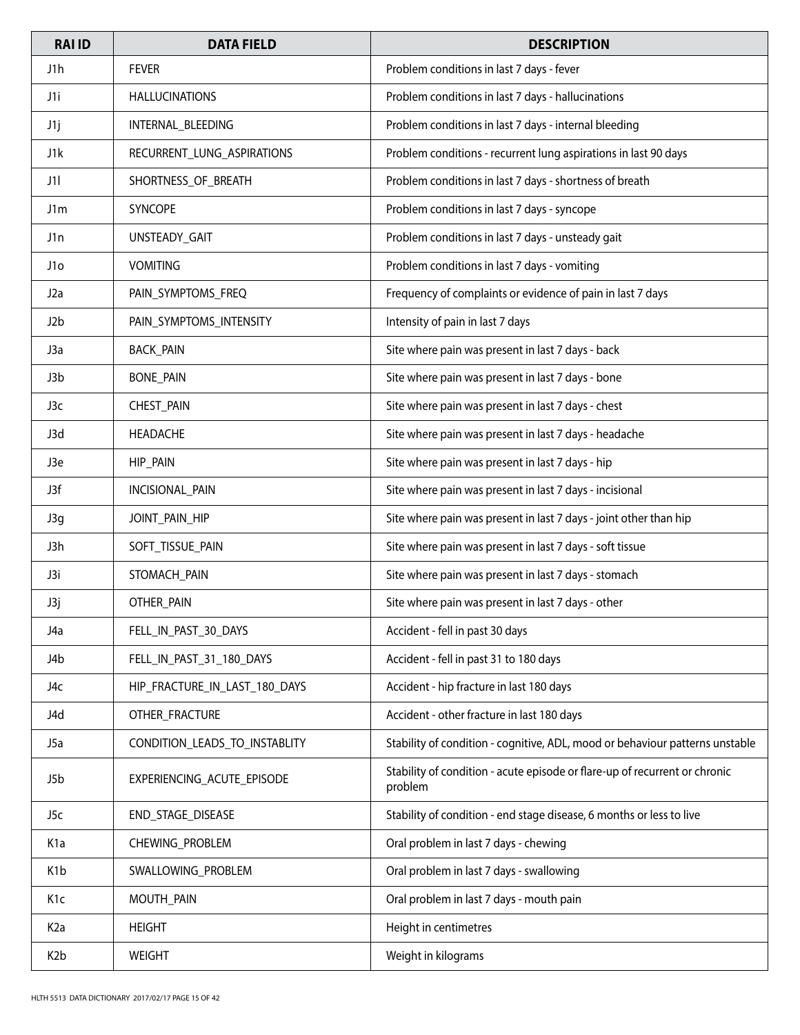| RAI ID | DATA FIELD | DESCRIPTION |
|---|---|---|
| J1h | FEVER | Problem conditions in last 7 days - fever |
| J1i | HALLUCINATIONS | Problem conditions in last 7 days - hallucinations |
| J1j | INTERNAL_BLEEDING | Problem conditions in last 7 days - internal bleeding |
| J1k | RECURRENT_LUNG_ASPIRATIONS | Problem conditions - recurrent lung aspirations in last 90 days |
| J1l | SHORTNESS_OF_BREATH | Problem conditions in last 7 days - shortness of breath |
| J1m | SYNCOPE | Problem conditions in last 7 days - syncope |
| J1n | UNSTEADY_GAIT | Problem conditions in last 7 days - unsteady gait |
| J1o | VOMITING | Problem conditions in last 7 days - vomiting |
| J2a | PAIN_SYMPTOMS_FREQ | Frequency of complaints or evidence of pain in last 7 days |
| J2b | PAIN_SYMPTOMS_INTENSITY | Intensity of pain in last 7 days |
| J3a | BACK_PAIN | Site where pain was present in last 7 days - back |
| J3b | BONE_PAIN | Site where pain was present in last 7 days - bone |
| J3c | CHEST_PAIN | Site where pain was present in last 7 days - chest |
| J3d | HEADACHE | Site where pain was present in last 7 days - headache |
| J3e | HIP_PAIN | Site where pain was present in last 7 days - hip |
| J3f | INCISIONAL_PAIN | Site where pain was present in last 7 days - incisional |
| J3g | JOINT_PAIN_HIP | Site where pain was present in last 7 days - joint other than hip |
| J3h | SOFT_TISSUE_PAIN | Site where pain was present in last 7 days - soft tissue |
| J3i | STOMACH_PAIN | Site where pain was present in last 7 days - stomach |
| J3j | OTHER_PAIN | Site where pain was present in last 7 days - other |
| J4a | FELL_IN_PAST_30_DAYS | Accident - fell in past 30 days |
| J4b | FELL_IN_PAST_31_180_DAYS | Accident - fell in past 31 to 180 days |
| J4c | HIP_FRACTURE_IN_LAST_180_DAYS | Accident - hip fracture in last 180 days |
| J4d | OTHER_FRACTURE | Accident - other fracture in last 180 days |
| J5a | CONDITION_LEADS_TO_INSTABLITY | Stability of condition - cognitive, ADL, mood or behaviour patterns unstable |
| J5b | EXPERIENCING_ACUTE_EPISODE | Stability of condition - acute episode or flare-up of recurrent or chronic problem |
| J5c | END_STAGE_DISEASE | Stability of condition - end stage disease, 6 months or less to live |
| K1a | CHEWING_PROBLEM | Oral problem in last 7 days - chewing |
| K1b | SWALLOWING_PROBLEM | Oral problem in last 7 days - swallowing |
| K1c | MOUTH_PAIN | Oral problem in last 7 days - mouth pain |
| K2a | HEIGHT | Height in centimetres |
| K2b | WEIGHT | Weight in kilograms |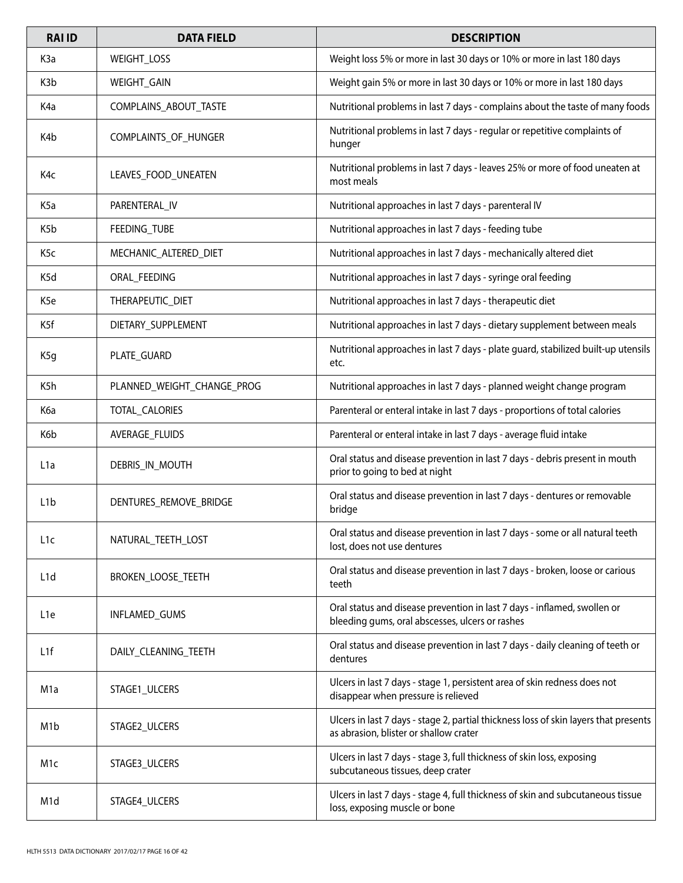| RAI ID | DATA FIELD | DESCRIPTION |
|---|---|---|
| K3a | WEIGHT_LOSS | Weight loss 5% or more in last 30 days or 10% or more in last 180 days |
| K3b | WEIGHT_GAIN | Weight gain 5% or more in last 30 days or 10% or more in last 180 days |
| K4a | COMPLAINS_ABOUT_TASTE | Nutritional problems in last 7 days - complains about the taste of many foods |
| K4b | COMPLAINTS_OF_HUNGER | Nutritional problems in last 7 days - regular or repetitive complaints of hunger |
| K4c | LEAVES_FOOD_UNEATEN | Nutritional problems in last 7 days - leaves 25% or more of food uneaten at most meals |
| K5a | PARENTERAL_IV | Nutritional approaches in last 7 days - parenteral IV |
| K5b | FEEDING_TUBE | Nutritional approaches in last 7 days - feeding tube |
| K5c | MECHANIC_ALTERED_DIET | Nutritional approaches in last 7 days - mechanically altered diet |
| K5d | ORAL_FEEDING | Nutritional approaches in last 7 days - syringe oral feeding |
| K5e | THERAPEUTIC_DIET | Nutritional approaches in last 7 days - therapeutic diet |
| K5f | DIETARY_SUPPLEMENT | Nutritional approaches in last 7 days - dietary supplement between meals |
| K5g | PLATE_GUARD | Nutritional approaches in last 7 days - plate guard, stabilized built-up utensils etc. |
| K5h | PLANNED_WEIGHT_CHANGE_PROG | Nutritional approaches in last 7 days - planned weight change program |
| K6a | TOTAL_CALORIES | Parenteral or enteral intake in last 7 days - proportions of total calories |
| K6b | AVERAGE_FLUIDS | Parenteral or enteral intake in last 7 days - average fluid intake |
| L1a | DEBRIS_IN_MOUTH | Oral status and disease prevention in last 7 days - debris present in mouth prior to going to bed at night |
| L1b | DENTURES_REMOVE_BRIDGE | Oral status and disease prevention in last 7 days - dentures or removable bridge |
| L1c | NATURAL_TEETH_LOST | Oral status and disease prevention in last 7 days - some or all natural teeth lost, does not use dentures |
| L1d | BROKEN_LOOSE_TEETH | Oral status and disease prevention in last 7 days - broken, loose or carious teeth |
| L1e | INFLAMED_GUMS | Oral status and disease prevention in last 7 days - inflamed, swollen or bleeding gums, oral abscesses, ulcers or rashes |
| L1f | DAILY_CLEANING_TEETH | Oral status and disease prevention in last 7 days - daily cleaning of teeth or dentures |
| M1a | STAGE1_ULCERS | Ulcers in last 7 days - stage 1, persistent area of skin redness does not disappear when pressure is relieved |
| M1b | STAGE2_ULCERS | Ulcers in last 7 days - stage 2, partial thickness loss of skin layers that presents as abrasion, blister or shallow crater |
| M1c | STAGE3_ULCERS | Ulcers in last 7 days - stage 3, full thickness of skin loss, exposing subcutaneous tissues, deep crater |
| M1d | STAGE4_ULCERS | Ulcers in last 7 days - stage 4, full thickness of skin and subcutaneous tissue loss, exposing muscle or bone |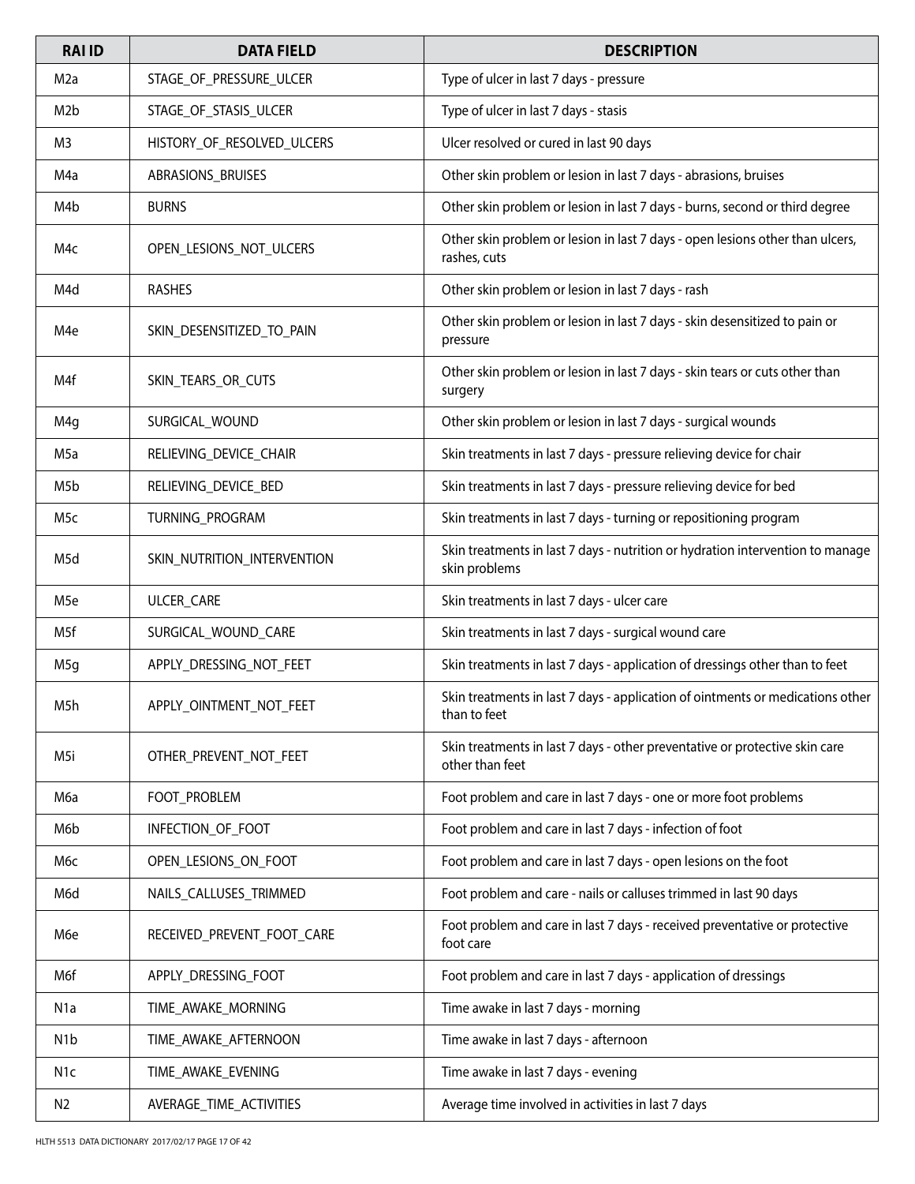| RAI ID | DATA FIELD | DESCRIPTION |
| --- | --- | --- |
| M2a | STAGE_OF_PRESSURE_ULCER | Type of ulcer in last 7 days - pressure |
| M2b | STAGE_OF_STASIS_ULCER | Type of ulcer in last 7 days - stasis |
| M3 | HISTORY_OF_RESOLVED_ULCERS | Ulcer resolved or cured in last 90 days |
| M4a | ABRASIONS_BRUISES | Other skin problem or lesion in last 7 days - abrasions, bruises |
| M4b | BURNS | Other skin problem or lesion in last 7 days - burns, second or third degree |
| M4c | OPEN_LESIONS_NOT_ULCERS | Other skin problem or lesion in last 7 days - open lesions other than ulcers, rashes, cuts |
| M4d | RASHES | Other skin problem or lesion in last 7 days - rash |
| M4e | SKIN_DESENSITIZED_TO_PAIN | Other skin problem or lesion in last 7 days - skin desensitized to pain or pressure |
| M4f | SKIN_TEARS_OR_CUTS | Other skin problem or lesion in last 7 days - skin tears or cuts other than surgery |
| M4g | SURGICAL_WOUND | Other skin problem or lesion in last 7 days - surgical wounds |
| M5a | RELIEVING_DEVICE_CHAIR | Skin treatments in last 7 days - pressure relieving device for chair |
| M5b | RELIEVING_DEVICE_BED | Skin treatments in last 7 days - pressure relieving device for bed |
| M5c | TURNING_PROGRAM | Skin treatments in last 7 days - turning or repositioning program |
| M5d | SKIN_NUTRITION_INTERVENTION | Skin treatments in last 7 days - nutrition or hydration intervention to manage skin problems |
| M5e | ULCER_CARE | Skin treatments in last 7 days - ulcer care |
| M5f | SURGICAL_WOUND_CARE | Skin treatments in last 7 days - surgical wound care |
| M5g | APPLY_DRESSING_NOT_FEET | Skin treatments in last 7 days - application of dressings other than to feet |
| M5h | APPLY_OINTMENT_NOT_FEET | Skin treatments in last 7 days - application of ointments or medications other than to feet |
| M5i | OTHER_PREVENT_NOT_FEET | Skin treatments in last 7 days - other preventative or protective skin care other than feet |
| M6a | FOOT_PROBLEM | Foot problem and care in last 7 days - one or more foot problems |
| M6b | INFECTION_OF_FOOT | Foot problem and care in last 7 days - infection of foot |
| M6c | OPEN_LESIONS_ON_FOOT | Foot problem and care in last 7 days - open lesions on the foot |
| M6d | NAILS_CALLUSES_TRIMMED | Foot problem and care - nails or calluses trimmed in last 90 days |
| M6e | RECEIVED_PREVENT_FOOT_CARE | Foot problem and care in last 7 days - received preventative or protective foot care |
| M6f | APPLY_DRESSING_FOOT | Foot problem and care in last 7 days - application of dressings |
| N1a | TIME_AWAKE_MORNING | Time awake in last 7 days - morning |
| N1b | TIME_AWAKE_AFTERNOON | Time awake in last 7 days - afternoon |
| N1c | TIME_AWAKE_EVENING | Time awake in last 7 days - evening |
| N2 | AVERAGE_TIME_ACTIVITIES | Average time involved in activities in last 7 days |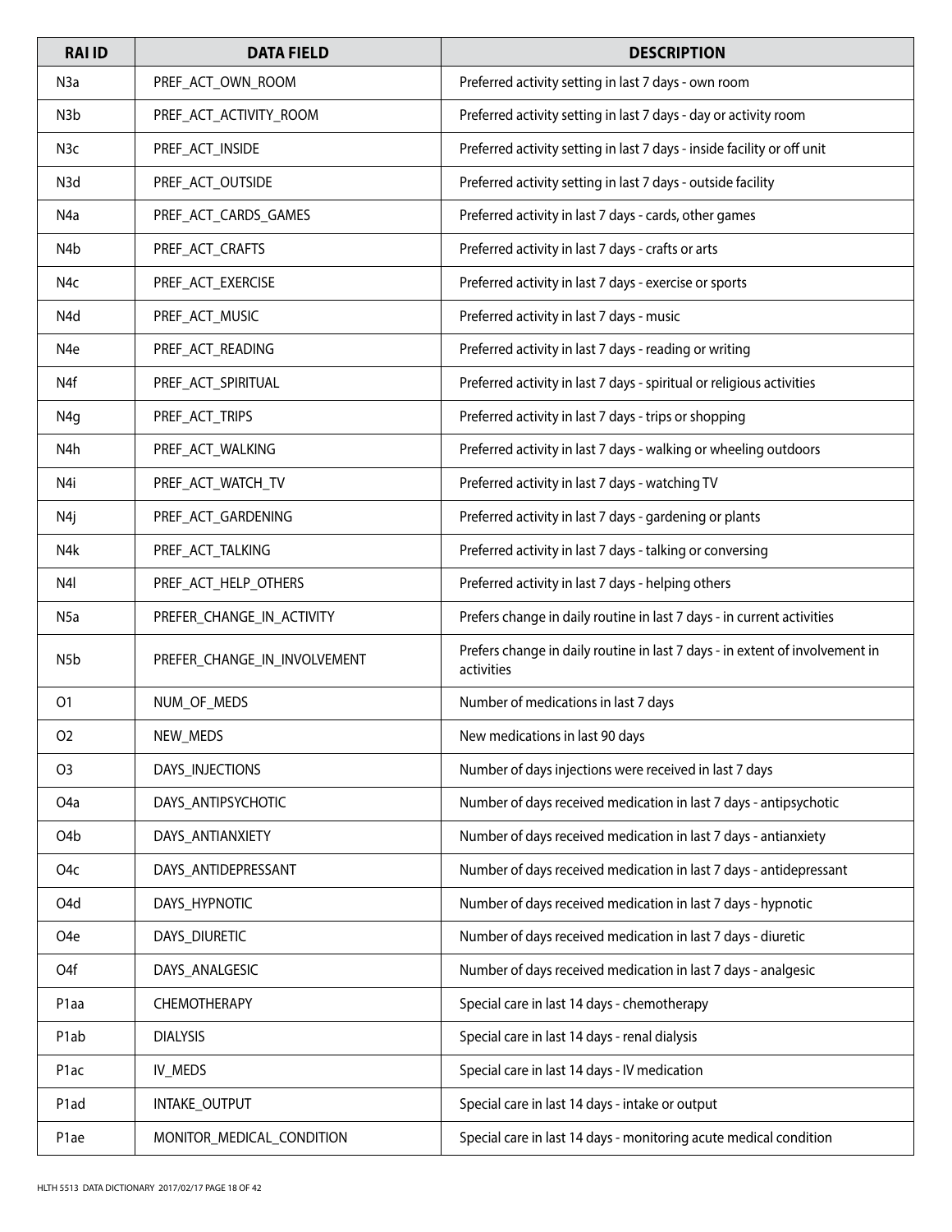| RAI ID | DATA FIELD | DESCRIPTION |
|---|---|---|
| N3a | PREF_ACT_OWN_ROOM | Preferred activity setting in last 7 days - own room |
| N3b | PREF_ACT_ACTIVITY_ROOM | Preferred activity setting in last 7 days - day or activity room |
| N3c | PREF_ACT_INSIDE | Preferred activity setting in last 7 days - inside facility or off unit |
| N3d | PREF_ACT_OUTSIDE | Preferred activity setting in last 7 days - outside facility |
| N4a | PREF_ACT_CARDS_GAMES | Preferred activity in last 7 days - cards, other games |
| N4b | PREF_ACT_CRAFTS | Preferred activity in last 7 days - crafts or arts |
| N4c | PREF_ACT_EXERCISE | Preferred activity in last 7 days - exercise or sports |
| N4d | PREF_ACT_MUSIC | Preferred activity in last 7 days - music |
| N4e | PREF_ACT_READING | Preferred activity in last 7 days - reading or writing |
| N4f | PREF_ACT_SPIRITUAL | Preferred activity in last 7 days - spiritual or religious activities |
| N4g | PREF_ACT_TRIPS | Preferred activity in last 7 days - trips or shopping |
| N4h | PREF_ACT_WALKING | Preferred activity in last 7 days - walking or wheeling outdoors |
| N4i | PREF_ACT_WATCH_TV | Preferred activity in last 7 days - watching TV |
| N4j | PREF_ACT_GARDENING | Preferred activity in last 7 days - gardening or plants |
| N4k | PREF_ACT_TALKING | Preferred activity in last 7 days - talking or conversing |
| N4l | PREF_ACT_HELP_OTHERS | Preferred activity in last 7 days - helping others |
| N5a | PREFER_CHANGE_IN_ACTIVITY | Prefers change in daily routine in last 7 days - in current activities |
| N5b | PREFER_CHANGE_IN_INVOLVEMENT | Prefers change in daily routine in last 7 days - in extent of involvement in activities |
| O1 | NUM_OF_MEDS | Number of medications in last 7 days |
| O2 | NEW_MEDS | New medications in last 90 days |
| O3 | DAYS_INJECTIONS | Number of days injections were received in last 7 days |
| O4a | DAYS_ANTIPSYCHOTIC | Number of days received medication in last 7 days - antipsychotic |
| O4b | DAYS_ANTIANXIETY | Number of days received medication in last 7 days - antianxiety |
| O4c | DAYS_ANTIDEPRESSANT | Number of days received medication in last 7 days - antidepressant |
| O4d | DAYS_HYPNOTIC | Number of days received medication in last 7 days - hypnotic |
| O4e | DAYS_DIURETIC | Number of days received medication in last 7 days - diuretic |
| O4f | DAYS_ANALGESIC | Number of days received medication in last 7 days - analgesic |
| P1aa | CHEMOTHERAPY | Special care in last 14 days - chemotherapy |
| P1ab | DIALYSIS | Special care in last 14 days - renal dialysis |
| P1ac | IV_MEDS | Special care in last 14 days - IV medication |
| P1ad | INTAKE_OUTPUT | Special care in last 14 days - intake or output |
| P1ae | MONITOR_MEDICAL_CONDITION | Special care in last 14 days - monitoring acute medical condition |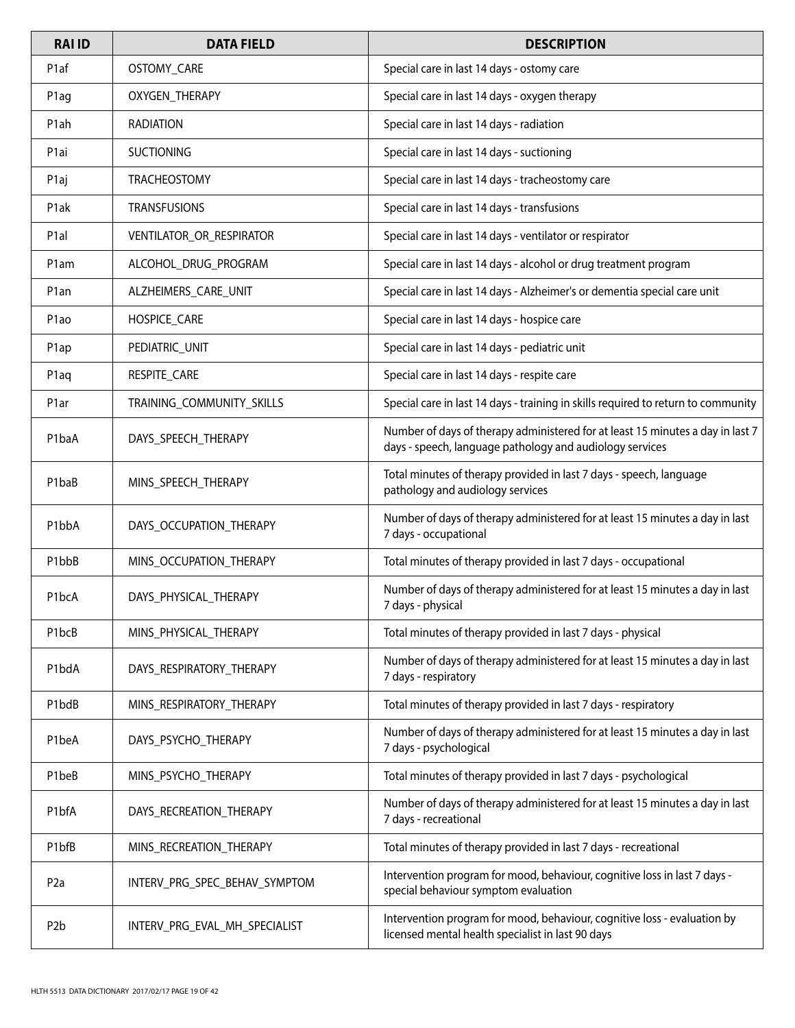| RAI ID | DATA FIELD | DESCRIPTION |
| --- | --- | --- |
| P1af | OSTOMY_CARE | Special care in last 14 days - ostomy care |
| P1ag | OXYGEN_THERAPY | Special care in last 14 days - oxygen therapy |
| P1ah | RADIATION | Special care in last 14 days - radiation |
| P1ai | SUCTIONING | Special care in last 14 days - suctioning |
| P1aj | TRACHEOSTOMY | Special care in last 14 days - tracheostomy care |
| P1ak | TRANSFUSIONS | Special care in last 14 days - transfusions |
| P1al | VENTILATOR_OR_RESPIRATOR | Special care in last 14 days - ventilator or respirator |
| P1am | ALCOHOL_DRUG_PROGRAM | Special care in last 14 days - alcohol or drug treatment program |
| P1an | ALZHEIMERS_CARE_UNIT | Special care in last 14 days - Alzheimer's or dementia special care unit |
| P1ao | HOSPICE_CARE | Special care in last 14 days - hospice care |
| P1ap | PEDIATRIC_UNIT | Special care in last 14 days - pediatric unit |
| P1aq | RESPITE_CARE | Special care in last 14 days - respite care |
| P1ar | TRAINING_COMMUNITY_SKILLS | Special care in last 14 days - training in skills required to return to community |
| P1baA | DAYS_SPEECH_THERAPY | Number of days of therapy administered for at least 15 minutes a day in last 7 days - speech, language pathology and audiology services |
| P1baB | MINS_SPEECH_THERAPY | Total minutes of therapy provided in last 7 days - speech, language pathology and audiology services |
| P1bbA | DAYS_OCCUPATION_THERAPY | Number of days of therapy administered for at least 15 minutes a day in last 7 days - occupational |
| P1bbB | MINS_OCCUPATION_THERAPY | Total minutes of therapy provided in last 7 days - occupational |
| P1bcA | DAYS_PHYSICAL_THERAPY | Number of days of therapy administered for at least 15 minutes a day in last 7 days - physical |
| P1bcB | MINS_PHYSICAL_THERAPY | Total minutes of therapy provided in last 7 days - physical |
| P1bdA | DAYS_RESPIRATORY_THERAPY | Number of days of therapy administered for at least 15 minutes a day in last 7 days - respiratory |
| P1bdB | MINS_RESPIRATORY_THERAPY | Total minutes of therapy provided in last 7 days - respiratory |
| P1beA | DAYS_PSYCHO_THERAPY | Number of days of therapy administered for at least 15 minutes a day in last 7 days - psychological |
| P1beB | MINS_PSYCHO_THERAPY | Total minutes of therapy provided in last 7 days - psychological |
| P1bfA | DAYS_RECREATION_THERAPY | Number of days of therapy administered for at least 15 minutes a day in last 7 days - recreational |
| P1bfB | MINS_RECREATION_THERAPY | Total minutes of therapy provided in last 7 days - recreational |
| P2a | INTERV_PRG_SPEC_BEHAV_SYMPTOM | Intervention program for mood, behaviour, cognitive loss in last 7 days - special behaviour symptom evaluation |
| P2b | INTERV_PRG_EVAL_MH_SPECIALIST | Intervention program for mood, behaviour, cognitive loss - evaluation by licensed mental health specialist in last 90 days |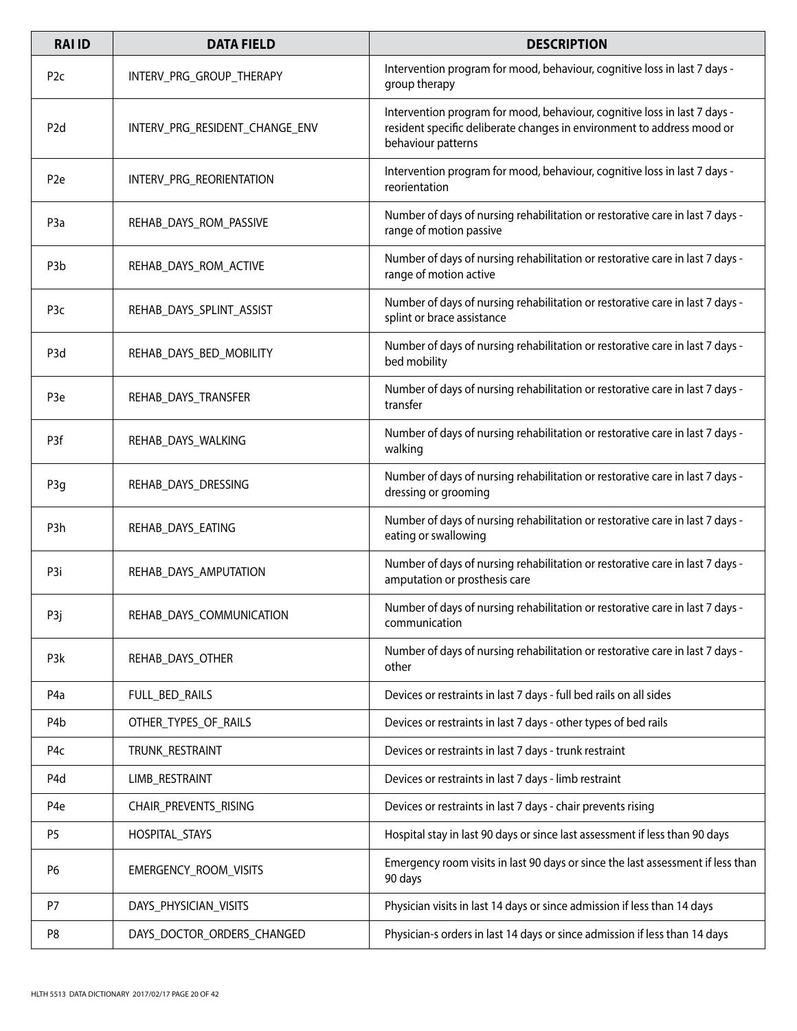| RAI ID | DATA FIELD | DESCRIPTION |
|---|---|---|
| P2c | INTERV_PRG_GROUP_THERAPY | Intervention program for mood, behaviour, cognitive loss in last 7 days - group therapy |
| P2d | INTERV_PRG_RESIDENT_CHANGE_ENV | Intervention program for mood, behaviour, cognitive loss in last 7 days - resident specific deliberate changes in environment to address mood or behaviour patterns |
| P2e | INTERV_PRG_REORIENTATION | Intervention program for mood, behaviour, cognitive loss in last 7 days - reorientation |
| P3a | REHAB_DAYS_ROM_PASSIVE | Number of days of nursing rehabilitation or restorative care in last 7 days - range of motion passive |
| P3b | REHAB_DAYS_ROM_ACTIVE | Number of days of nursing rehabilitation or restorative care in last 7 days - range of motion active |
| P3c | REHAB_DAYS_SPLINT_ASSIST | Number of days of nursing rehabilitation or restorative care in last 7 days - splint or brace assistance |
| P3d | REHAB_DAYS_BED_MOBILITY | Number of days of nursing rehabilitation or restorative care in last 7 days - bed mobility |
| P3e | REHAB_DAYS_TRANSFER | Number of days of nursing rehabilitation or restorative care in last 7 days - transfer |
| P3f | REHAB_DAYS_WALKING | Number of days of nursing rehabilitation or restorative care in last 7 days - walking |
| P3g | REHAB_DAYS_DRESSING | Number of days of nursing rehabilitation or restorative care in last 7 days - dressing or grooming |
| P3h | REHAB_DAYS_EATING | Number of days of nursing rehabilitation or restorative care in last 7 days - eating or swallowing |
| P3i | REHAB_DAYS_AMPUTATION | Number of days of nursing rehabilitation or restorative care in last 7 days - amputation or prosthesis care |
| P3j | REHAB_DAYS_COMMUNICATION | Number of days of nursing rehabilitation or restorative care in last 7 days - communication |
| P3k | REHAB_DAYS_OTHER | Number of days of nursing rehabilitation or restorative care in last 7 days - other |
| P4a | FULL_BED_RAILS | Devices or restraints in last 7 days - full bed rails on all sides |
| P4b | OTHER_TYPES_OF_RAILS | Devices or restraints in last 7 days - other types of bed rails |
| P4c | TRUNK_RESTRAINT | Devices or restraints in last 7 days - trunk restraint |
| P4d | LIMB_RESTRAINT | Devices or restraints in last 7 days - limb restraint |
| P4e | CHAIR_PREVENTS_RISING | Devices or restraints in last 7 days - chair prevents rising |
| P5 | HOSPITAL_STAYS | Hospital stay in last 90 days or since last assessment if less than 90 days |
| P6 | EMERGENCY_ROOM_VISITS | Emergency room visits in last 90 days or since the last assessment if less than 90 days |
| P7 | DAYS_PHYSICIAN_VISITS | Physician visits in last 14 days or since admission if less than 14 days |
| P8 | DAYS_DOCTOR_ORDERS_CHANGED | Physician-s orders in last 14 days or since admission if less than 14 days |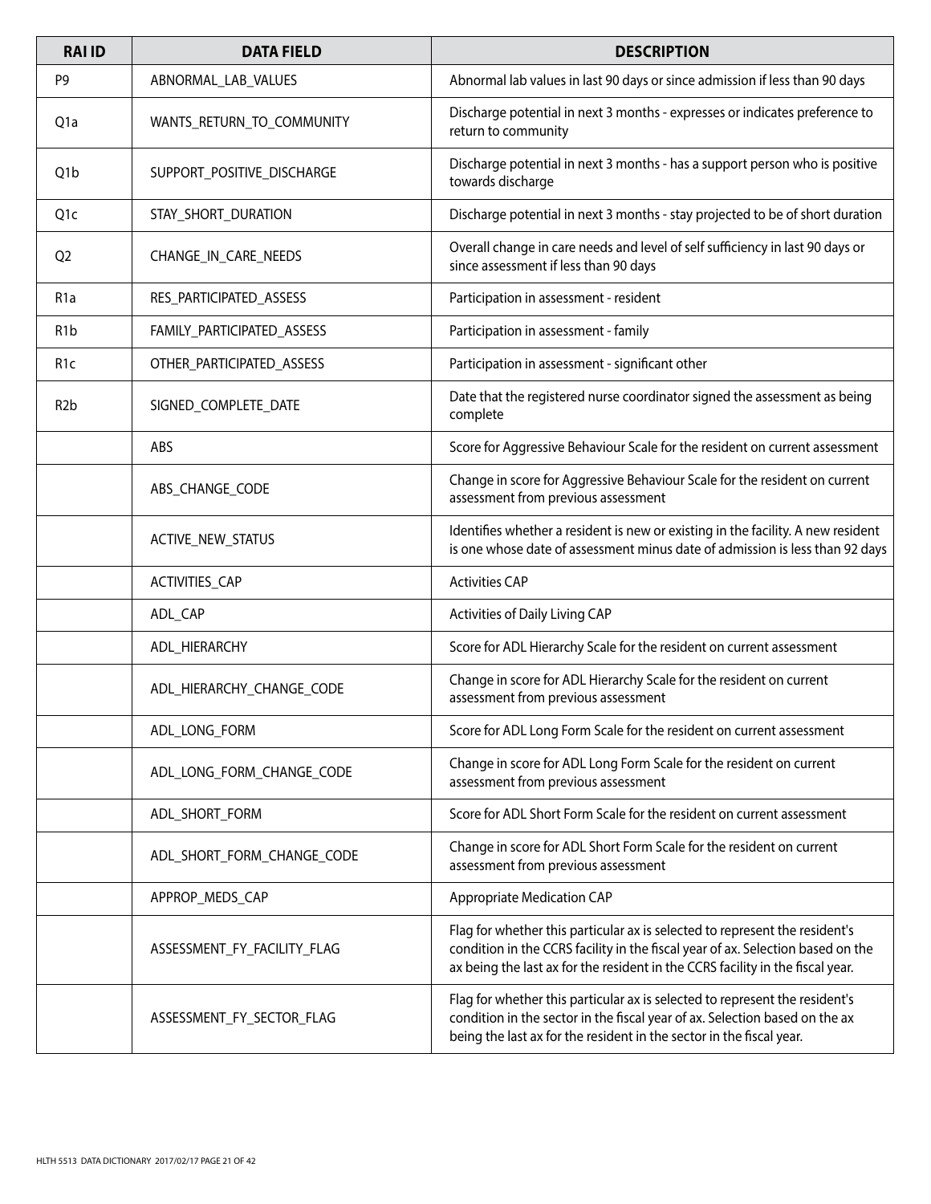| RAI ID | DATA FIELD | DESCRIPTION |
|---|---|---|
| P9 | ABNORMAL_LAB_VALUES | Abnormal lab values in last 90 days or since admission if less than 90 days |
| Q1a | WANTS_RETURN_TO_COMMUNITY | Discharge potential in next 3 months - expresses or indicates preference to return to community |
| Q1b | SUPPORT_POSITIVE_DISCHARGE | Discharge potential in next 3 months - has a support person who is positive towards discharge |
| Q1c | STAY_SHORT_DURATION | Discharge potential in next 3 months - stay projected to be of short duration |
| Q2 | CHANGE_IN_CARE_NEEDS | Overall change in care needs and level of self sufficiency in last 90 days or since assessment if less than 90 days |
| R1a | RES_PARTICIPATED_ASSESS | Participation in assessment - resident |
| R1b | FAMILY_PARTICIPATED_ASSESS | Participation in assessment - family |
| R1c | OTHER_PARTICIPATED_ASSESS | Participation in assessment - significant other |
| R2b | SIGNED_COMPLETE_DATE | Date that the registered nurse coordinator signed the assessment as being complete |
| | ABS | Score for Aggressive Behaviour Scale for the resident on current assessment |
| | ABS_CHANGE_CODE | Change in score for Aggressive Behaviour Scale for the resident on current assessment from previous assessment |
| | ACTIVE_NEW_STATUS | Identifies whether a resident is new or existing in the facility. A new resident is one whose date of assessment minus date of admission is less than 92 days |
| | ACTIVITIES_CAP | Activities CAP |
| | ADL_CAP | Activities of Daily Living CAP |
| | ADL_HIERARCHY | Score for ADL Hierarchy Scale for the resident on current assessment |
| | ADL_HIERARCHY_CHANGE_CODE | Change in score for ADL Hierarchy Scale for the resident on current assessment from previous assessment |
| | ADL_LONG_FORM | Score for ADL Long Form Scale for the resident on current assessment |
| | ADL_LONG_FORM_CHANGE_CODE | Change in score for ADL Long Form Scale for the resident on current assessment from previous assessment |
| | ADL_SHORT_FORM | Score for ADL Short Form Scale for the resident on current assessment |
| | ADL_SHORT_FORM_CHANGE_CODE | Change in score for ADL Short Form Scale for the resident on current assessment from previous assessment |
| | APPROP_MEDS_CAP | Appropriate Medication CAP |
| | ASSESSMENT_FY_FACILITY_FLAG | Flag for whether this particular ax is selected to represent the resident's condition in the CCRS facility in the fiscal year of ax. Selection based on the ax being the last ax for the resident in the CCRS facility in the fiscal year. |
| | ASSESSMENT_FY_SECTOR_FLAG | Flag for whether this particular ax is selected to represent the resident's condition in the sector in the fiscal year of ax. Selection based on the ax being the last ax for the resident in the sector in the fiscal year. |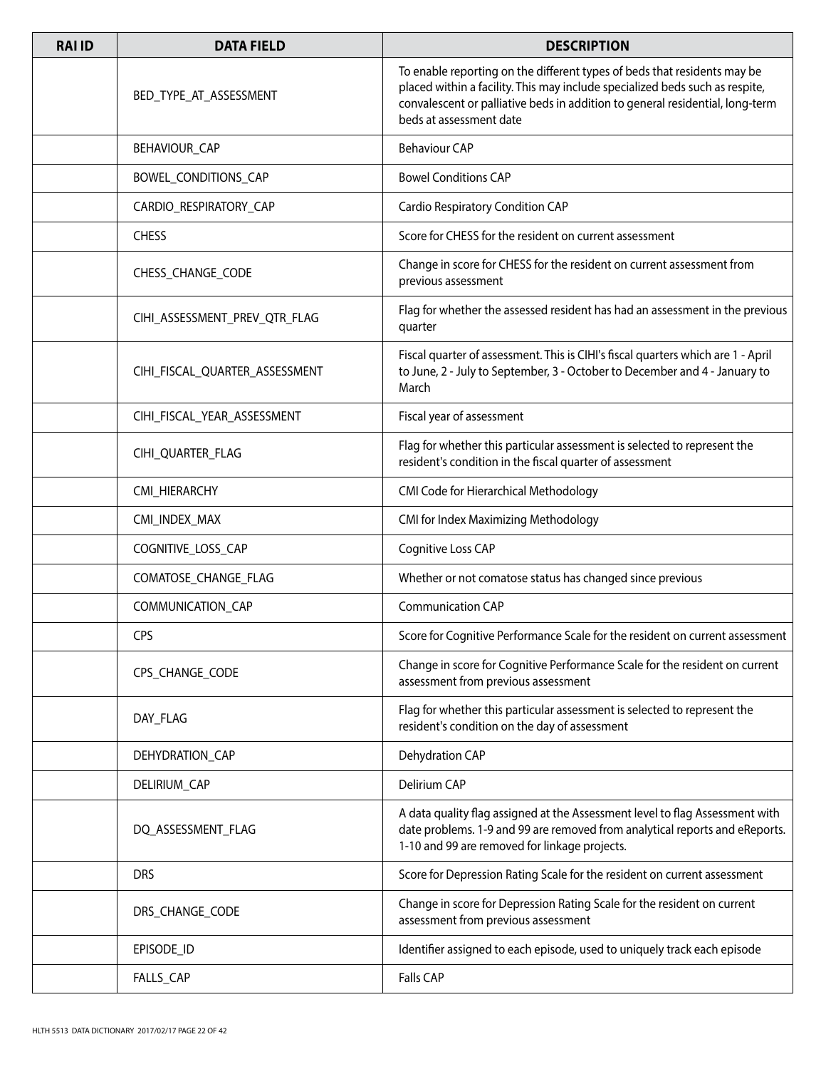| RAI ID | DATA FIELD | DESCRIPTION |
| --- | --- | --- |
| | BED_TYPE_AT_ASSESSMENT | To enable reporting on the different types of beds that residents may be placed within a facility. This may include specialized beds such as respite, convalescent or palliative beds in addition to general residential, long-term beds at assessment date |
| | BEHAVIOUR_CAP | Behaviour CAP |
| | BOWEL_CONDITIONS_CAP | Bowel Conditions CAP |
| | CARDIO_RESPIRATORY_CAP | Cardio Respiratory Condition CAP |
| | CHESS | Score for CHESS for the resident on current assessment |
| | CHESS_CHANGE_CODE | Change in score for CHESS for the resident on current assessment from previous assessment |
| | CIHI_ASSESSMENT_PREV_QTR_FLAG | Flag for whether the assessed resident has had an assessment in the previous quarter |
| | CIHI_FISCAL_QUARTER_ASSESSMENT | Fiscal quarter of assessment. This is CIHI's fiscal quarters which are 1 - April to June, 2 - July to September, 3 - October to December and 4 - January to March |
| | CIHI_FISCAL_YEAR_ASSESSMENT | Fiscal year of assessment |
| | CIHI_QUARTER_FLAG | Flag for whether this particular assessment is selected to represent the resident's condition in the fiscal quarter of assessment |
| | CMI_HIERARCHY | CMI Code for Hierarchical Methodology |
| | CMI_INDEX_MAX | CMI for Index Maximizing Methodology |
| | COGNITIVE_LOSS_CAP | Cognitive Loss CAP |
| | COMATOSE_CHANGE_FLAG | Whether or not comatose status has changed since previous |
| | COMMUNICATION_CAP | Communication CAP |
| | CPS | Score for Cognitive Performance Scale for the resident on current assessment |
| | CPS_CHANGE_CODE | Change in score for Cognitive Performance Scale for the resident on current assessment from previous assessment |
| | DAY_FLAG | Flag for whether this particular assessment is selected to represent the resident's condition on the day of assessment |
| | DEHYDRATION_CAP | Dehydration CAP |
| | DELIRIUM_CAP | Delirium CAP |
| | DQ_ASSESSMENT_FLAG | A data quality flag assigned at the Assessment level to flag Assessment with date problems. 1-9 and 99 are removed from analytical reports and eReports. 1-10 and 99 are removed for linkage projects. |
| | DRS | Score for Depression Rating Scale for the resident on current assessment |
| | DRS_CHANGE_CODE | Change in score for Depression Rating Scale for the resident on current assessment from previous assessment |
| | EPISODE_ID | Identifier assigned to each episode, used to uniquely track each episode |
| | FALLS_CAP | Falls CAP |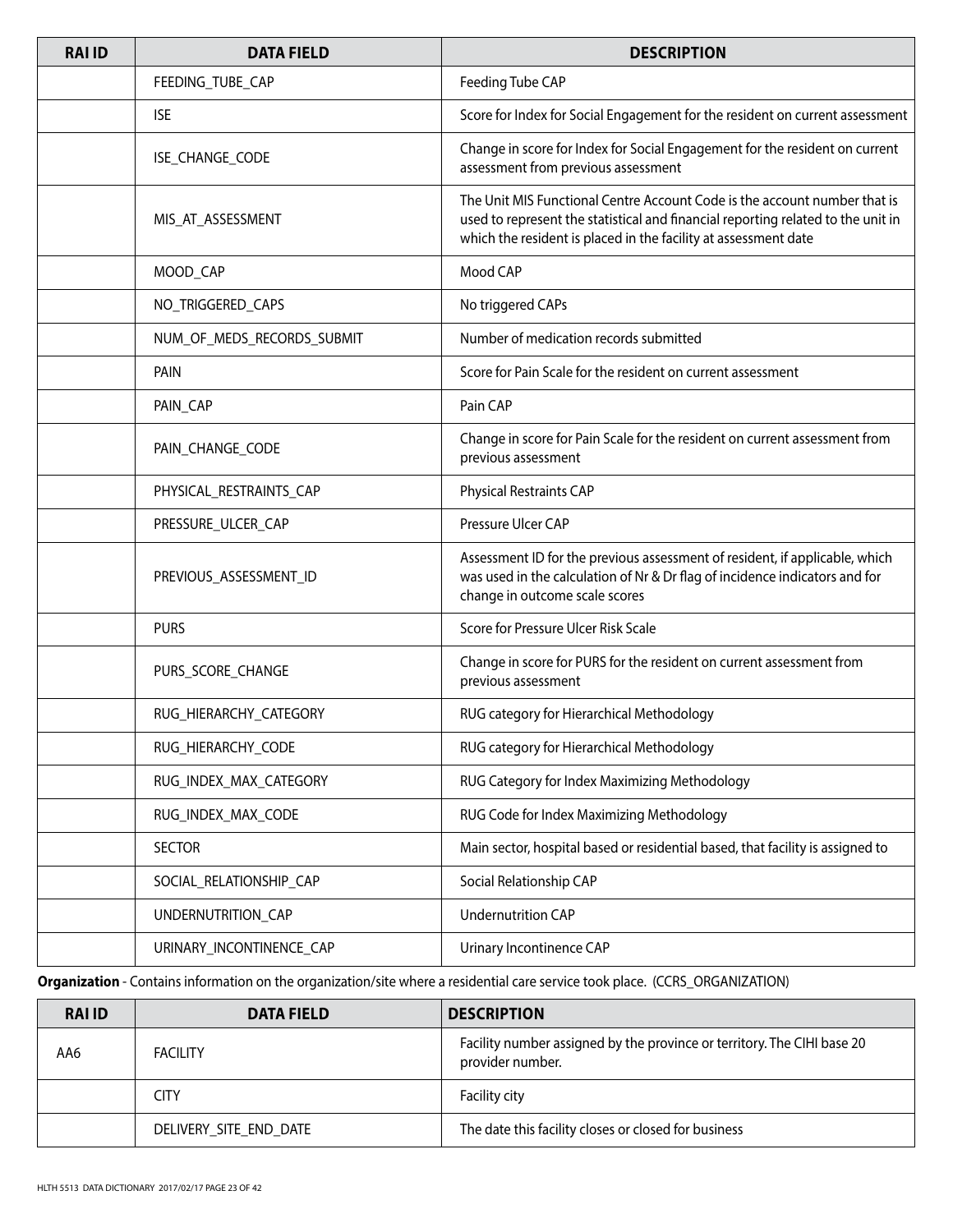| RAI ID | DATA FIELD | DESCRIPTION |
| --- | --- | --- |
| | FEEDING_TUBE_CAP | Feeding Tube CAP |
| | ISE | Score for Index for Social Engagement for the resident on current assessment |
| | ISE_CHANGE_CODE | Change in score for Index for Social Engagement for the resident on current assessment from previous assessment |
| | MIS_AT_ASSESSMENT | The Unit MIS Functional Centre Account Code is the account number that is used to represent the statistical and financial reporting related to the unit in which the resident is placed in the facility at assessment date |
| | MOOD_CAP | Mood CAP |
| | NO_TRIGGERED_CAPS | No triggered CAPs |
| | NUM_OF_MEDS_RECORDS_SUBMIT | Number of medication records submitted |
| | PAIN | Score for Pain Scale for the resident on current assessment |
| | PAIN_CAP | Pain CAP |
| | PAIN_CHANGE_CODE | Change in score for Pain Scale for the resident on current assessment from previous assessment |
| | PHYSICAL_RESTRAINTS_CAP | Physical Restraints CAP |
| | PRESSURE_ULCER_CAP | Pressure Ulcer CAP |
| | PREVIOUS_ASSESSMENT_ID | Assessment ID for the previous assessment of resident, if applicable, which was used in the calculation of Nr & Dr flag of incidence indicators and for change in outcome scale scores |
| | PURS | Score for Pressure Ulcer Risk Scale |
| | PURS_SCORE_CHANGE | Change in score for PURS for the resident on current assessment from previous assessment |
| | RUG_HIERARCHY_CATEGORY | RUG category for Hierarchical Methodology |
| | RUG_HIERARCHY_CODE | RUG category for Hierarchical Methodology |
| | RUG_INDEX_MAX_CATEGORY | RUG Category for Index Maximizing Methodology |
| | RUG_INDEX_MAX_CODE | RUG Code for Index Maximizing Methodology |
| | SECTOR | Main sector, hospital based or residential based, that facility is assigned to |
| | SOCIAL_RELATIONSHIP_CAP | Social Relationship CAP |
| | UNDERNUTRITION_CAP | Undernutrition CAP |
| | URINARY_INCONTINENCE_CAP | Urinary Incontinence CAP |

**Organization** - Contains information on the organization/site where a residential care service took place. (CCRS_ORGANIZATION)

| RAI ID | DATA FIELD | DESCRIPTION |
| --- | --- | --- |
| AA6 | FACILITY | Facility number assigned by the province or territory. The CIHI base 20 provider number. |
| | CITY | Facility city |
| | DELIVERY_SITE_END_DATE | The date this facility closes or closed for business |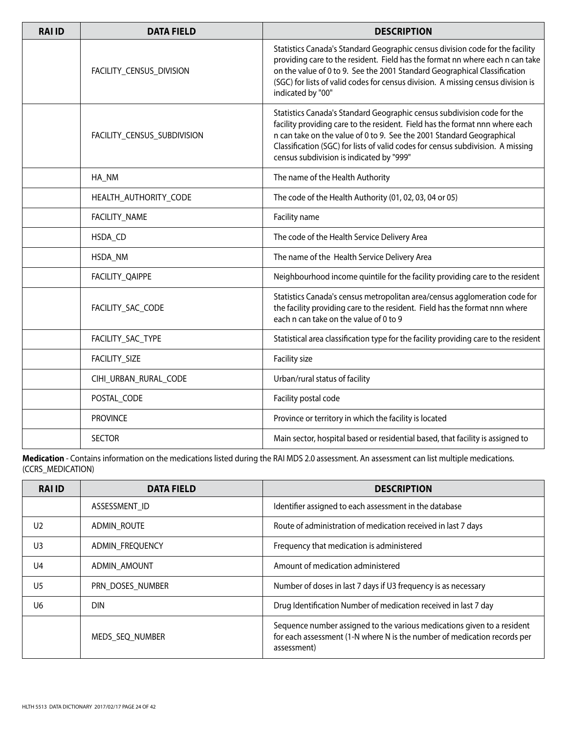| RAI ID | DATA FIELD | DESCRIPTION |
|---|---|---|
| | FACILITY_CENSUS_DIVISION | Statistics Canada's Standard Geographic census division code for the facility providing care to the resident. Field has the format nn where each n can take on the value of 0 to 9. See the 2001 Standard Geographical Classification (SGC) for lists of valid codes for census division. A missing census division is indicated by "00" |
| | FACILITY_CENSUS_SUBDIVISION | Statistics Canada's Standard Geographic census subdivision code for the facility providing care to the resident. Field has the format nnn where each n can take on the value of 0 to 9. See the 2001 Standard Geographical Classification (SGC) for lists of valid codes for census subdivision. A missing census subdivision is indicated by "999" |
| | HA_NM | The name of the Health Authority |
| | HEALTH_AUTHORITY_CODE | The code of the Health Authority (01, 02, 03, 04 or 05) |
| | FACILITY_NAME | Facility name |
| | HSDA_CD | The code of the Health Service Delivery Area |
| | HSDA_NM | The name of the Health Service Delivery Area |
| | FACILITY_QAIPPE | Neighbourhood income quintile for the facility providing care to the resident |
| | FACILITY_SAC_CODE | Statistics Canada's census metropolitan area/census agglomeration code for the facility providing care to the resident. Field has the format nnn where each n can take on the value of 0 to 9 |
| | FACILITY_SAC_TYPE | Statistical area classification type for the facility providing care to the resident |
| | FACILITY_SIZE | Facility size |
| | CIHI_URBAN_RURAL_CODE | Urban/rural status of facility |
| | POSTAL_CODE | Facility postal code |
| | PROVINCE | Province or territory in which the facility is located |
| | SECTOR | Main sector, hospital based or residential based, that facility is assigned to |

**Medication** - Contains information on the medications listed during the RAI MDS 2.0 assessment. An assessment can list multiple medications. (CCRS_MEDICATION)

| RAI ID | DATA FIELD | DESCRIPTION |
|---|---|---|
| | ASSESSMENT_ID | Identifier assigned to each assessment in the database |
| U2 | ADMIN_ROUTE | Route of administration of medication received in last 7 days |
| U3 | ADMIN_FREQUENCY | Frequency that medication is administered |
| U4 | ADMIN_AMOUNT | Amount of medication administered |
| U5 | PRN_DOSES_NUMBER | Number of doses in last 7 days if U3 frequency is as necessary |
| U6 | DIN | Drug Identification Number of medication received in last 7 day |
| | MEDS_SEQ_NUMBER | Sequence number assigned to the various medications given to a resident for each assessment (1-N where N is the number of medication records per assessment) |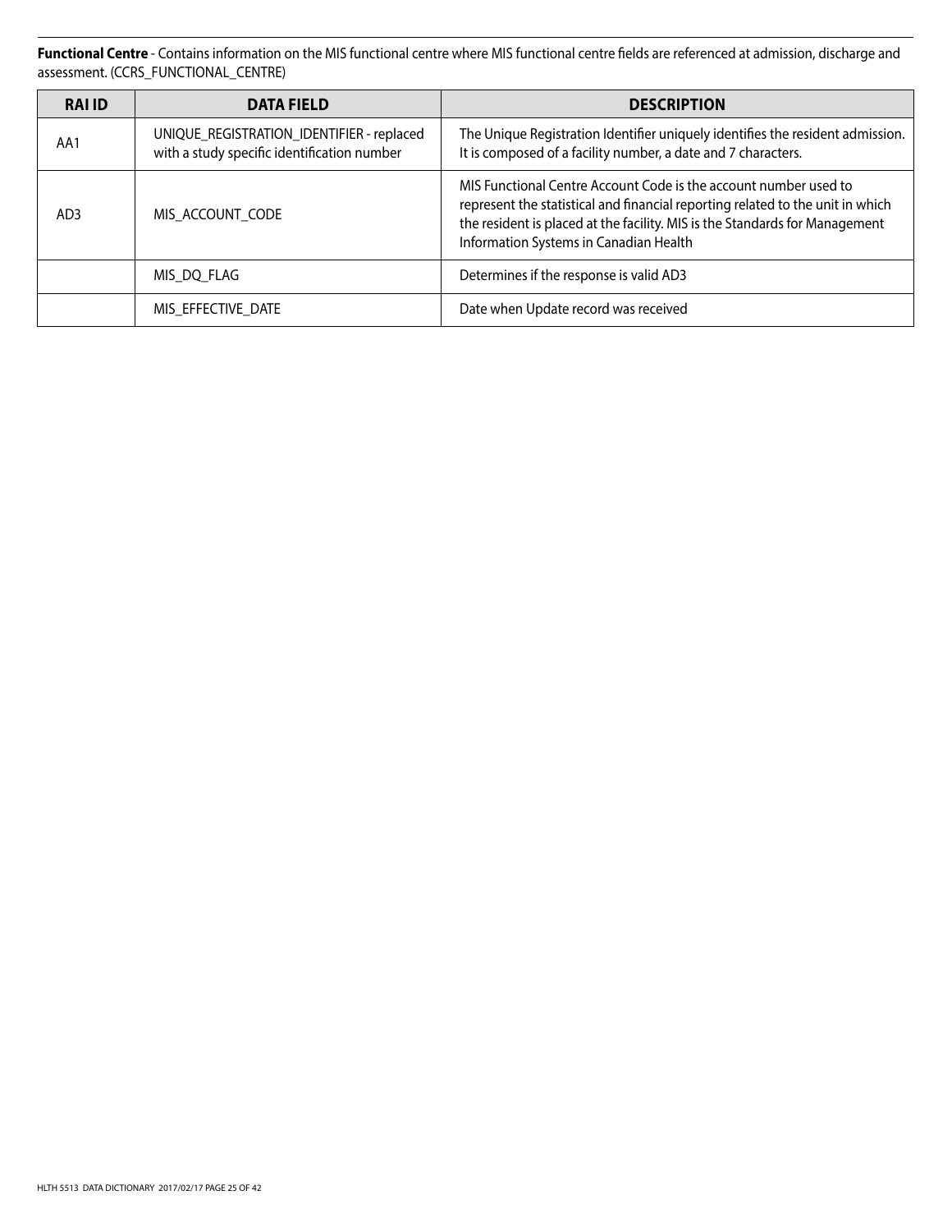**Functional Centre** - Contains information on the MIS functional centre where MIS functional centre fields are referenced at admission, discharge and assessment. (CCRS_FUNCTIONAL_CENTRE)

| RAI ID | DATA FIELD | DESCRIPTION |
| --- | --- | --- |
| AA1 | UNIQUE_REGISTRATION_IDENTIFIER - replaced with a study specific identification number | The Unique Registration Identifier uniquely identifies the resident admission. It is composed of a facility number, a date and 7 characters. |
| AD3 | MIS_ACCOUNT_CODE | MIS Functional Centre Account Code is the account number used to represent the statistical and financial reporting related to the unit in which the resident is placed at the facility. MIS is the Standards for Management Information Systems in Canadian Health |
| | MIS_DQ_FLAG | Determines if the response is valid AD3 |
| | MIS_EFFECTIVE_DATE | Date when Update record was received |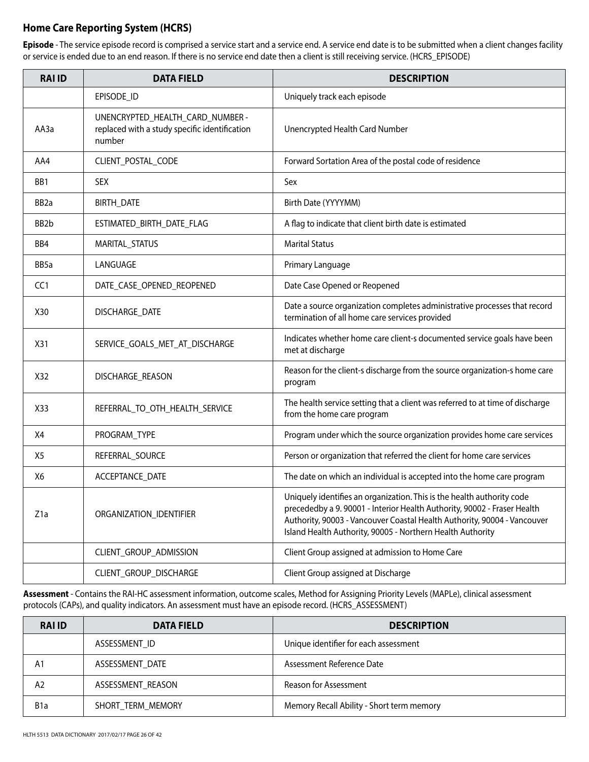## Home Care Reporting System (HCRS)

**Episode** - The service episode record is comprised a service start and a service end. A service end date is to be submitted when a client changes facility or service is ended due to an end reason. If there is no service end date then a client is still receiving service. (HCRS_EPISODE)

| RAI ID | DATA FIELD | DESCRIPTION |
|---|---|---|
| | EPISODE_ID | Uniquely track each episode |
| AA3a | UNENCRYPTED_HEALTH_CARD_NUMBER - replaced with a study specific identification number | Unencrypted Health Card Number |
| AA4 | CLIENT_POSTAL_CODE | Forward Sortation Area of the postal code of residence |
| BB1 | SEX | Sex |
| BB2a | BIRTH_DATE | Birth Date (YYYYMM) |
| BB2b | ESTIMATED_BIRTH_DATE_FLAG | A flag to indicate that client birth date is estimated |
| BB4 | MARITAL_STATUS | Marital Status |
| BB5a | LANGUAGE | Primary Language |
| CC1 | DATE_CASE_OPENED_REOPENED | Date Case Opened or Reopened |
| X30 | DISCHARGE_DATE | Date a source organization completes administrative processes that record termination of all home care services provided |
| X31 | SERVICE_GOALS_MET_AT_DISCHARGE | Indicates whether home care client-s documented service goals have been met at discharge |
| X32 | DISCHARGE_REASON | Reason for the client-s discharge from the source organization-s home care program |
| X33 | REFERRAL_TO_OTH_HEALTH_SERVICE | The health service setting that a client was referred to at time of discharge from the home care program |
| X4 | PROGRAM_TYPE | Program under which the source organization provides home care services |
| X5 | REFERRAL_SOURCE | Person or organization that referred the client for home care services |
| X6 | ACCEPTANCE_DATE | The date on which an individual is accepted into the home care program |
| Z1a | ORGANIZATION_IDENTIFIER | Uniquely identifies an organization. This is the health authority code precededby a 9. 90001 - Interior Health Authority, 90002 - Fraser Health Authority, 90003 - Vancouver Coastal Health Authority, 90004 - Vancouver Island Health Authority, 90005 - Northern Health Authority |
| | CLIENT_GROUP_ADMISSION | Client Group assigned at admission to Home Care |
| | CLIENT_GROUP_DISCHARGE | Client Group assigned at Discharge |

**Assessment** - Contains the RAI-HC assessment information, outcome scales, Method for Assigning Priority Levels (MAPLe), clinical assessment protocols (CAPs), and quality indicators. An assessment must have an episode record. (HCRS_ASSESSMENT)

| RAI ID | DATA FIELD | DESCRIPTION |
|---|---|---|
| | ASSESSMENT_ID | Unique identifier for each assessment |
| A1 | ASSESSMENT_DATE | Assessment Reference Date |
| A2 | ASSESSMENT_REASON | Reason for Assessment |
| B1a | SHORT_TERM_MEMORY | Memory Recall Ability - Short term memory |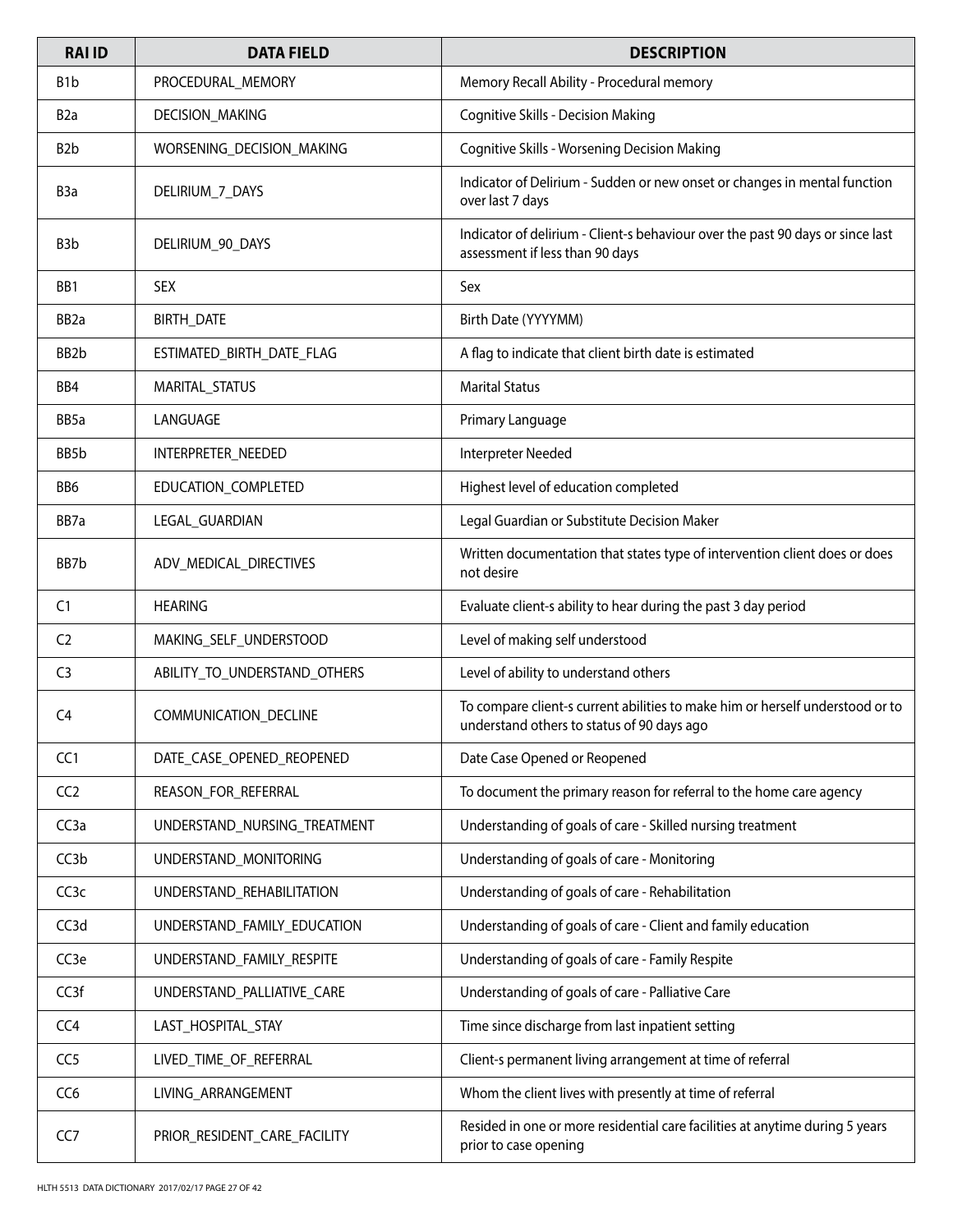| RAI ID | DATA FIELD | DESCRIPTION |
| --- | --- | --- |
| B1b | PROCEDURAL_MEMORY | Memory Recall Ability - Procedural memory |
| B2a | DECISION_MAKING | Cognitive Skills - Decision Making |
| B2b | WORSENING_DECISION_MAKING | Cognitive Skills - Worsening Decision Making |
| B3a | DELIRIUM_7_DAYS | Indicator of Delirium - Sudden or new onset or changes in mental function over last 7 days |
| B3b | DELIRIUM_90_DAYS | Indicator of delirium - Client-s behaviour over the past 90 days or since last assessment if less than 90 days |
| BB1 | SEX | Sex |
| BB2a | BIRTH_DATE | Birth Date (YYYYMM) |
| BB2b | ESTIMATED_BIRTH_DATE_FLAG | A flag to indicate that client birth date is estimated |
| BB4 | MARITAL_STATUS | Marital Status |
| BB5a | LANGUAGE | Primary Language |
| BB5b | INTERPRETER_NEEDED | Interpreter Needed |
| BB6 | EDUCATION_COMPLETED | Highest level of education completed |
| BB7a | LEGAL_GUARDIAN | Legal Guardian or Substitute Decision Maker |
| BB7b | ADV_MEDICAL_DIRECTIVES | Written documentation that states type of intervention client does or does not desire |
| C1 | HEARING | Evaluate client-s ability to hear during the past 3 day period |
| C2 | MAKING_SELF_UNDERSTOOD | Level of making self understood |
| C3 | ABILITY_TO_UNDERSTAND_OTHERS | Level of ability to understand others |
| C4 | COMMUNICATION_DECLINE | To compare client-s current abilities to make him or herself understood or to understand others to status of 90 days ago |
| CC1 | DATE_CASE_OPENED_REOPENED | Date Case Opened or Reopened |
| CC2 | REASON_FOR_REFERRAL | To document the primary reason for referral to the home care agency |
| CC3a | UNDERSTAND_NURSING_TREATMENT | Understanding of goals of care - Skilled nursing treatment |
| CC3b | UNDERSTAND_MONITORING | Understanding of goals of care - Monitoring |
| CC3c | UNDERSTAND_REHABILITATION | Understanding of goals of care - Rehabilitation |
| CC3d | UNDERSTAND_FAMILY_EDUCATION | Understanding of goals of care - Client and family education |
| CC3e | UNDERSTAND_FAMILY_RESPITE | Understanding of goals of care - Family Respite |
| CC3f | UNDERSTAND_PALLIATIVE_CARE | Understanding of goals of care - Palliative Care |
| CC4 | LAST_HOSPITAL_STAY | Time since discharge from last inpatient setting |
| CC5 | LIVED_TIME_OF_REFERRAL | Client-s permanent living arrangement at time of referral |
| CC6 | LIVING_ARRANGEMENT | Whom the client lives with presently at time of referral |
| CC7 | PRIOR_RESIDENT_CARE_FACILITY | Resided in one or more residential care facilities at anytime during 5 years prior to case opening |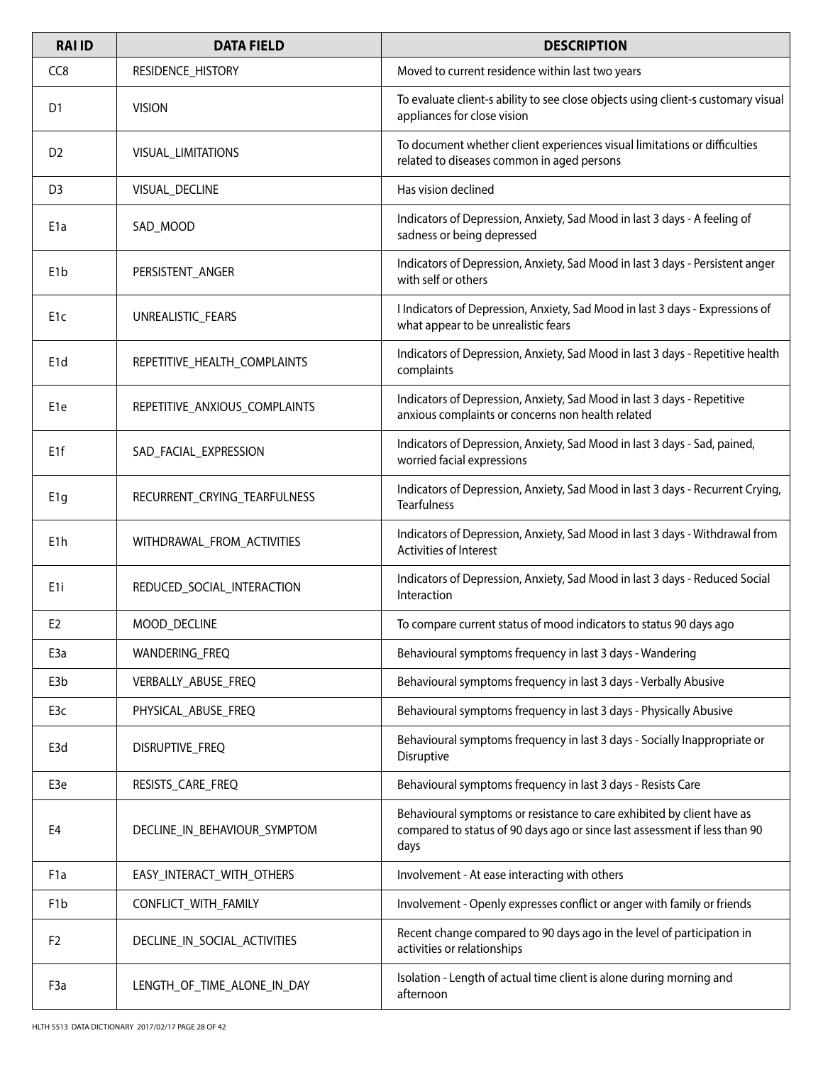| RAI ID | DATA FIELD | DESCRIPTION |
|---|---|---|
| CC8 | RESIDENCE_HISTORY | Moved to current residence within last two years |
| D1 | VISION | To evaluate client-s ability to see close objects using client-s customary visual appliances for close vision |
| D2 | VISUAL_LIMITATIONS | To document whether client experiences visual limitations or difficulties related to diseases common in aged persons |
| D3 | VISUAL_DECLINE | Has vision declined |
| E1a | SAD_MOOD | Indicators of Depression, Anxiety, Sad Mood in last 3 days - A feeling of sadness or being depressed |
| E1b | PERSISTENT_ANGER | Indicators of Depression, Anxiety, Sad Mood in last 3 days - Persistent anger with self or others |
| E1c | UNREALISTIC_FEARS | I Indicators of Depression, Anxiety, Sad Mood in last 3 days - Expressions of what appear to be unrealistic fears |
| E1d | REPETITIVE_HEALTH_COMPLAINTS | Indicators of Depression, Anxiety, Sad Mood in last 3 days - Repetitive health complaints |
| E1e | REPETITIVE_ANXIOUS_COMPLAINTS | Indicators of Depression, Anxiety, Sad Mood in last 3 days - Repetitive anxious complaints or concerns non health related |
| E1f | SAD_FACIAL_EXPRESSION | Indicators of Depression, Anxiety, Sad Mood in last 3 days - Sad, pained, worried facial expressions |
| E1g | RECURRENT_CRYING_TEARFULNESS | Indicators of Depression, Anxiety, Sad Mood in last 3 days - Recurrent Crying, Tearfulness |
| E1h | WITHDRAWAL_FROM_ACTIVITIES | Indicators of Depression, Anxiety, Sad Mood in last 3 days - Withdrawal from Activities of Interest |
| E1i | REDUCED_SOCIAL_INTERACTION | Indicators of Depression, Anxiety, Sad Mood in last 3 days - Reduced Social Interaction |
| E2 | MOOD_DECLINE | To compare current status of mood indicators to status 90 days ago |
| E3a | WANDERING_FREQ | Behavioural symptoms frequency in last 3 days - Wandering |
| E3b | VERBALLY_ABUSE_FREQ | Behavioural symptoms frequency in last 3 days - Verbally Abusive |
| E3c | PHYSICAL_ABUSE_FREQ | Behavioural symptoms frequency in last 3 days - Physically Abusive |
| E3d | DISRUPTIVE_FREQ | Behavioural symptoms frequency in last 3 days - Socially Inappropriate or Disruptive |
| E3e | RESISTS_CARE_FREQ | Behavioural symptoms frequency in last 3 days - Resists Care |
| E4 | DECLINE_IN_BEHAVIOUR_SYMPTOM | Behavioural symptoms or resistance to care exhibited by client have as compared to status of 90 days ago or since last assessment if less than 90 days |
| F1a | EASY_INTERACT_WITH_OTHERS | Involvement - At ease interacting with others |
| F1b | CONFLICT_WITH_FAMILY | Involvement - Openly expresses conflict or anger with family or friends |
| F2 | DECLINE_IN_SOCIAL_ACTIVITIES | Recent change compared to 90 days ago in the level of participation in activities or relationships |
| F3a | LENGTH_OF_TIME_ALONE_IN_DAY | Isolation - Length of actual time client is alone during morning and afternoon |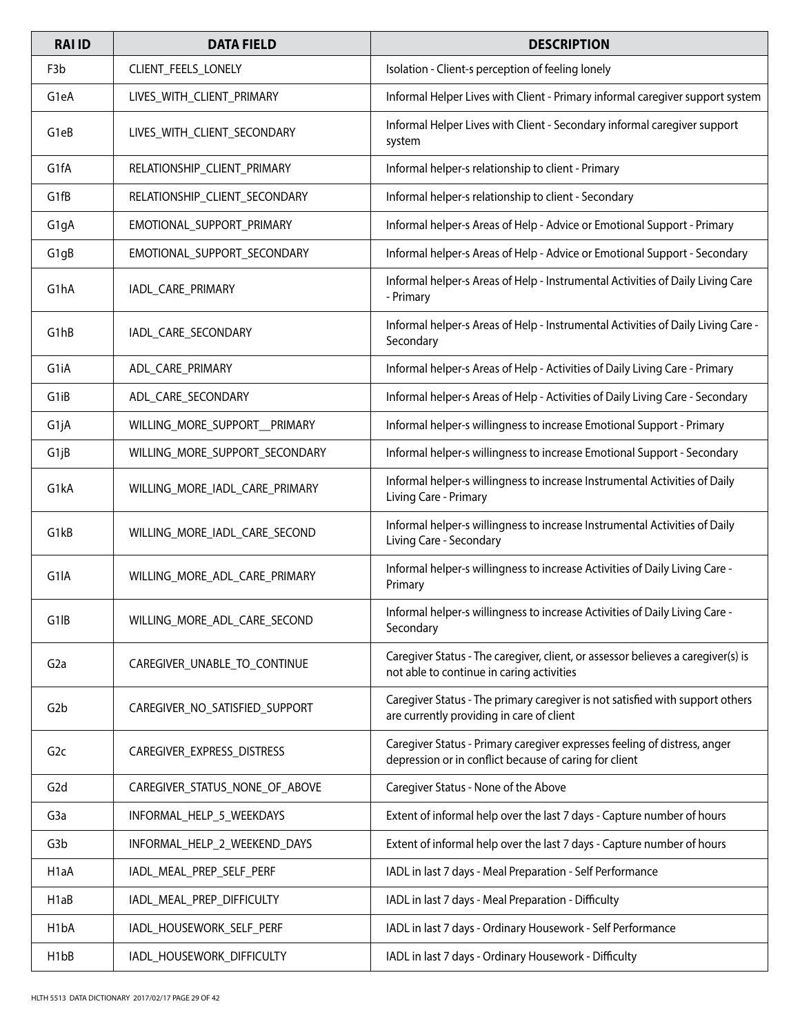| RAI ID | DATA FIELD | DESCRIPTION |
|---|---|---|
| F3b | CLIENT_FEELS_LONELY | Isolation - Client-s perception of feeling lonely |
| G1eA | LIVES_WITH_CLIENT_PRIMARY | Informal Helper Lives with Client - Primary informal caregiver support system |
| G1eB | LIVES_WITH_CLIENT_SECONDARY | Informal Helper Lives with Client - Secondary informal caregiver support system |
| G1fA | RELATIONSHIP_CLIENT_PRIMARY | Informal helper-s relationship to client - Primary |
| G1fB | RELATIONSHIP_CLIENT_SECONDARY | Informal helper-s relationship to client - Secondary |
| G1gA | EMOTIONAL_SUPPORT_PRIMARY | Informal helper-s Areas of Help - Advice or Emotional Support - Primary |
| G1gB | EMOTIONAL_SUPPORT_SECONDARY | Informal helper-s Areas of Help - Advice or Emotional Support - Secondary |
| G1hA | IADL_CARE_PRIMARY | Informal helper-s Areas of Help - Instrumental Activities of Daily Living Care - Primary |
| G1hB | IADL_CARE_SECONDARY | Informal helper-s Areas of Help - Instrumental Activities of Daily Living Care - Secondary |
| G1iA | ADL_CARE_PRIMARY | Informal helper-s Areas of Help - Activities of Daily Living Care - Primary |
| G1iB | ADL_CARE_SECONDARY | Informal helper-s Areas of Help - Activities of Daily Living Care - Secondary |
| G1jA | WILLING_MORE_SUPPORT__PRIMARY | Informal helper-s willingness to increase Emotional Support - Primary |
| G1jB | WILLING_MORE_SUPPORT_SECONDARY | Informal helper-s willingness to increase Emotional Support - Secondary |
| G1kA | WILLING_MORE_IADL_CARE_PRIMARY | Informal helper-s willingness to increase Instrumental Activities of Daily Living Care - Primary |
| G1kB | WILLING_MORE_IADL_CARE_SECOND | Informal helper-s willingness to increase Instrumental Activities of Daily Living Care - Secondary |
| G1lA | WILLING_MORE_ADL_CARE_PRIMARY | Informal helper-s willingness to increase Activities of Daily Living Care - Primary |
| G1lB | WILLING_MORE_ADL_CARE_SECOND | Informal helper-s willingness to increase Activities of Daily Living Care - Secondary |
| G2a | CAREGIVER_UNABLE_TO_CONTINUE | Caregiver Status - The caregiver, client, or assessor believes a caregiver(s) is not able to continue in caring activities |
| G2b | CAREGIVER_NO_SATISFIED_SUPPORT | Caregiver Status - The primary caregiver is not satisfied with support others are currently providing in care of client |
| G2c | CAREGIVER_EXPRESS_DISTRESS | Caregiver Status - Primary caregiver expresses feeling of distress, anger depression or in conflict because of caring for client |
| G2d | CAREGIVER_STATUS_NONE_OF_ABOVE | Caregiver Status - None of the Above |
| G3a | INFORMAL_HELP_5_WEEKDAYS | Extent of informal help over the last 7 days - Capture number of hours |
| G3b | INFORMAL_HELP_2_WEEKEND_DAYS | Extent of informal help over the last 7 days - Capture number of hours |
| H1aA | IADL_MEAL_PREP_SELF_PERF | IADL in last 7 days - Meal Preparation - Self Performance |
| H1aB | IADL_MEAL_PREP_DIFFICULTY | IADL in last 7 days - Meal Preparation - Difficulty |
| H1bA | IADL_HOUSEWORK_SELF_PERF | IADL in last 7 days - Ordinary Housework - Self Performance |
| H1bB | IADL_HOUSEWORK_DIFFICULTY | IADL in last 7 days - Ordinary Housework - Difficulty |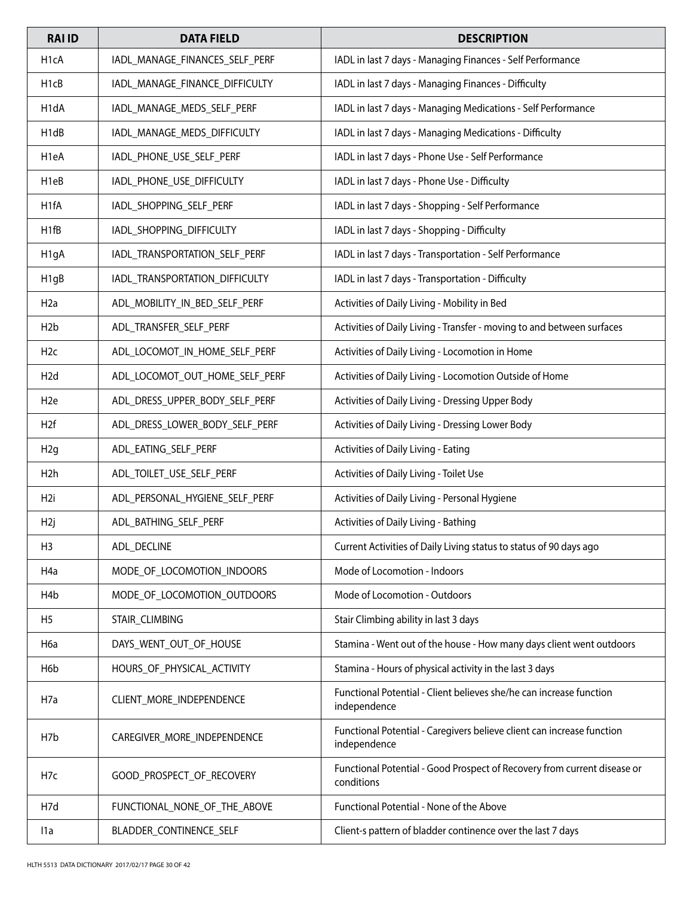| RAI ID | DATA FIELD | DESCRIPTION |
|---|---|---|
| H1cA | IADL_MANAGE_FINANCES_SELF_PERF | IADL in last 7 days - Managing Finances - Self Performance |
| H1cB | IADL_MANAGE_FINANCE_DIFFICULTY | IADL in last 7 days - Managing Finances - Difficulty |
| H1dA | IADL_MANAGE_MEDS_SELF_PERF | IADL in last 7 days - Managing Medications - Self Performance |
| H1dB | IADL_MANAGE_MEDS_DIFFICULTY | IADL in last 7 days - Managing Medications - Difficulty |
| H1eA | IADL_PHONE_USE_SELF_PERF | IADL in last 7 days - Phone Use - Self Performance |
| H1eB | IADL_PHONE_USE_DIFFICULTY | IADL in last 7 days - Phone Use - Difficulty |
| H1fA | IADL_SHOPPING_SELF_PERF | IADL in last 7 days - Shopping - Self Performance |
| H1fB | IADL_SHOPPING_DIFFICULTY | IADL in last 7 days - Shopping - Difficulty |
| H1gA | IADL_TRANSPORTATION_SELF_PERF | IADL in last 7 days - Transportation - Self Performance |
| H1gB | IADL_TRANSPORTATION_DIFFICULTY | IADL in last 7 days - Transportation - Difficulty |
| H2a | ADL_MOBILITY_IN_BED_SELF_PERF | Activities of Daily Living - Mobility in Bed |
| H2b | ADL_TRANSFER_SELF_PERF | Activities of Daily Living - Transfer - moving to and between surfaces |
| H2c | ADL_LOCOMOT_IN_HOME_SELF_PERF | Activities of Daily Living - Locomotion in Home |
| H2d | ADL_LOCOMOT_OUT_HOME_SELF_PERF | Activities of Daily Living - Locomotion Outside of Home |
| H2e | ADL_DRESS_UPPER_BODY_SELF_PERF | Activities of Daily Living - Dressing Upper Body |
| H2f | ADL_DRESS_LOWER_BODY_SELF_PERF | Activities of Daily Living - Dressing Lower Body |
| H2g | ADL_EATING_SELF_PERF | Activities of Daily Living - Eating |
| H2h | ADL_TOILET_USE_SELF_PERF | Activities of Daily Living - Toilet Use |
| H2i | ADL_PERSONAL_HYGIENE_SELF_PERF | Activities of Daily Living - Personal Hygiene |
| H2j | ADL_BATHING_SELF_PERF | Activities of Daily Living - Bathing |
| H3 | ADL_DECLINE | Current Activities of Daily Living status to status of 90 days ago |
| H4a | MODE_OF_LOCOMOTION_INDOORS | Mode of Locomotion - Indoors |
| H4b | MODE_OF_LOCOMOTION_OUTDOORS | Mode of Locomotion - Outdoors |
| H5 | STAIR_CLIMBING | Stair Climbing ability in last 3 days |
| H6a | DAYS_WENT_OUT_OF_HOUSE | Stamina - Went out of the house - How many days client went outdoors |
| H6b | HOURS_OF_PHYSICAL_ACTIVITY | Stamina - Hours of physical activity in the last 3 days |
| H7a | CLIENT_MORE_INDEPENDENCE | Functional Potential - Client believes she/he can increase function independence |
| H7b | CAREGIVER_MORE_INDEPENDENCE | Functional Potential - Caregivers believe client can increase function independence |
| H7c | GOOD_PROSPECT_OF_RECOVERY | Functional Potential - Good Prospect of Recovery from current disease or conditions |
| H7d | FUNCTIONAL_NONE_OF_THE_ABOVE | Functional Potential - None of the Above |
| I1a | BLADDER_CONTINENCE_SELF | Client-s pattern of bladder continence over the last 7 days |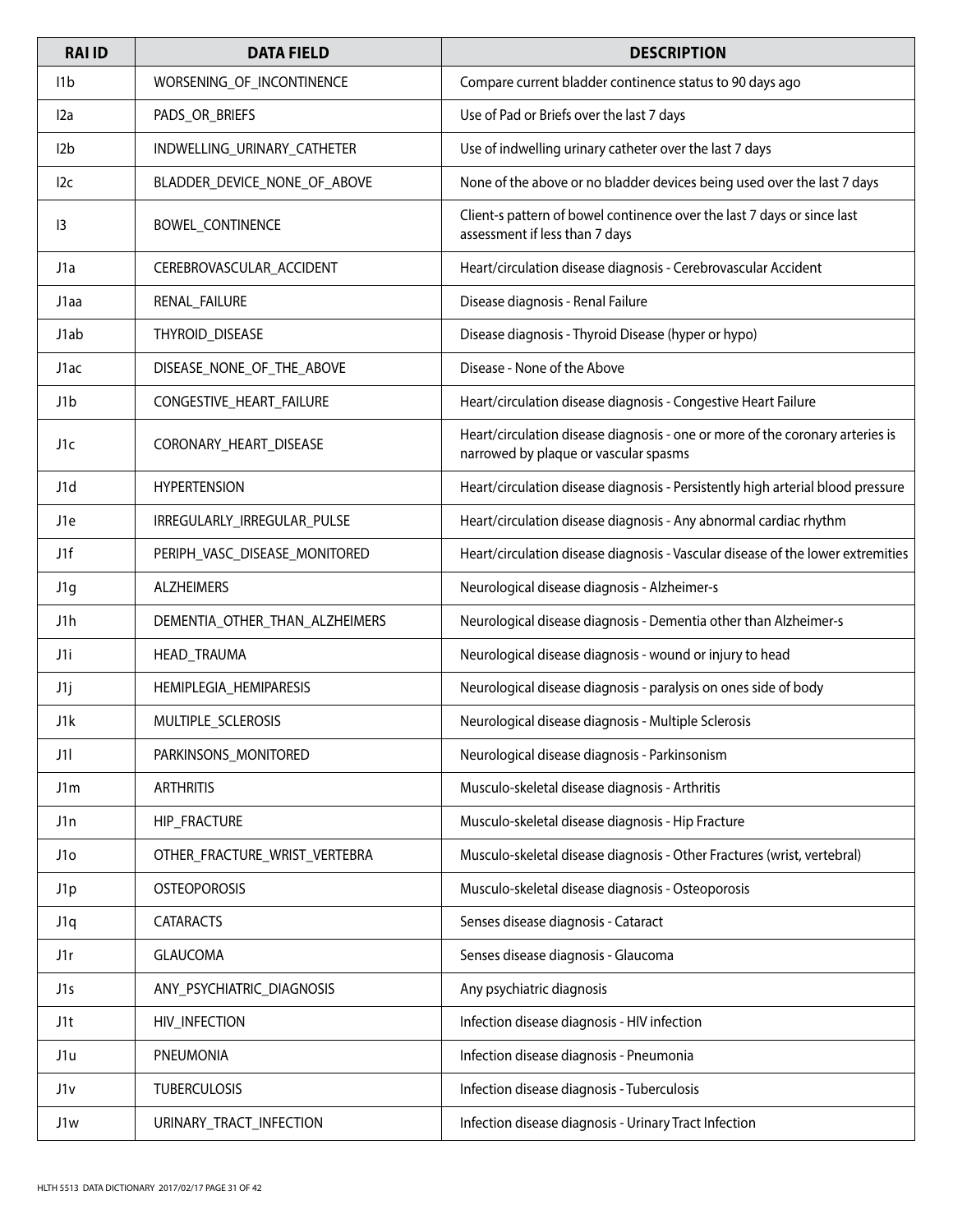| RAI ID | DATA FIELD | DESCRIPTION |
|---|---|---|
| I1b | WORSENING_OF_INCONTINENCE | Compare current bladder continence status to 90 days ago |
| I2a | PADS_OR_BRIEFS | Use of Pad or Briefs over the last 7 days |
| I2b | INDWELLING_URINARY_CATHETER | Use of indwelling urinary catheter over the last 7 days |
| I2c | BLADDER_DEVICE_NONE_OF_ABOVE | None of the above or no bladder devices being used over the last 7 days |
| I3 | BOWEL_CONTINENCE | Client-s pattern of bowel continence over the last 7 days or since last assessment if less than 7 days |
| J1a | CEREBROVASCULAR_ACCIDENT | Heart/circulation disease diagnosis - Cerebrovascular Accident |
| J1aa | RENAL_FAILURE | Disease diagnosis - Renal Failure |
| J1ab | THYROID_DISEASE | Disease diagnosis - Thyroid Disease (hyper or hypo) |
| J1ac | DISEASE_NONE_OF_THE_ABOVE | Disease - None of the Above |
| J1b | CONGESTIVE_HEART_FAILURE | Heart/circulation disease diagnosis - Congestive Heart Failure |
| J1c | CORONARY_HEART_DISEASE | Heart/circulation disease diagnosis - one or more of the coronary arteries is narrowed by plaque or vascular spasms |
| J1d | HYPERTENSION | Heart/circulation disease diagnosis - Persistently high arterial blood pressure |
| J1e | IRREGULARLY_IRREGULAR_PULSE | Heart/circulation disease diagnosis - Any abnormal cardiac rhythm |
| J1f | PERIPH_VASC_DISEASE_MONITORED | Heart/circulation disease diagnosis - Vascular disease of the lower extremities |
| J1g | ALZHEIMERS | Neurological disease diagnosis - Alzheimer-s |
| J1h | DEMENTIA_OTHER_THAN_ALZHEIMERS | Neurological disease diagnosis - Dementia other than Alzheimer-s |
| J1i | HEAD_TRAUMA | Neurological disease diagnosis - wound or injury to head |
| J1j | HEMIPLEGIA_HEMIPARESIS | Neurological disease diagnosis - paralysis on ones side of body |
| J1k | MULTIPLE_SCLEROSIS | Neurological disease diagnosis - Multiple Sclerosis |
| J1l | PARKINSONS_MONITORED | Neurological disease diagnosis - Parkinsonism |
| J1m | ARTHRITIS | Musculo-skeletal disease diagnosis - Arthritis |
| J1n | HIP_FRACTURE | Musculo-skeletal disease diagnosis - Hip Fracture |
| J1o | OTHER_FRACTURE_WRIST_VERTEBRA | Musculo-skeletal disease diagnosis - Other Fractures (wrist, vertebral) |
| J1p | OSTEOPOROSIS | Musculo-skeletal disease diagnosis - Osteoporosis |
| J1q | CATARACTS | Senses disease diagnosis - Cataract |
| J1r | GLAUCOMA | Senses disease diagnosis - Glaucoma |
| J1s | ANY_PSYCHIATRIC_DIAGNOSIS | Any psychiatric diagnosis |
| J1t | HIV_INFECTION | Infection disease diagnosis - HIV infection |
| J1u | PNEUMONIA | Infection disease diagnosis - Pneumonia |
| J1v | TUBERCULOSIS | Infection disease diagnosis - Tuberculosis |
| J1w | URINARY_TRACT_INFECTION | Infection disease diagnosis - Urinary Tract Infection |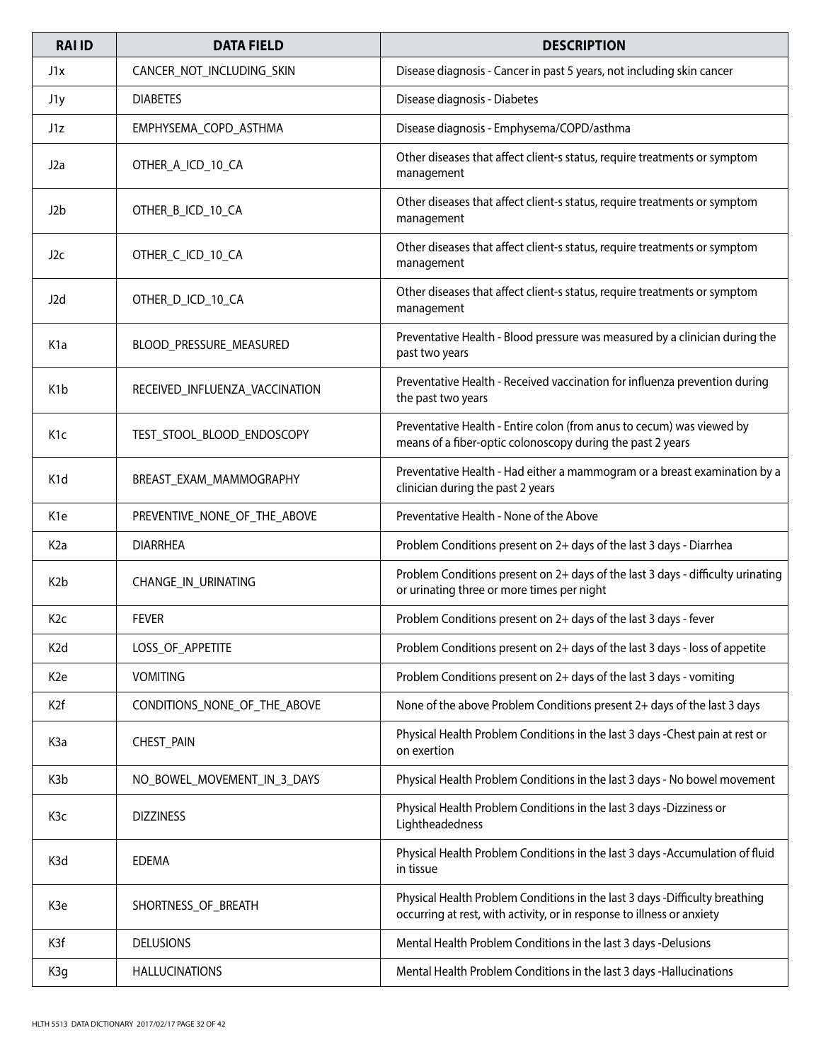| RAI ID | DATA FIELD | DESCRIPTION |
| --- | --- | --- |
| J1x | CANCER_NOT_INCLUDING_SKIN | Disease diagnosis - Cancer in past 5 years, not including skin cancer |
| J1y | DIABETES | Disease diagnosis - Diabetes |
| J1z | EMPHYSEMA_COPD_ASTHMA | Disease diagnosis - Emphysema/COPD/asthma |
| J2a | OTHER_A_ICD_10_CA | Other diseases that affect client-s status, require treatments or symptom management |
| J2b | OTHER_B_ICD_10_CA | Other diseases that affect client-s status, require treatments or symptom management |
| J2c | OTHER_C_ICD_10_CA | Other diseases that affect client-s status, require treatments or symptom management |
| J2d | OTHER_D_ICD_10_CA | Other diseases that affect client-s status, require treatments or symptom management |
| K1a | BLOOD_PRESSURE_MEASURED | Preventative Health - Blood pressure was measured by a clinician during the past two years |
| K1b | RECEIVED_INFLUENZA_VACCINATION | Preventative Health - Received vaccination for influenza prevention during the past two years |
| K1c | TEST_STOOL_BLOOD_ENDOSCOPY | Preventative Health - Entire colon (from anus to cecum) was viewed by means of a fiber-optic colonoscopy during the past 2 years |
| K1d | BREAST_EXAM_MAMMOGRAPHY | Preventative Health - Had either a mammogram or a breast examination by a clinician during the past 2 years |
| K1e | PREVENTIVE_NONE_OF_THE_ABOVE | Preventative Health - None of the Above |
| K2a | DIARRHEA | Problem Conditions present on 2+ days of the last 3 days - Diarrhea |
| K2b | CHANGE_IN_URINATING | Problem Conditions present on 2+ days of the last 3 days - difficulty urinating or urinating three or more times per night |
| K2c | FEVER | Problem Conditions present on 2+ days of the last 3 days - fever |
| K2d | LOSS_OF_APPETITE | Problem Conditions present on 2+ days of the last 3 days - loss of appetite |
| K2e | VOMITING | Problem Conditions present on 2+ days of the last 3 days - vomiting |
| K2f | CONDITIONS_NONE_OF_THE_ABOVE | None of the above Problem Conditions present 2+ days of the last 3 days |
| K3a | CHEST_PAIN | Physical Health Problem Conditions in the last 3 days -Chest pain at rest or on exertion |
| K3b | NO_BOWEL_MOVEMENT_IN_3_DAYS | Physical Health Problem Conditions in the last 3 days - No bowel movement |
| K3c | DIZZINESS | Physical Health Problem Conditions in the last 3 days -Dizziness or Lightheadedness |
| K3d | EDEMA | Physical Health Problem Conditions in the last 3 days -Accumulation of fluid in tissue |
| K3e | SHORTNESS_OF_BREATH | Physical Health Problem Conditions in the last 3 days -Difficulty breathing occurring at rest, with activity, or in response to illness or anxiety |
| K3f | DELUSIONS | Mental Health Problem Conditions in the last 3 days -Delusions |
| K3g | HALLUCINATIONS | Mental Health Problem Conditions in the last 3 days -Hallucinations |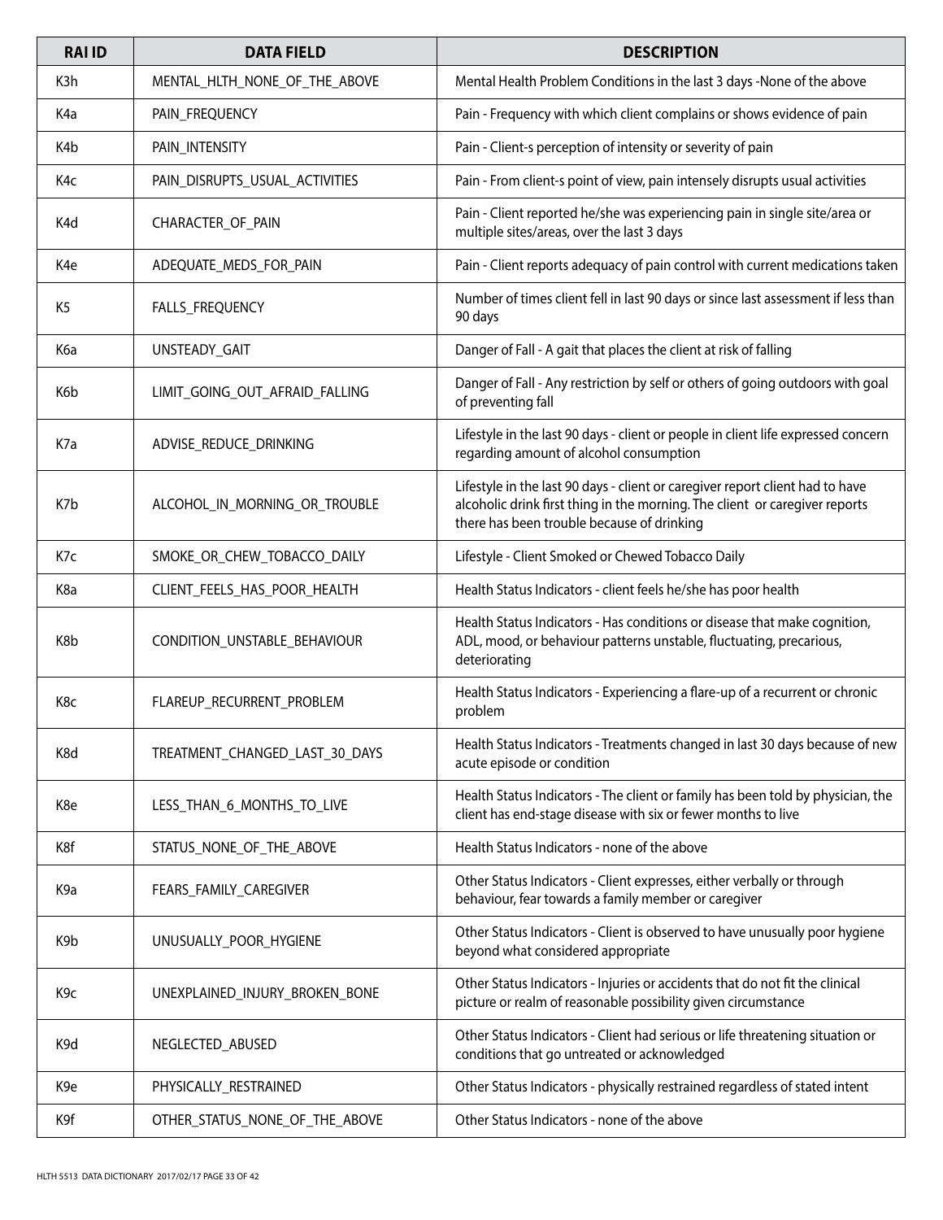| RAI ID | DATA FIELD | DESCRIPTION |
|---|---|---|
| K3h | MENTAL_HLTH_NONE_OF_THE_ABOVE | Mental Health Problem Conditions in the last 3 days -None of the above |
| K4a | PAIN_FREQUENCY | Pain - Frequency with which client complains or shows evidence of pain |
| K4b | PAIN_INTENSITY | Pain - Client-s perception of intensity or severity of pain |
| K4c | PAIN_DISRUPTS_USUAL_ACTIVITIES | Pain - From client-s point of view, pain intensely disrupts usual activities |
| K4d | CHARACTER_OF_PAIN | Pain - Client reported he/she was experiencing pain in single site/area or multiple sites/areas, over the last 3 days |
| K4e | ADEQUATE_MEDS_FOR_PAIN | Pain - Client reports adequacy of pain control with current medications taken |
| K5 | FALLS_FREQUENCY | Number of times client fell in last 90 days or since last assessment if less than 90 days |
| K6a | UNSTEADY_GAIT | Danger of Fall - A gait that places the client at risk of falling |
| K6b | LIMIT_GOING_OUT_AFRAID_FALLING | Danger of Fall - Any restriction by self or others of going outdoors with goal of preventing fall |
| K7a | ADVISE_REDUCE_DRINKING | Lifestyle in the last 90 days - client or people in client life expressed concern regarding amount of alcohol consumption |
| K7b | ALCOHOL_IN_MORNING_OR_TROUBLE | Lifestyle in the last 90 days - client or caregiver report client had to have alcoholic drink first thing in the morning. The client or caregiver reports there has been trouble because of drinking |
| K7c | SMOKE_OR_CHEW_TOBACCO_DAILY | Lifestyle - Client Smoked or Chewed Tobacco Daily |
| K8a | CLIENT_FEELS_HAS_POOR_HEALTH | Health Status Indicators - client feels he/she has poor health |
| K8b | CONDITION_UNSTABLE_BEHAVIOUR | Health Status Indicators - Has conditions or disease that make cognition, ADL, mood, or behaviour patterns unstable, fluctuating, precarious, deteriorating |
| K8c | FLAREUP_RECURRENT_PROBLEM | Health Status Indicators - Experiencing a flare-up of a recurrent or chronic problem |
| K8d | TREATMENT_CHANGED_LAST_30_DAYS | Health Status Indicators - Treatments changed in last 30 days because of new acute episode or condition |
| K8e | LESS_THAN_6_MONTHS_TO_LIVE | Health Status Indicators - The client or family has been told by physician, the client has end-stage disease with six or fewer months to live |
| K8f | STATUS_NONE_OF_THE_ABOVE | Health Status Indicators - none of the above |
| K9a | FEARS_FAMILY_CAREGIVER | Other Status Indicators - Client expresses, either verbally or through behaviour, fear towards a family member or caregiver |
| K9b | UNUSUALLY_POOR_HYGIENE | Other Status Indicators - Client is observed to have unusually poor hygiene beyond what considered appropriate |
| K9c | UNEXPLAINED_INJURY_BROKEN_BONE | Other Status Indicators - Injuries or accidents that do not fit the clinical picture or realm of reasonable possibility given circumstance |
| K9d | NEGLECTED_ABUSED | Other Status Indicators - Client had serious or life threatening situation or conditions that go untreated or acknowledged |
| K9e | PHYSICALLY_RESTRAINED | Other Status Indicators - physically restrained regardless of stated intent |
| K9f | OTHER_STATUS_NONE_OF_THE_ABOVE | Other Status Indicators - none of the above |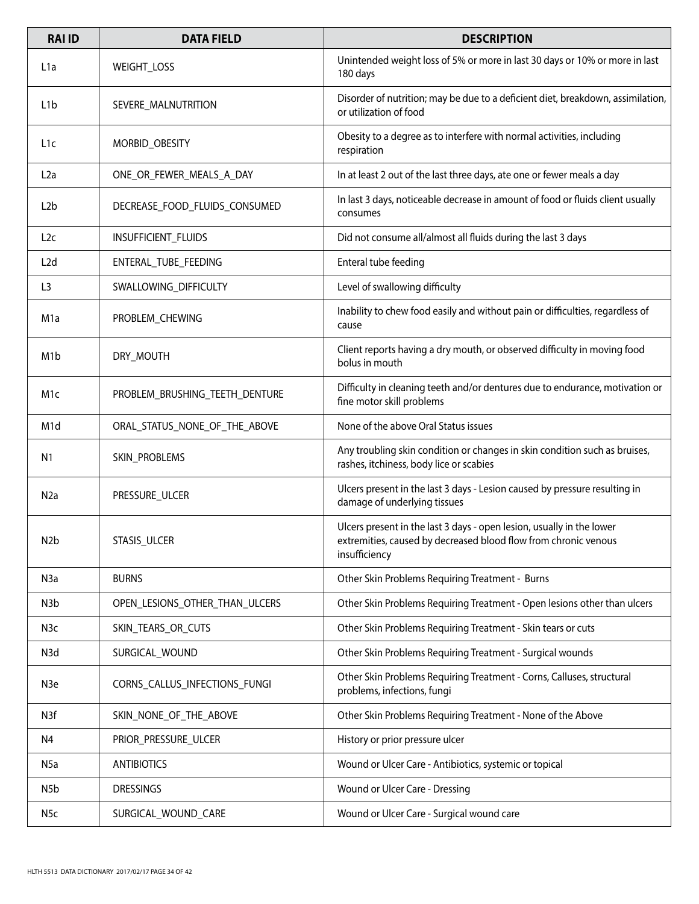| RAI ID | DATA FIELD | DESCRIPTION |
| --- | --- | --- |
| L1a | WEIGHT_LOSS | Unintended weight loss of 5% or more in last 30 days or 10% or more in last 180 days |
| L1b | SEVERE_MALNUTRITION | Disorder of nutrition; may be due to a deficient diet, breakdown, assimilation, or utilization of food |
| L1c | MORBID_OBESITY | Obesity to a degree as to interfere with normal activities, including respiration |
| L2a | ONE_OR_FEWER_MEALS_A_DAY | In at least 2 out of the last three days, ate one or fewer meals a day |
| L2b | DECREASE_FOOD_FLUIDS_CONSUMED | In last 3 days, noticeable decrease in amount of food or fluids client usually consumes |
| L2c | INSUFFICIENT_FLUIDS | Did not consume all/almost all fluids during the last 3 days |
| L2d | ENTERAL_TUBE_FEEDING | Enteral tube feeding |
| L3 | SWALLOWING_DIFFICULTY | Level of swallowing difficulty |
| M1a | PROBLEM_CHEWING | Inability to chew food easily and without pain or difficulties, regardless of cause |
| M1b | DRY_MOUTH | Client reports having a dry mouth, or observed difficulty in moving food bolus in mouth |
| M1c | PROBLEM_BRUSHING_TEETH_DENTURE | Difficulty in cleaning teeth and/or dentures due to endurance, motivation or fine motor skill problems |
| M1d | ORAL_STATUS_NONE_OF_THE_ABOVE | None of the above Oral Status issues |
| N1 | SKIN_PROBLEMS | Any troubling skin condition or changes in skin condition such as bruises, rashes, itchiness, body lice or scabies |
| N2a | PRESSURE_ULCER | Ulcers present in the last 3 days - Lesion caused by pressure resulting in damage of underlying tissues |
| N2b | STASIS_ULCER | Ulcers present in the last 3 days - open lesion, usually in the lower extremities, caused by decreased blood flow from chronic venous insufficiency |
| N3a | BURNS | Other Skin Problems Requiring Treatment - Burns |
| N3b | OPEN_LESIONS_OTHER_THAN_ULCERS | Other Skin Problems Requiring Treatment - Open lesions other than ulcers |
| N3c | SKIN_TEARS_OR_CUTS | Other Skin Problems Requiring Treatment - Skin tears or cuts |
| N3d | SURGICAL_WOUND | Other Skin Problems Requiring Treatment - Surgical wounds |
| N3e | CORNS_CALLUS_INFECTIONS_FUNGI | Other Skin Problems Requiring Treatment - Corns, Calluses, structural problems, infections, fungi |
| N3f | SKIN_NONE_OF_THE_ABOVE | Other Skin Problems Requiring Treatment - None of the Above |
| N4 | PRIOR_PRESSURE_ULCER | History or prior pressure ulcer |
| N5a | ANTIBIOTICS | Wound or Ulcer Care - Antibiotics, systemic or topical |
| N5b | DRESSINGS | Wound or Ulcer Care - Dressing |
| N5c | SURGICAL_WOUND_CARE | Wound or Ulcer Care - Surgical wound care |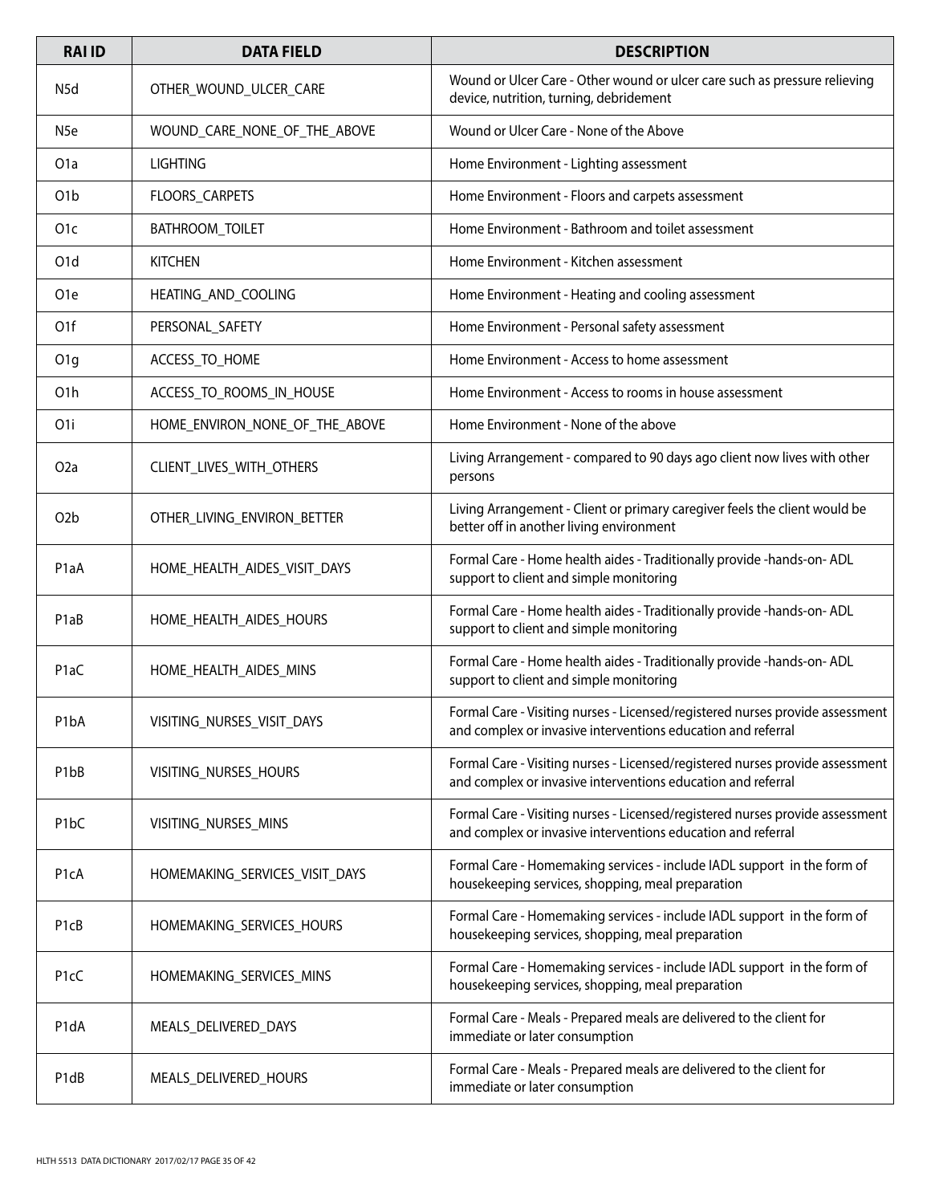| RAI ID | DATA FIELD | DESCRIPTION |
|---|---|---|
| N5d | OTHER_WOUND_ULCER_CARE | Wound or Ulcer Care - Other wound or ulcer care such as pressure relieving device, nutrition, turning, debridement |
| N5e | WOUND_CARE_NONE_OF_THE_ABOVE | Wound or Ulcer Care - None of the Above |
| O1a | LIGHTING | Home Environment - Lighting assessment |
| O1b | FLOORS_CARPETS | Home Environment - Floors and carpets assessment |
| O1c | BATHROOM_TOILET | Home Environment - Bathroom and toilet assessment |
| O1d | KITCHEN | Home Environment - Kitchen assessment |
| O1e | HEATING_AND_COOLING | Home Environment - Heating and cooling assessment |
| O1f | PERSONAL_SAFETY | Home Environment - Personal safety assessment |
| O1g | ACCESS_TO_HOME | Home Environment - Access to home assessment |
| O1h | ACCESS_TO_ROOMS_IN_HOUSE | Home Environment - Access to rooms in house assessment |
| O1i | HOME_ENVIRON_NONE_OF_THE_ABOVE | Home Environment - None of the above |
| O2a | CLIENT_LIVES_WITH_OTHERS | Living Arrangement - compared to 90 days ago client now lives with other persons |
| O2b | OTHER_LIVING_ENVIRON_BETTER | Living Arrangement - Client or primary caregiver feels the client would be better off in another living environment |
| P1aA | HOME_HEALTH_AIDES_VISIT_DAYS | Formal Care - Home health aides - Traditionally provide -hands-on- ADL support to client and simple monitoring |
| P1aB | HOME_HEALTH_AIDES_HOURS | Formal Care - Home health aides - Traditionally provide -hands-on- ADL support to client and simple monitoring |
| P1aC | HOME_HEALTH_AIDES_MINS | Formal Care - Home health aides - Traditionally provide -hands-on- ADL support to client and simple monitoring |
| P1bA | VISITING_NURSES_VISIT_DAYS | Formal Care - Visiting nurses - Licensed/registered nurses provide assessment and complex or invasive interventions education and referral |
| P1bB | VISITING_NURSES_HOURS | Formal Care - Visiting nurses - Licensed/registered nurses provide assessment and complex or invasive interventions education and referral |
| P1bC | VISITING_NURSES_MINS | Formal Care - Visiting nurses - Licensed/registered nurses provide assessment and complex or invasive interventions education and referral |
| P1cA | HOMEMAKING_SERVICES_VISIT_DAYS | Formal Care - Homemaking services - include IADL support in the form of housekeeping services, shopping, meal preparation |
| P1cB | HOMEMAKING_SERVICES_HOURS | Formal Care - Homemaking services - include IADL support in the form of housekeeping services, shopping, meal preparation |
| P1cC | HOMEMAKING_SERVICES_MINS | Formal Care - Homemaking services - include IADL support in the form of housekeeping services, shopping, meal preparation |
| P1dA | MEALS_DELIVERED_DAYS | Formal Care - Meals - Prepared meals are delivered to the client for immediate or later consumption |
| P1dB | MEALS_DELIVERED_HOURS | Formal Care - Meals - Prepared meals are delivered to the client for immediate or later consumption |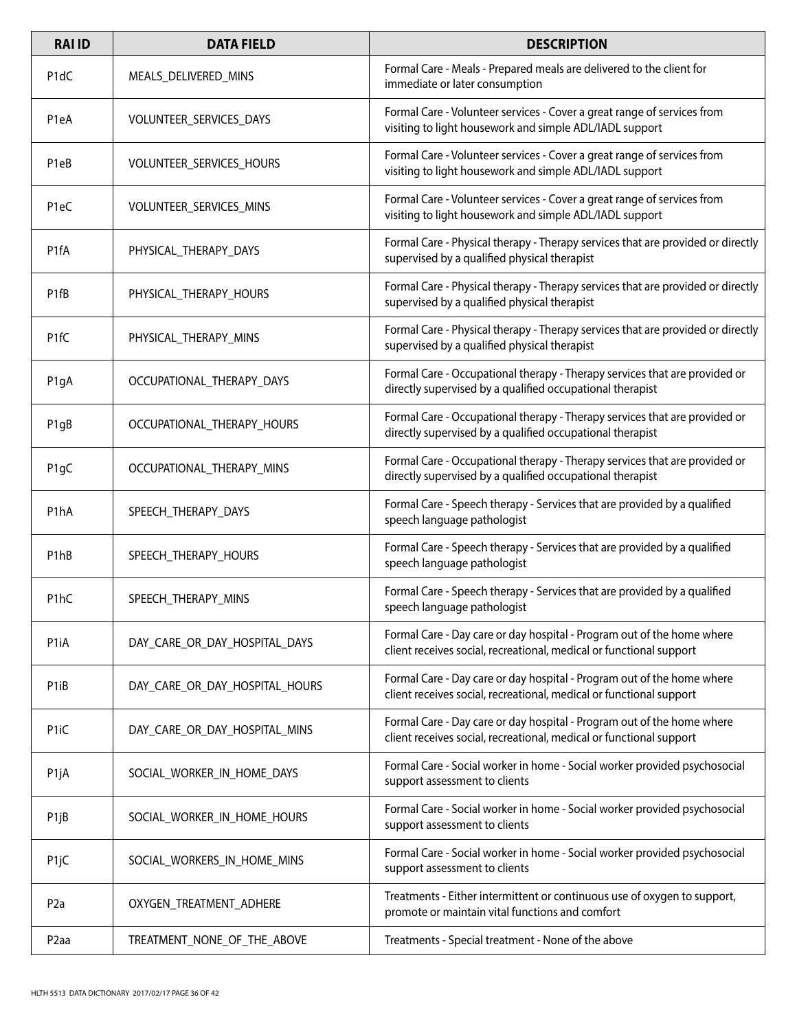| RAI ID | DATA FIELD | DESCRIPTION |
|---|---|---|
| P1dC | MEALS_DELIVERED_MINS | Formal Care - Meals - Prepared meals are delivered to the client for immediate or later consumption |
| P1eA | VOLUNTEER_SERVICES_DAYS | Formal Care - Volunteer services - Cover a great range of services from visiting to light housework and simple ADL/IADL support |
| P1eB | VOLUNTEER_SERVICES_HOURS | Formal Care - Volunteer services - Cover a great range of services from visiting to light housework and simple ADL/IADL support |
| P1eC | VOLUNTEER_SERVICES_MINS | Formal Care - Volunteer services - Cover a great range of services from visiting to light housework and simple ADL/IADL support |
| P1fA | PHYSICAL_THERAPY_DAYS | Formal Care - Physical therapy - Therapy services that are provided or directly supervised by a qualified physical therapist |
| P1fB | PHYSICAL_THERAPY_HOURS | Formal Care - Physical therapy - Therapy services that are provided or directly supervised by a qualified physical therapist |
| P1fC | PHYSICAL_THERAPY_MINS | Formal Care - Physical therapy - Therapy services that are provided or directly supervised by a qualified physical therapist |
| P1gA | OCCUPATIONAL_THERAPY_DAYS | Formal Care - Occupational therapy - Therapy services that are provided or directly supervised by a qualified occupational therapist |
| P1gB | OCCUPATIONAL_THERAPY_HOURS | Formal Care - Occupational therapy - Therapy services that are provided or directly supervised by a qualified occupational therapist |
| P1gC | OCCUPATIONAL_THERAPY_MINS | Formal Care - Occupational therapy - Therapy services that are provided or directly supervised by a qualified occupational therapist |
| P1hA | SPEECH_THERAPY_DAYS | Formal Care - Speech therapy - Services that are provided by a qualified speech language pathologist |
| P1hB | SPEECH_THERAPY_HOURS | Formal Care - Speech therapy - Services that are provided by a qualified speech language pathologist |
| P1hC | SPEECH_THERAPY_MINS | Formal Care - Speech therapy - Services that are provided by a qualified speech language pathologist |
| P1iA | DAY_CARE_OR_DAY_HOSPITAL_DAYS | Formal Care - Day care or day hospital - Program out of the home where client receives social, recreational, medical or functional support |
| P1iB | DAY_CARE_OR_DAY_HOSPITAL_HOURS | Formal Care - Day care or day hospital - Program out of the home where client receives social, recreational, medical or functional support |
| P1iC | DAY_CARE_OR_DAY_HOSPITAL_MINS | Formal Care - Day care or day hospital - Program out of the home where client receives social, recreational, medical or functional support |
| P1jA | SOCIAL_WORKER_IN_HOME_DAYS | Formal Care - Social worker in home - Social worker provided psychosocial support assessment to clients |
| P1jB | SOCIAL_WORKER_IN_HOME_HOURS | Formal Care - Social worker in home - Social worker provided psychosocial support assessment to clients |
| P1jC | SOCIAL_WORKERS_IN_HOME_MINS | Formal Care - Social worker in home - Social worker provided psychosocial support assessment to clients |
| P2a | OXYGEN_TREATMENT_ADHERE | Treatments - Either intermittent or continuous use of oxygen to support, promote or maintain vital functions and comfort |
| P2aa | TREATMENT_NONE_OF_THE_ABOVE | Treatments - Special treatment - None of the above |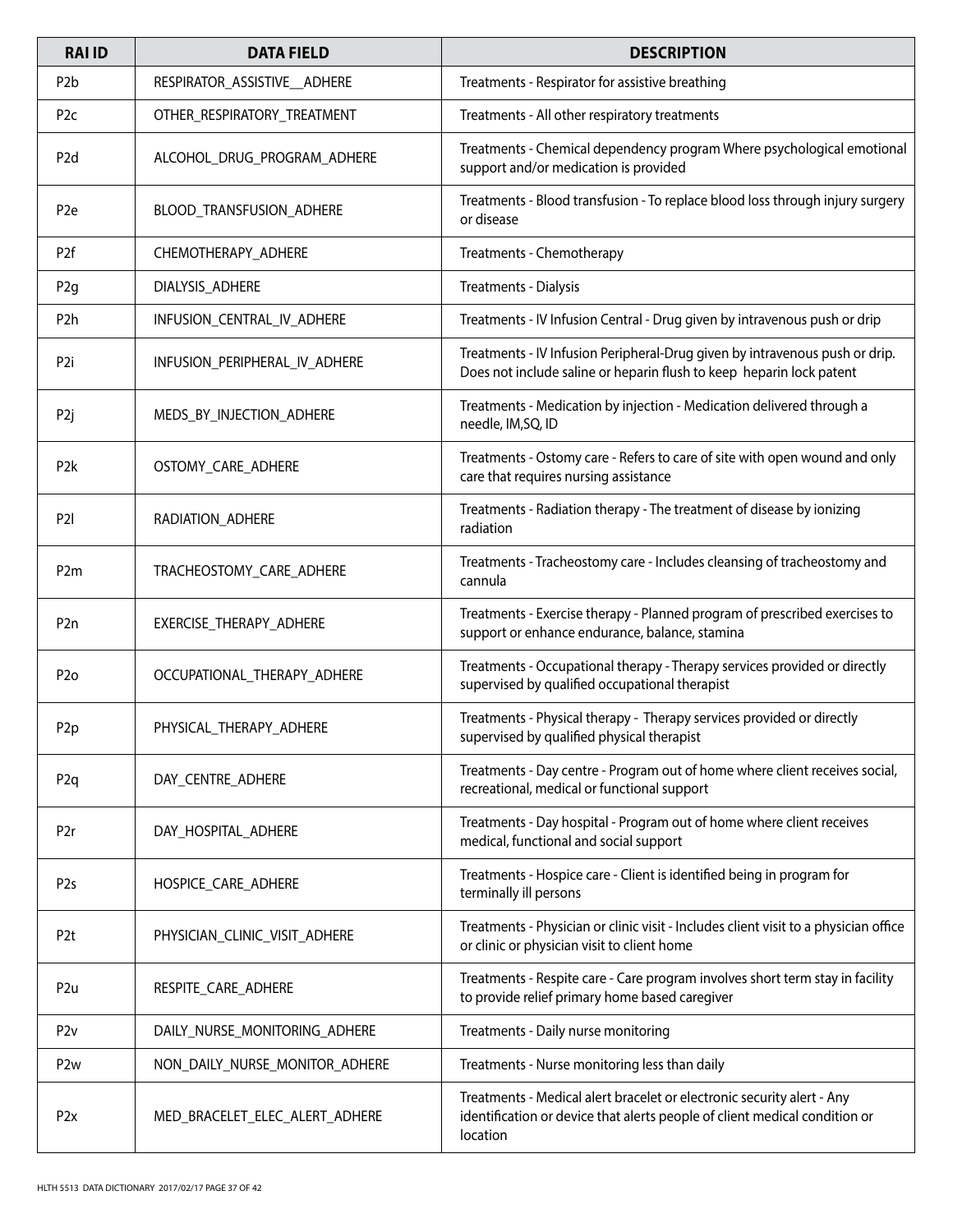| RAI ID | DATA FIELD | DESCRIPTION |
|---|---|---|
| P2b | RESPIRATOR_ASSISTIVE__ADHERE | Treatments - Respirator for assistive breathing |
| P2c | OTHER_RESPIRATORY_TREATMENT | Treatments - All other respiratory treatments |
| P2d | ALCOHOL_DRUG_PROGRAM_ADHERE | Treatments - Chemical dependency program Where psychological emotional support and/or medication is provided |
| P2e | BLOOD_TRANSFUSION_ADHERE | Treatments - Blood transfusion - To replace blood loss through injury surgery or disease |
| P2f | CHEMOTHERAPY_ADHERE | Treatments - Chemotherapy |
| P2g | DIALYSIS_ADHERE | Treatments - Dialysis |
| P2h | INFUSION_CENTRAL_IV_ADHERE | Treatments - IV Infusion Central - Drug given by intravenous push or drip |
| P2i | INFUSION_PERIPHERAL_IV_ADHERE | Treatments - IV Infusion Peripheral-Drug given by intravenous push or drip. Does not include saline or heparin flush to keep heparin lock patent |
| P2j | MEDS_BY_INJECTION_ADHERE | Treatments - Medication by injection - Medication delivered through a needle, IM,SQ, ID |
| P2k | OSTOMY_CARE_ADHERE | Treatments - Ostomy care - Refers to care of site with open wound and only care that requires nursing assistance |
| P2l | RADIATION_ADHERE | Treatments - Radiation therapy - The treatment of disease by ionizing radiation |
| P2m | TRACHEOSTOMY_CARE_ADHERE | Treatments - Tracheostomy care - Includes cleansing of tracheostomy and cannula |
| P2n | EXERCISE_THERAPY_ADHERE | Treatments - Exercise therapy - Planned program of prescribed exercises to support or enhance endurance, balance, stamina |
| P2o | OCCUPATIONAL_THERAPY_ADHERE | Treatments - Occupational therapy - Therapy services provided or directly supervised by qualified occupational therapist |
| P2p | PHYSICAL_THERAPY_ADHERE | Treatments - Physical therapy - Therapy services provided or directly supervised by qualified physical therapist |
| P2q | DAY_CENTRE_ADHERE | Treatments - Day centre - Program out of home where client receives social, recreational, medical or functional support |
| P2r | DAY_HOSPITAL_ADHERE | Treatments - Day hospital - Program out of home where client receives medical, functional and social support |
| P2s | HOSPICE_CARE_ADHERE | Treatments - Hospice care - Client is identified being in program for terminally ill persons |
| P2t | PHYSICIAN_CLINIC_VISIT_ADHERE | Treatments - Physician or clinic visit - Includes client visit to a physician office or clinic or physician visit to client home |
| P2u | RESPITE_CARE_ADHERE | Treatments - Respite care - Care program involves short term stay in facility to provide relief primary home based caregiver |
| P2v | DAILY_NURSE_MONITORING_ADHERE | Treatments - Daily nurse monitoring |
| P2w | NON_DAILY_NURSE_MONITOR_ADHERE | Treatments - Nurse monitoring less than daily |
| P2x | MED_BRACELET_ELEC_ALERT_ADHERE | Treatments - Medical alert bracelet or electronic security alert - Any identification or device that alerts people of client medical condition or location |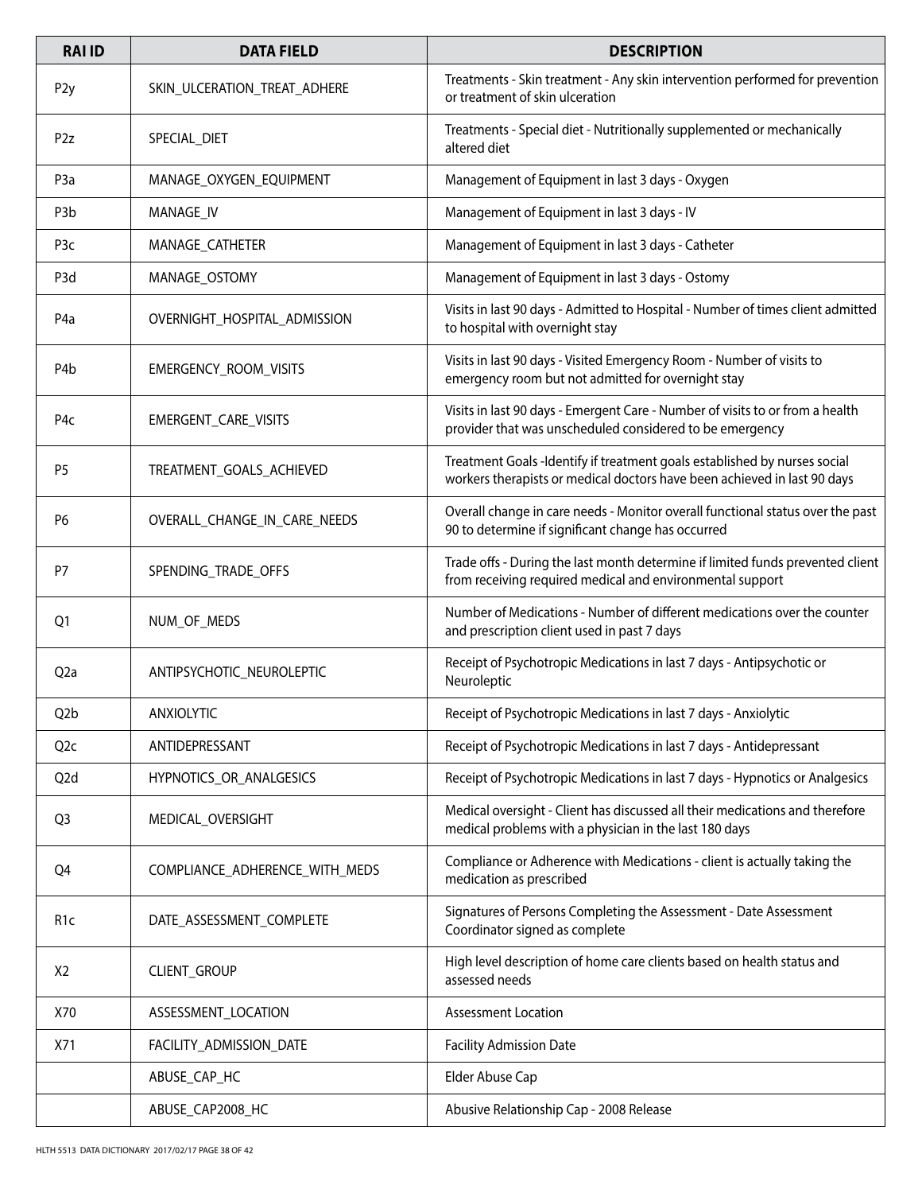| RAI ID | DATA FIELD | DESCRIPTION |
|---|---|---|
| P2y | SKIN_ULCERATION_TREAT_ADHERE | Treatments - Skin treatment - Any skin intervention performed for prevention or treatment of skin ulceration |
| P2z | SPECIAL_DIET | Treatments - Special diet - Nutritionally supplemented or mechanically altered diet |
| P3a | MANAGE_OXYGEN_EQUIPMENT | Management of Equipment in last 3 days - Oxygen |
| P3b | MANAGE_IV | Management of Equipment in last 3 days - IV |
| P3c | MANAGE_CATHETER | Management of Equipment in last 3 days - Catheter |
| P3d | MANAGE_OSTOMY | Management of Equipment in last 3 days - Ostomy |
| P4a | OVERNIGHT_HOSPITAL_ADMISSION | Visits in last 90 days - Admitted to Hospital - Number of times client admitted to hospital with overnight stay |
| P4b | EMERGENCY_ROOM_VISITS | Visits in last 90 days - Visited Emergency Room - Number of visits to emergency room but not admitted for overnight stay |
| P4c | EMERGENT_CARE_VISITS | Visits in last 90 days - Emergent Care - Number of visits to or from a health provider that was unscheduled considered to be emergency |
| P5 | TREATMENT_GOALS_ACHIEVED | Treatment Goals -Identify if treatment goals established by nurses social workers therapists or medical doctors have been achieved in last 90 days |
| P6 | OVERALL_CHANGE_IN_CARE_NEEDS | Overall change in care needs - Monitor overall functional status over the past 90 to determine if significant change has occurred |
| P7 | SPENDING_TRADE_OFFS | Trade offs - During the last month determine if limited funds prevented client from receiving required medical and environmental support |
| Q1 | NUM_OF_MEDS | Number of Medications - Number of different medications over the counter and prescription client used in past 7 days |
| Q2a | ANTIPSYCHOTIC_NEUROLEPTIC | Receipt of Psychotropic Medications in last 7 days - Antipsychotic or Neuroleptic |
| Q2b | ANXIOLYTIC | Receipt of Psychotropic Medications in last 7 days - Anxiolytic |
| Q2c | ANTIDEPRESSANT | Receipt of Psychotropic Medications in last 7 days - Antidepressant |
| Q2d | HYPNOTICS_OR_ANALGESICS | Receipt of Psychotropic Medications in last 7 days - Hypnotics or Analgesics |
| Q3 | MEDICAL_OVERSIGHT | Medical oversight - Client has discussed all their medications and therefore medical problems with a physician in the last 180 days |
| Q4 | COMPLIANCE_ADHERENCE_WITH_MEDS | Compliance or Adherence with Medications - client is actually taking the medication as prescribed |
| R1c | DATE_ASSESSMENT_COMPLETE | Signatures of Persons Completing the Assessment - Date Assessment Coordinator signed as complete |
| X2 | CLIENT_GROUP | High level description of home care clients based on health status and assessed needs |
| X70 | ASSESSMENT_LOCATION | Assessment Location |
| X71 | FACILITY_ADMISSION_DATE | Facility Admission Date |
| | ABUSE_CAP_HC | Elder Abuse Cap |
| | ABUSE_CAP2008_HC | Abusive Relationship Cap - 2008 Release |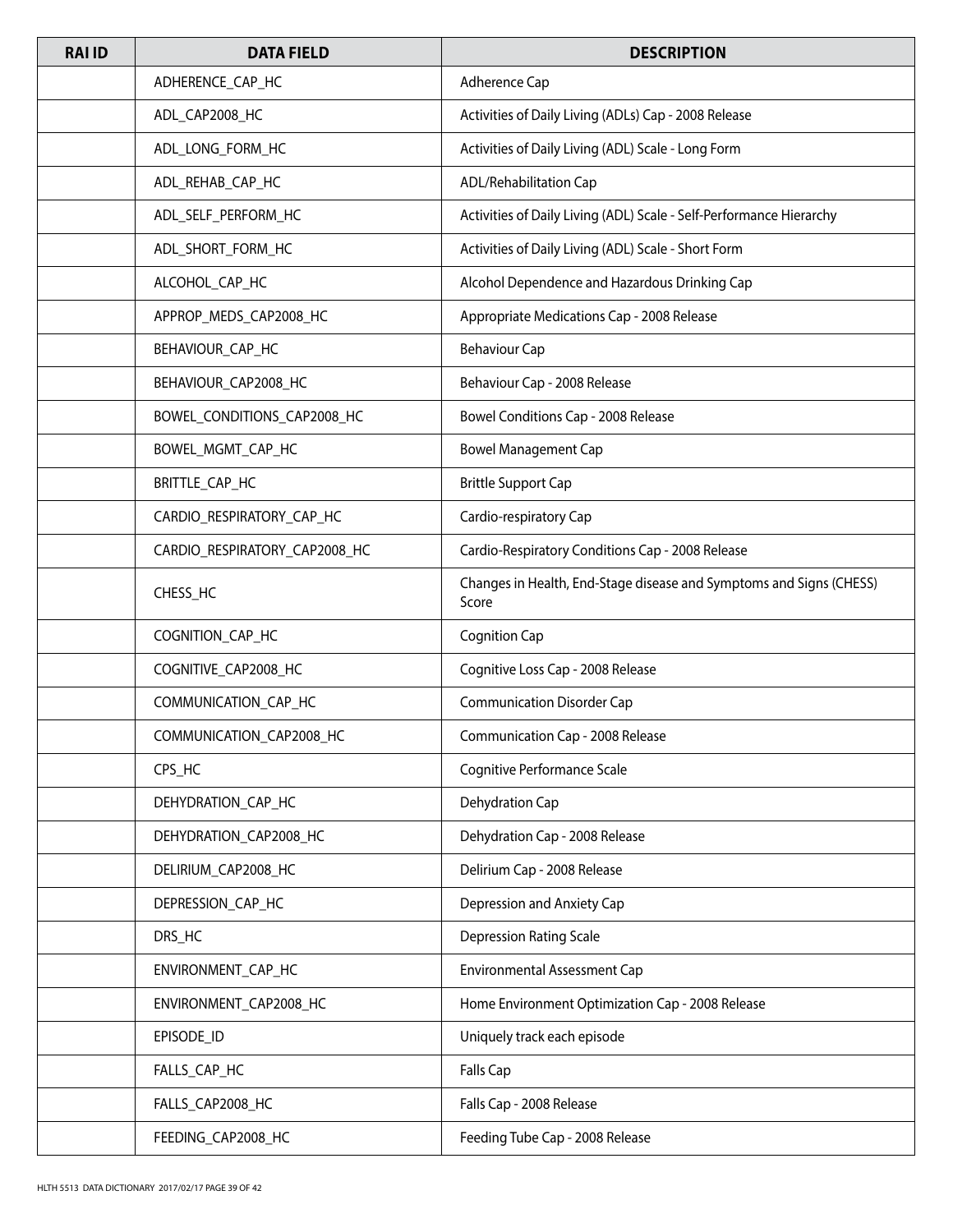| RAI ID | DATA FIELD | DESCRIPTION |
| --- | --- | --- |
| | ADHERENCE_CAP_HC | Adherence Cap |
| | ADL_CAP2008_HC | Activities of Daily Living (ADLs) Cap - 2008 Release |
| | ADL_LONG_FORM_HC | Activities of Daily Living (ADL) Scale - Long Form |
| | ADL_REHAB_CAP_HC | ADL/Rehabilitation Cap |
| | ADL_SELF_PERFORM_HC | Activities of Daily Living (ADL) Scale - Self-Performance Hierarchy |
| | ADL_SHORT_FORM_HC | Activities of Daily Living (ADL) Scale - Short Form |
| | ALCOHOL_CAP_HC | Alcohol Dependence and Hazardous Drinking Cap |
| | APPROP_MEDS_CAP2008_HC | Appropriate Medications Cap - 2008 Release |
| | BEHAVIOUR_CAP_HC | Behaviour Cap |
| | BEHAVIOUR_CAP2008_HC | Behaviour Cap - 2008 Release |
| | BOWEL_CONDITIONS_CAP2008_HC | Bowel Conditions Cap - 2008 Release |
| | BOWEL_MGMT_CAP_HC | Bowel Management Cap |
| | BRITTLE_CAP_HC | Brittle Support Cap |
| | CARDIO_RESPIRATORY_CAP_HC | Cardio-respiratory Cap |
| | CARDIO_RESPIRATORY_CAP2008_HC | Cardio-Respiratory Conditions Cap - 2008 Release |
| | CHESS_HC | Changes in Health, End-Stage disease and Symptoms and Signs (CHESS) Score |
| | COGNITION_CAP_HC | Cognition Cap |
| | COGNITIVE_CAP2008_HC | Cognitive Loss Cap - 2008 Release |
| | COMMUNICATION_CAP_HC | Communication Disorder Cap |
| | COMMUNICATION_CAP2008_HC | Communication Cap - 2008 Release |
| | CPS_HC | Cognitive Performance Scale |
| | DEHYDRATION_CAP_HC | Dehydration Cap |
| | DEHYDRATION_CAP2008_HC | Dehydration Cap - 2008 Release |
| | DELIRIUM_CAP2008_HC | Delirium Cap - 2008 Release |
| | DEPRESSION_CAP_HC | Depression and Anxiety Cap |
| | DRS_HC | Depression Rating Scale |
| | ENVIRONMENT_CAP_HC | Environmental Assessment Cap |
| | ENVIRONMENT_CAP2008_HC | Home Environment Optimization Cap - 2008 Release |
| | EPISODE_ID | Uniquely track each episode |
| | FALLS_CAP_HC | Falls Cap |
| | FALLS_CAP2008_HC | Falls Cap - 2008 Release |
| | FEEDING_CAP2008_HC | Feeding Tube Cap - 2008 Release |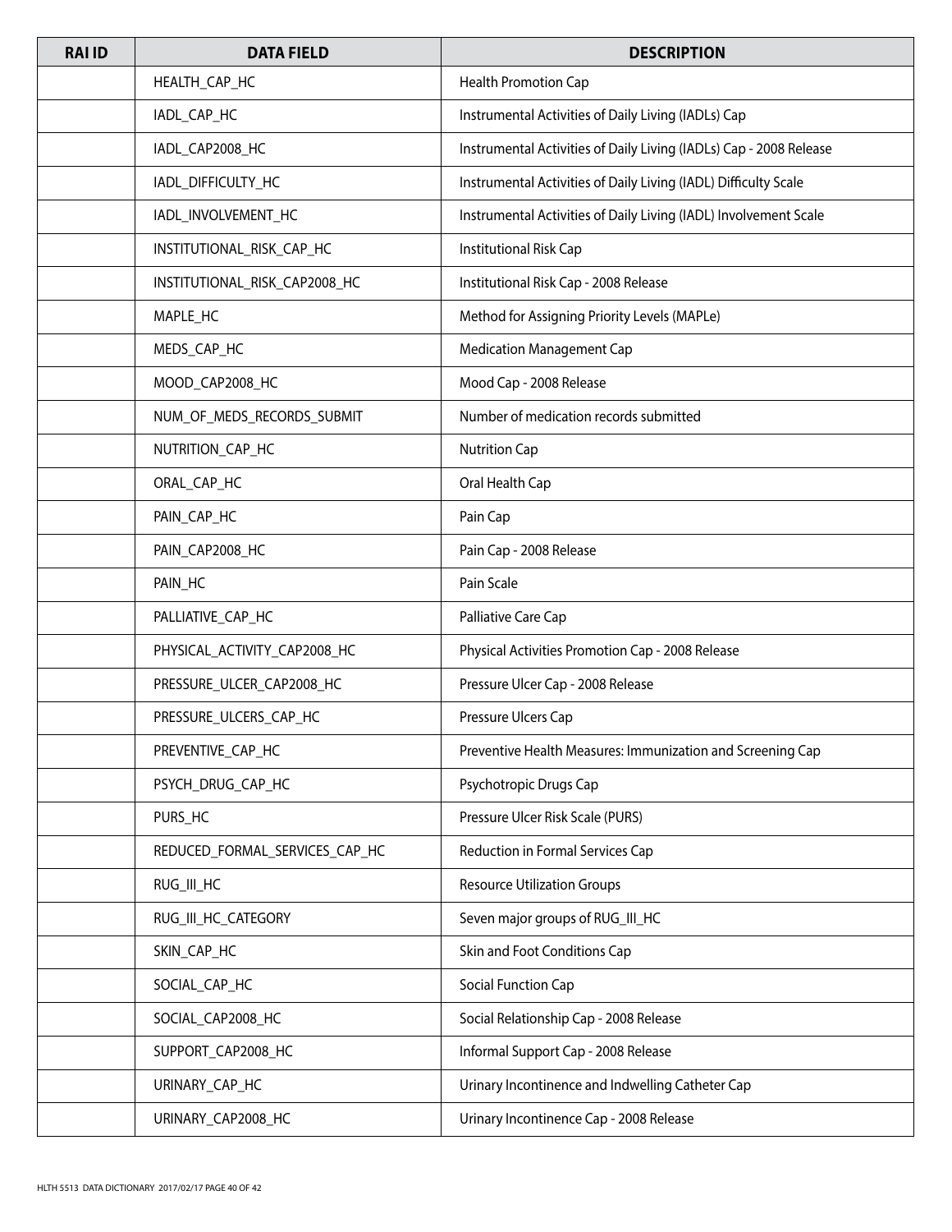| RAI ID | DATA FIELD | DESCRIPTION |
|---|---|---|
| | HEALTH_CAP_HC | Health Promotion Cap |
| | IADL_CAP_HC | Instrumental Activities of Daily Living (IADLs) Cap |
| | IADL_CAP2008_HC | Instrumental Activities of Daily Living (IADLs) Cap - 2008 Release |
| | IADL_DIFFICULTY_HC | Instrumental Activities of Daily Living (IADL) Difficulty Scale |
| | IADL_INVOLVEMENT_HC | Instrumental Activities of Daily Living (IADL) Involvement Scale |
| | INSTITUTIONAL_RISK_CAP_HC | Institutional Risk Cap |
| | INSTITUTIONAL_RISK_CAP2008_HC | Institutional Risk Cap - 2008 Release |
| | MAPLE_HC | Method for Assigning Priority Levels (MAPLe) |
| | MEDS_CAP_HC | Medication Management Cap |
| | MOOD_CAP2008_HC | Mood Cap - 2008 Release |
| | NUM_OF_MEDS_RECORDS_SUBMIT | Number of medication records submitted |
| | NUTRITION_CAP_HC | Nutrition Cap |
| | ORAL_CAP_HC | Oral Health Cap |
| | PAIN_CAP_HC | Pain Cap |
| | PAIN_CAP2008_HC | Pain Cap - 2008 Release |
| | PAIN_HC | Pain Scale |
| | PALLIATIVE_CAP_HC | Palliative Care Cap |
| | PHYSICAL_ACTIVITY_CAP2008_HC | Physical Activities Promotion Cap - 2008 Release |
| | PRESSURE_ULCER_CAP2008_HC | Pressure Ulcer Cap - 2008 Release |
| | PRESSURE_ULCERS_CAP_HC | Pressure Ulcers Cap |
| | PREVENTIVE_CAP_HC | Preventive Health Measures: Immunization and Screening Cap |
| | PSYCH_DRUG_CAP_HC | Psychotropic Drugs Cap |
| | PURS_HC | Pressure Ulcer Risk Scale (PURS) |
| | REDUCED_FORMAL_SERVICES_CAP_HC | Reduction in Formal Services Cap |
| | RUG_III_HC | Resource Utilization Groups |
| | RUG_III_HC_CATEGORY | Seven major groups of RUG_III_HC |
| | SKIN_CAP_HC | Skin and Foot Conditions Cap |
| | SOCIAL_CAP_HC | Social Function Cap |
| | SOCIAL_CAP2008_HC | Social Relationship Cap - 2008 Release |
| | SUPPORT_CAP2008_HC | Informal Support Cap - 2008 Release |
| | URINARY_CAP_HC | Urinary Incontinence and Indwelling Catheter Cap |
| | URINARY_CAP2008_HC | Urinary Incontinence Cap - 2008 Release |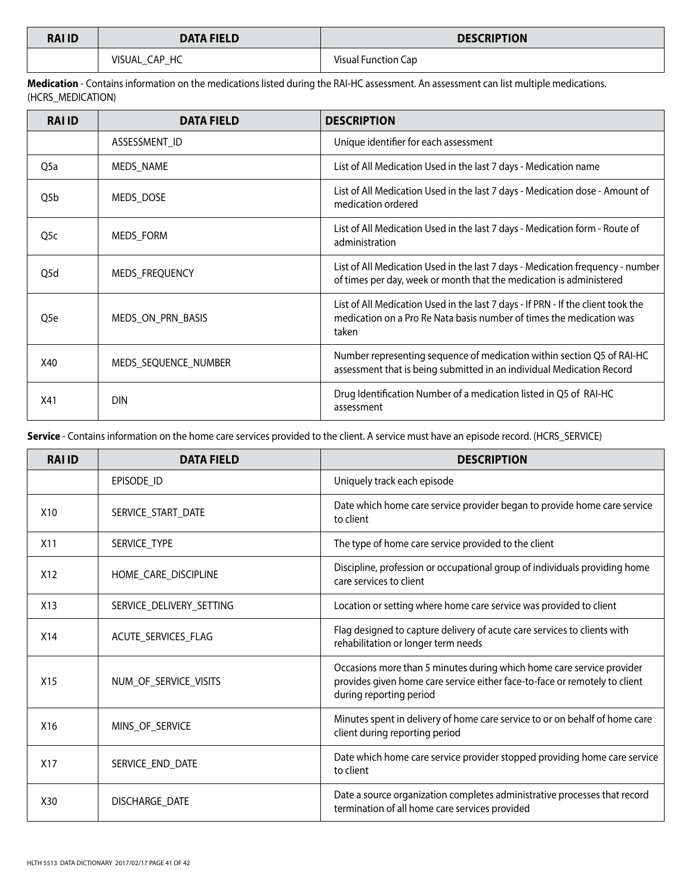| RAI ID | DATA FIELD | DESCRIPTION |
|---|---|---|
| | VISUAL_CAP_HC | Visual Function Cap |

**Medication** - Contains information on the medications listed during the RAI-HC assessment. An assessment can list multiple medications. (HCRS_MEDICATION)

| RAI ID | DATA FIELD | DESCRIPTION |
|---|---|---|
| | ASSESSMENT_ID | Unique identifier for each assessment |
| Q5a | MEDS_NAME | List of All Medication Used in the last 7 days - Medication name |
| Q5b | MEDS_DOSE | List of All Medication Used in the last 7 days - Medication dose - Amount of medication ordered |
| Q5c | MEDS_FORM | List of All Medication Used in the last 7 days - Medication form - Route of administration |
| Q5d | MEDS_FREQUENCY | List of All Medication Used in the last 7 days - Medication frequency - number of times per day, week or month that the medication is administered |
| Q5e | MEDS_ON_PRN_BASIS | List of All Medication Used in the last 7 days - If PRN - If the client took the medication on a Pro Re Nata basis number of times the medication was taken |
| X40 | MEDS_SEQUENCE_NUMBER | Number representing sequence of medication within section Q5 of RAI-HC assessment that is being submitted in an individual Medication Record |
| X41 | DIN | Drug Identification Number of a medication listed in Q5 of RAI-HC assessment |

**Service** - Contains information on the home care services provided to the client. A service must have an episode record. (HCRS_SERVICE)

| RAI ID | DATA FIELD | DESCRIPTION |
|---|---|---|
| | EPISODE_ID | Uniquely track each episode |
| X10 | SERVICE_START_DATE | Date which home care service provider began to provide home care service to client |
| X11 | SERVICE_TYPE | The type of home care service provided to the client |
| X12 | HOME_CARE_DISCIPLINE | Discipline, profession or occupational group of individuals providing home care services to client |
| X13 | SERVICE_DELIVERY_SETTING | Location or setting where home care service was provided to client |
| X14 | ACUTE_SERVICES_FLAG | Flag designed to capture delivery of acute care services to clients with rehabilitation or longer term needs |
| X15 | NUM_OF_SERVICE_VISITS | Occasions more than 5 minutes during which home care service provider provides given home care service either face-to-face or remotely to client during reporting period |
| X16 | MINS_OF_SERVICE | Minutes spent in delivery of home care service to or on behalf of home care client during reporting period |
| X17 | SERVICE_END_DATE | Date which home care service provider stopped providing home care service to client |
| X30 | DISCHARGE_DATE | Date a source organization completes administrative processes that record termination of all home care services provided |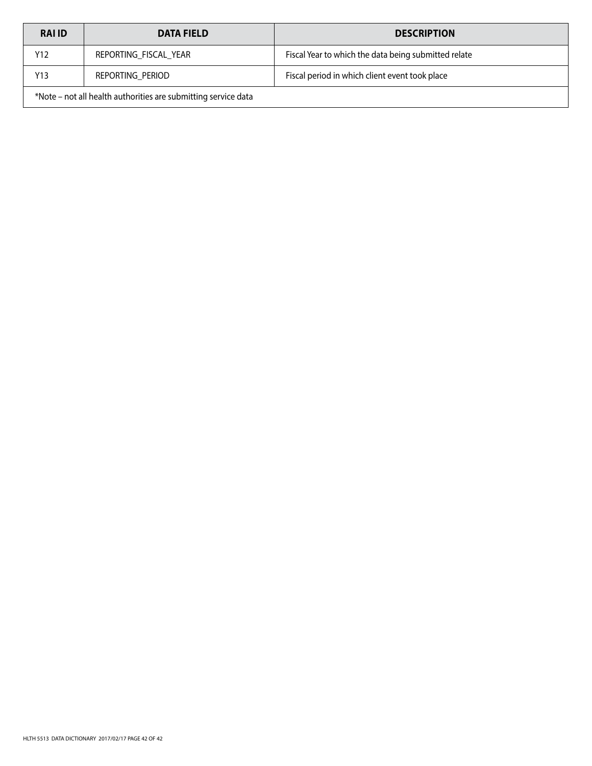| RAI ID | DATA FIELD | DESCRIPTION |
|---|---|---|
| Y12 | REPORTING_FISCAL_YEAR | Fiscal Year to which the data being submitted relate |
| Y13 | REPORTING_PERIOD | Fiscal period in which client event took place |
| *Note – not all health authorities are submitting service data | | |